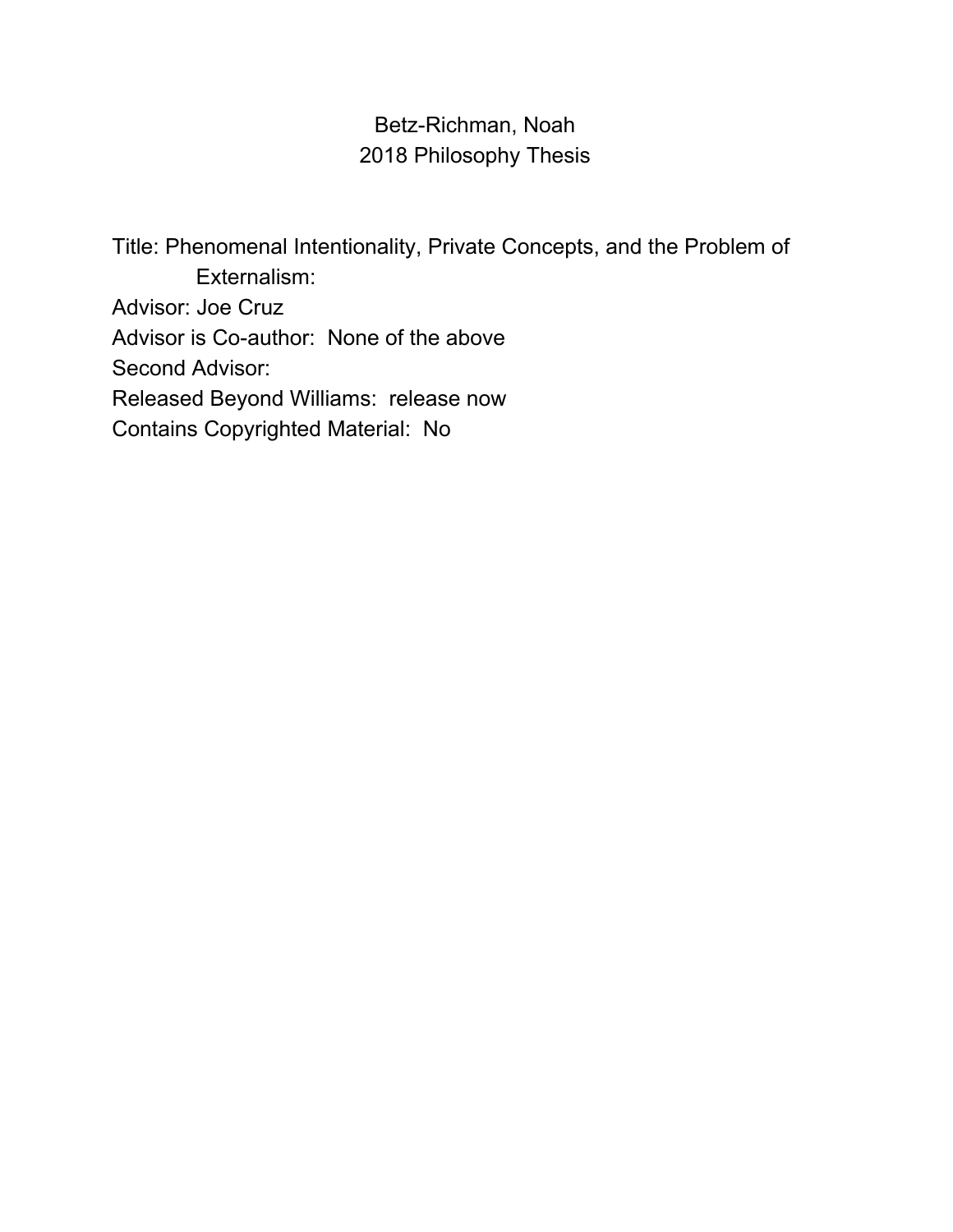Betz-Richman, Noah
2018 Philosophy Thesis

Title: Phenomenal Intentionality, Private Concepts, and the Problem of Externalism:
Advisor: Joe Cruz
Advisor is Co-author: None of the above
Second Advisor:
Released Beyond Williams: release now
Contains Copyrighted Material: No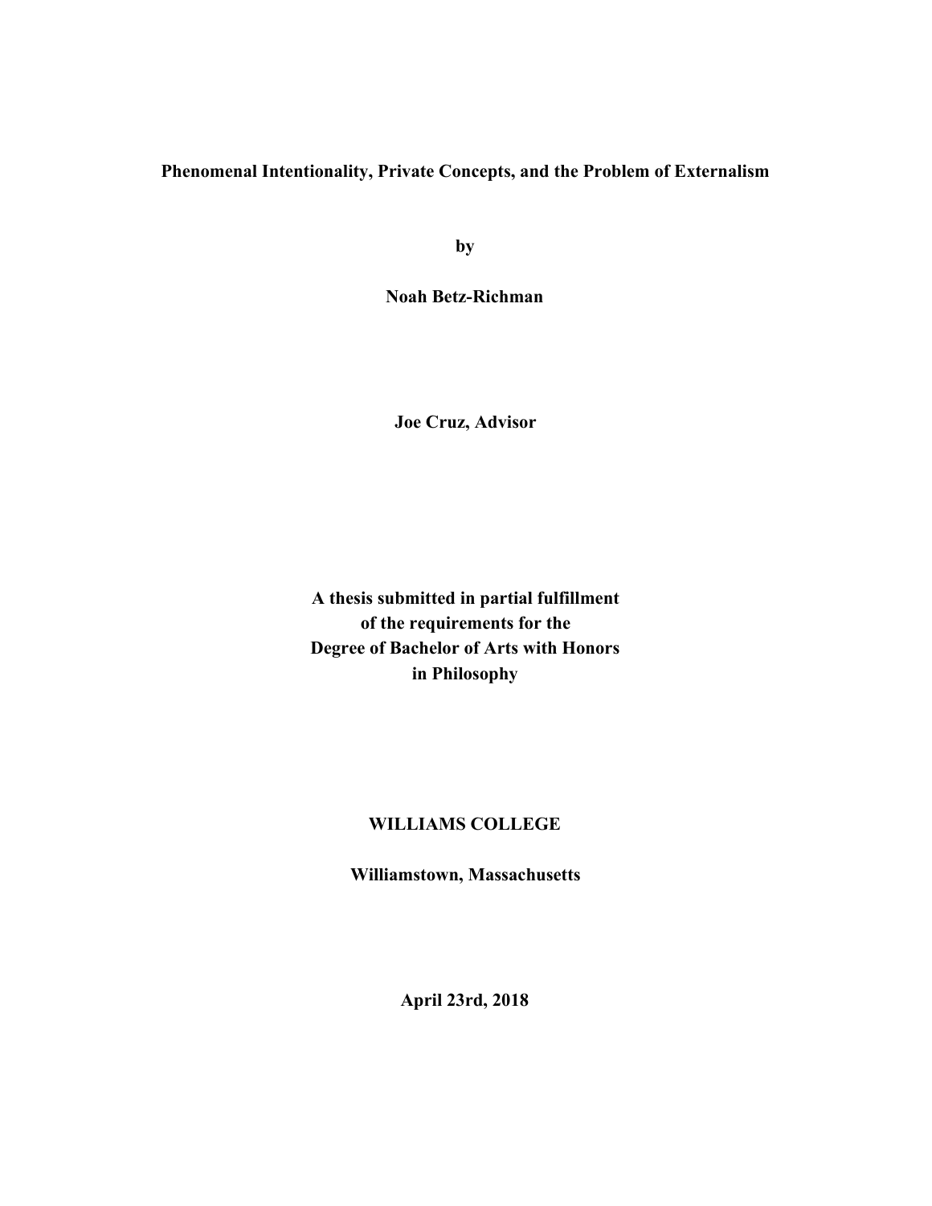**Phenomenal Intentionality, Private Concepts, and the Problem of Externalism**

**by**

**Noah Betz-Richman**

**Joe Cruz, Advisor**

**A thesis submitted in partial fulfillment of the requirements for the Degree of Bachelor of Arts with Honors in Philosophy**

**WILLIAMS COLLEGE**

**Williamstown, Massachusetts**

**April 23rd, 2018**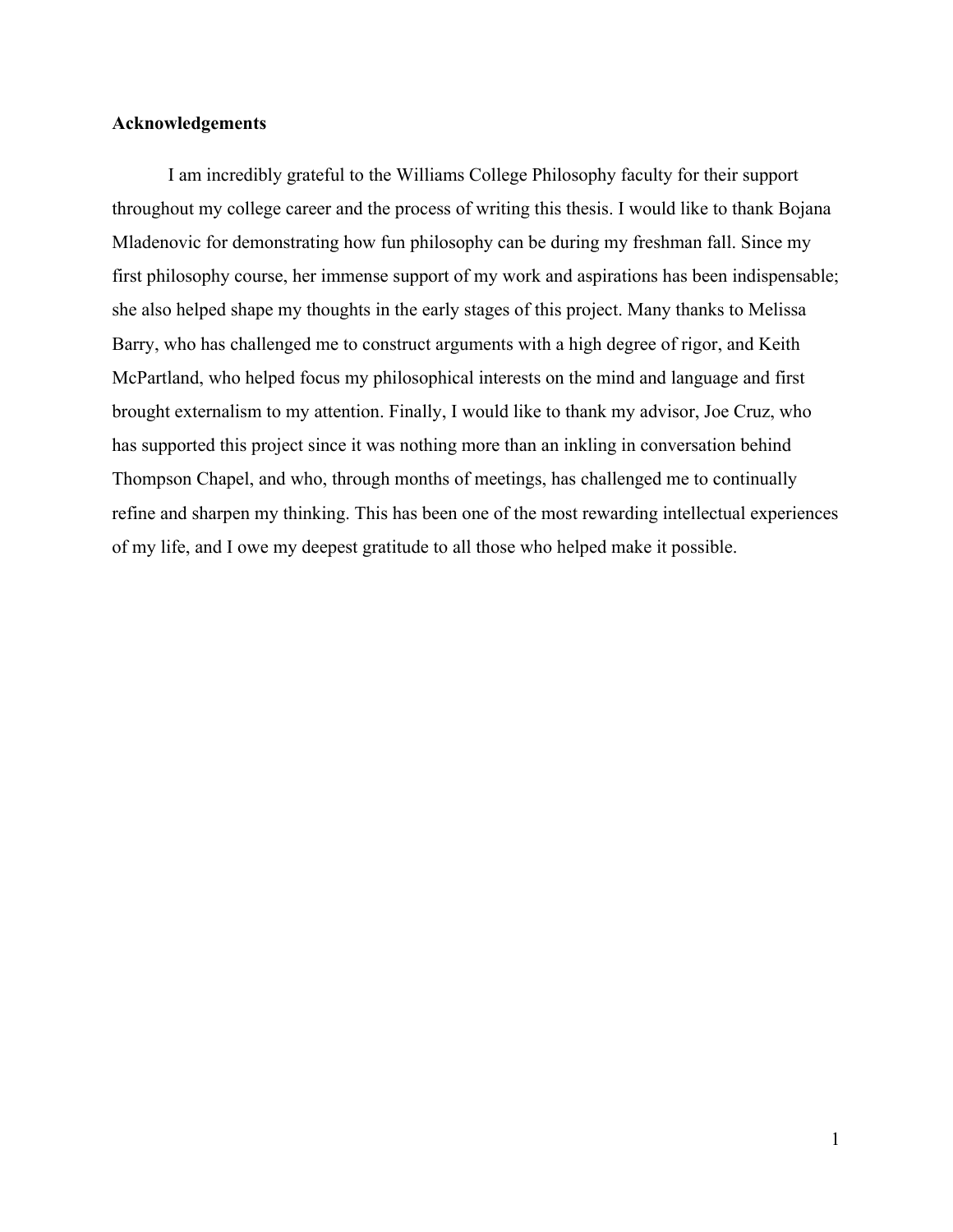## Acknowledgements

I am incredibly grateful to the Williams College Philosophy faculty for their support throughout my college career and the process of writing this thesis. I would like to thank Bojana Mladenovic for demonstrating how fun philosophy can be during my freshman fall. Since my first philosophy course, her immense support of my work and aspirations has been indispensable; she also helped shape my thoughts in the early stages of this project. Many thanks to Melissa Barry, who has challenged me to construct arguments with a high degree of rigor, and Keith McPartland, who helped focus my philosophical interests on the mind and language and first brought externalism to my attention. Finally, I would like to thank my advisor, Joe Cruz, who has supported this project since it was nothing more than an inkling in conversation behind Thompson Chapel, and who, through months of meetings, has challenged me to continually refine and sharpen my thinking. This has been one of the most rewarding intellectual experiences of my life, and I owe my deepest gratitude to all those who helped make it possible.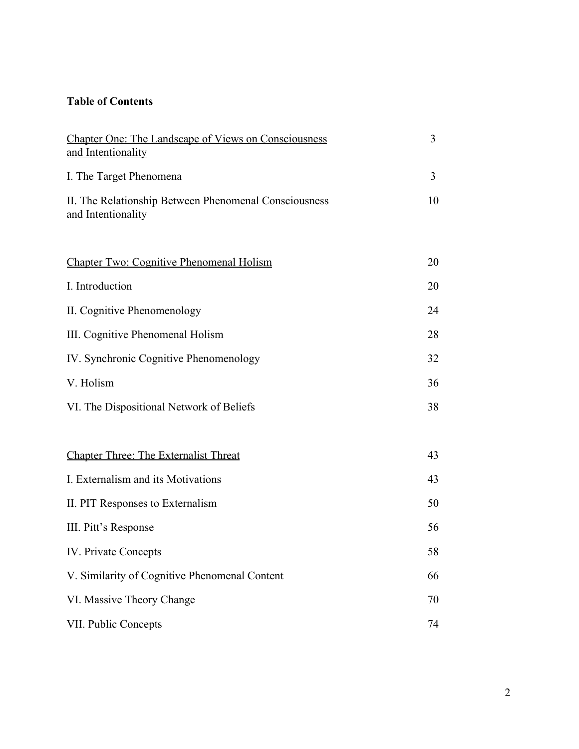**Table of Contents**

| | |
|---|---|
| Chapter One: The Landscape of Views on Consciousness and Intentionality | 3 |
| I. The Target Phenomena | 3 |
| II. The Relationship Between Phenomenal Consciousness and Intentionality | 10 |
| | |
| Chapter Two: Cognitive Phenomenal Holism | 20 |
| I. Introduction | 20 |
| II. Cognitive Phenomenology | 24 |
| III. Cognitive Phenomenal Holism | 28 |
| IV. Synchronic Cognitive Phenomenology | 32 |
| V. Holism | 36 |
| VI. The Dispositional Network of Beliefs | 38 |
| | |
| Chapter Three: The Externalist Threat | 43 |
| I. Externalism and its Motivations | 43 |
| II. PIT Responses to Externalism | 50 |
| III. Pitt's Response | 56 |
| IV. Private Concepts | 58 |
| V. Similarity of Cognitive Phenomenal Content | 66 |
| VI. Massive Theory Change | 70 |
| VII. Public Concepts | 74 |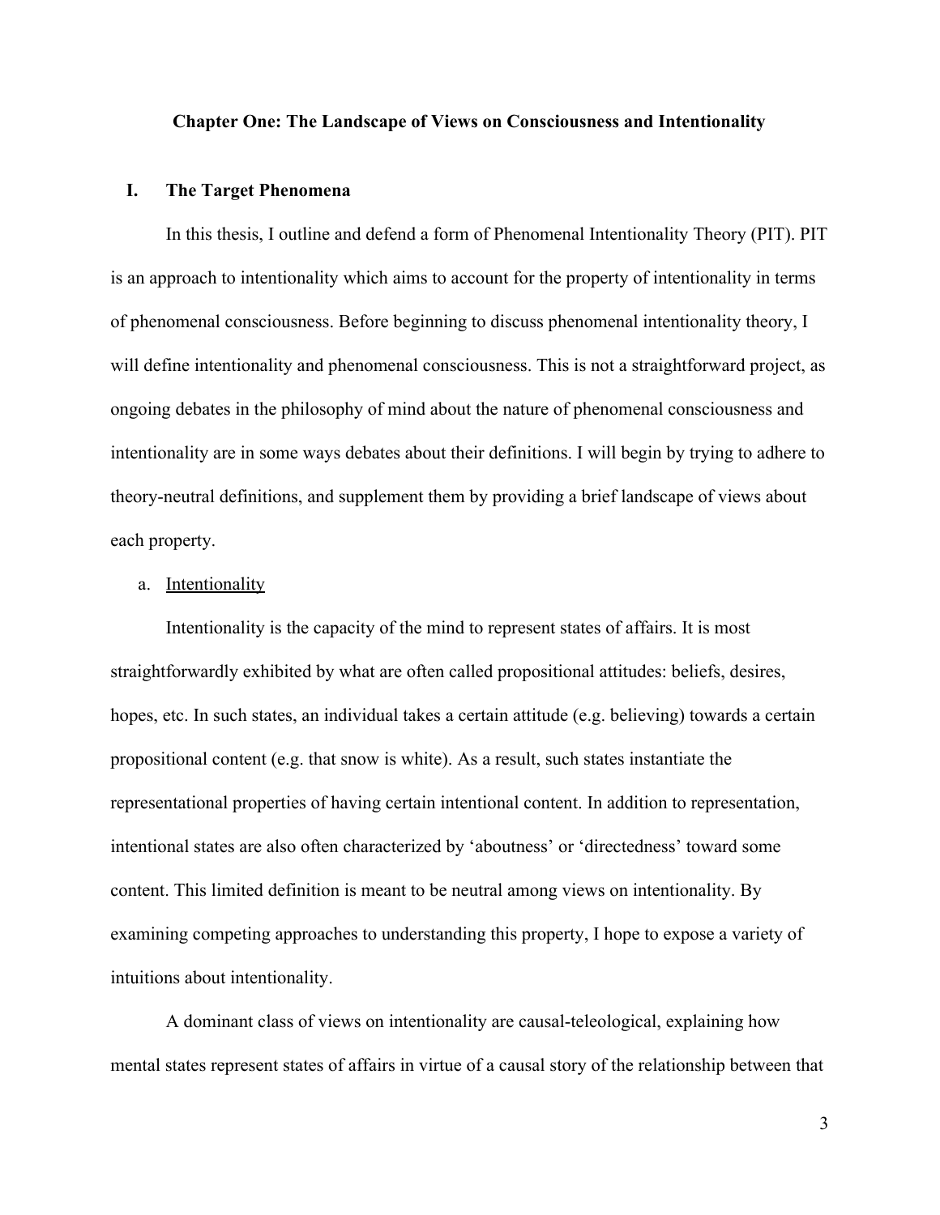## Chapter One: The Landscape of Views on Consciousness and Intentionality

### I. The Target Phenomena

In this thesis, I outline and defend a form of Phenomenal Intentionality Theory (PIT). PIT is an approach to intentionality which aims to account for the property of intentionality in terms of phenomenal consciousness. Before beginning to discuss phenomenal intentionality theory, I will define intentionality and phenomenal consciousness. This is not a straightforward project, as ongoing debates in the philosophy of mind about the nature of phenomenal consciousness and intentionality are in some ways debates about their definitions. I will begin by trying to adhere to theory-neutral definitions, and supplement them by providing a brief landscape of views about each property.

#### a. Intentionality

Intentionality is the capacity of the mind to represent states of affairs. It is most straightforwardly exhibited by what are often called propositional attitudes: beliefs, desires, hopes, etc. In such states, an individual takes a certain attitude (e.g. believing) towards a certain propositional content (e.g. that snow is white). As a result, such states instantiate the representational properties of having certain intentional content. In addition to representation, intentional states are also often characterized by 'aboutness' or 'directedness' toward some content. This limited definition is meant to be neutral among views on intentionality. By examining competing approaches to understanding this property, I hope to expose a variety of intuitions about intentionality.

A dominant class of views on intentionality are causal-teleological, explaining how mental states represent states of affairs in virtue of a causal story of the relationship between that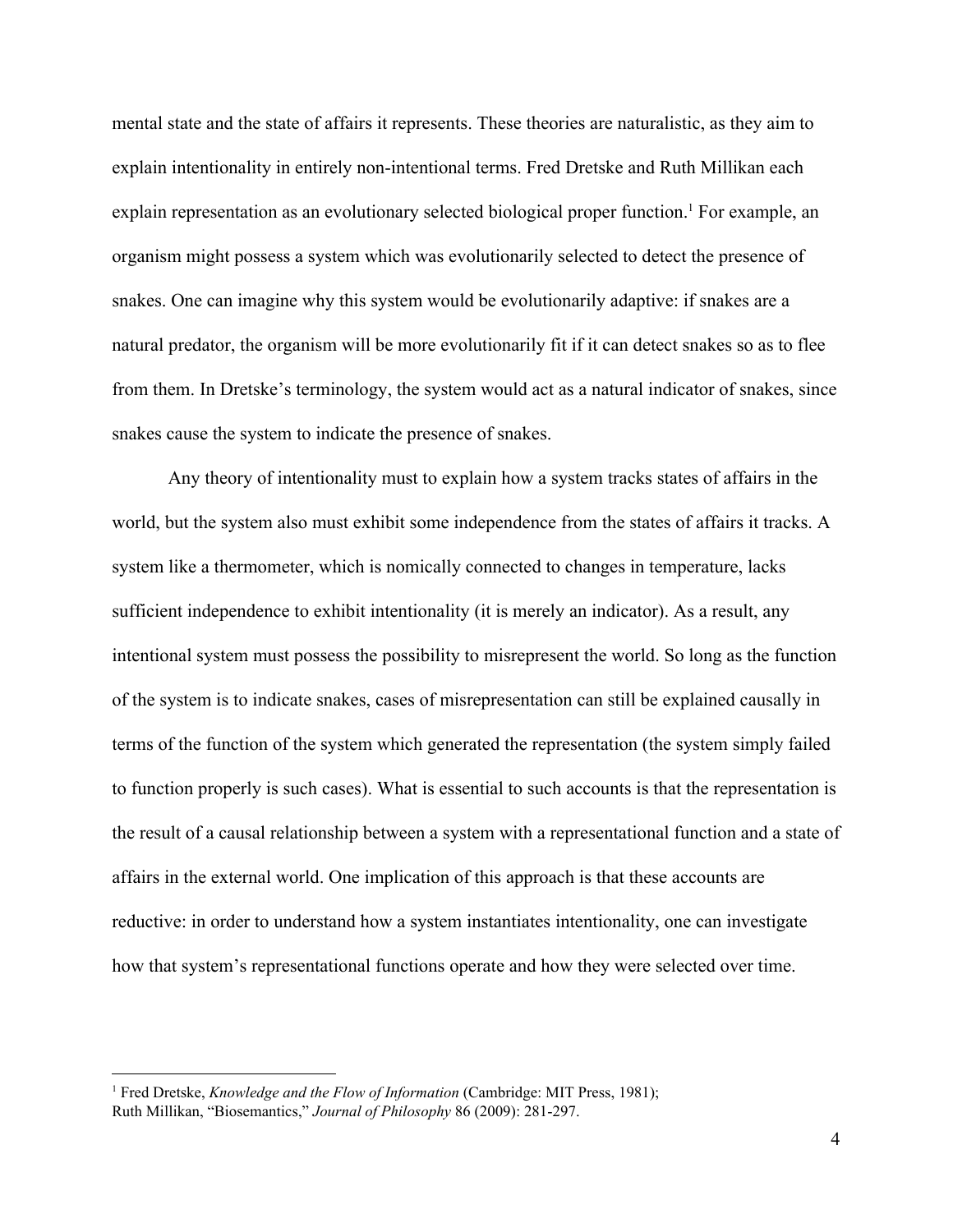mental state and the state of affairs it represents. These theories are naturalistic, as they aim to explain intentionality in entirely non-intentional terms. Fred Dretske and Ruth Millikan each explain representation as an evolutionary selected biological proper function.[1] For example, an organism might possess a system which was evolutionarily selected to detect the presence of snakes. One can imagine why this system would be evolutionarily adaptive: if snakes are a natural predator, the organism will be more evolutionarily fit if it can detect snakes so as to flee from them. In Dretske's terminology, the system would act as a natural indicator of snakes, since snakes cause the system to indicate the presence of snakes.

Any theory of intentionality must to explain how a system tracks states of affairs in the world, but the system also must exhibit some independence from the states of affairs it tracks. A system like a thermometer, which is nomically connected to changes in temperature, lacks sufficient independence to exhibit intentionality (it is merely an indicator). As a result, any intentional system must possess the possibility to misrepresent the world. So long as the function of the system is to indicate snakes, cases of misrepresentation can still be explained causally in terms of the function of the system which generated the representation (the system simply failed to function properly is such cases). What is essential to such accounts is that the representation is the result of a causal relationship between a system with a representational function and a state of affairs in the external world. One implication of this approach is that these accounts are reductive: in order to understand how a system instantiates intentionality, one can investigate how that system's representational functions operate and how they were selected over time.

---

[1] Fred Dretske, *Knowledge and the Flow of Information* (Cambridge: MIT Press, 1981); Ruth Millikan, "Biosemantics," *Journal of Philosophy* 86 (2009): 281-297.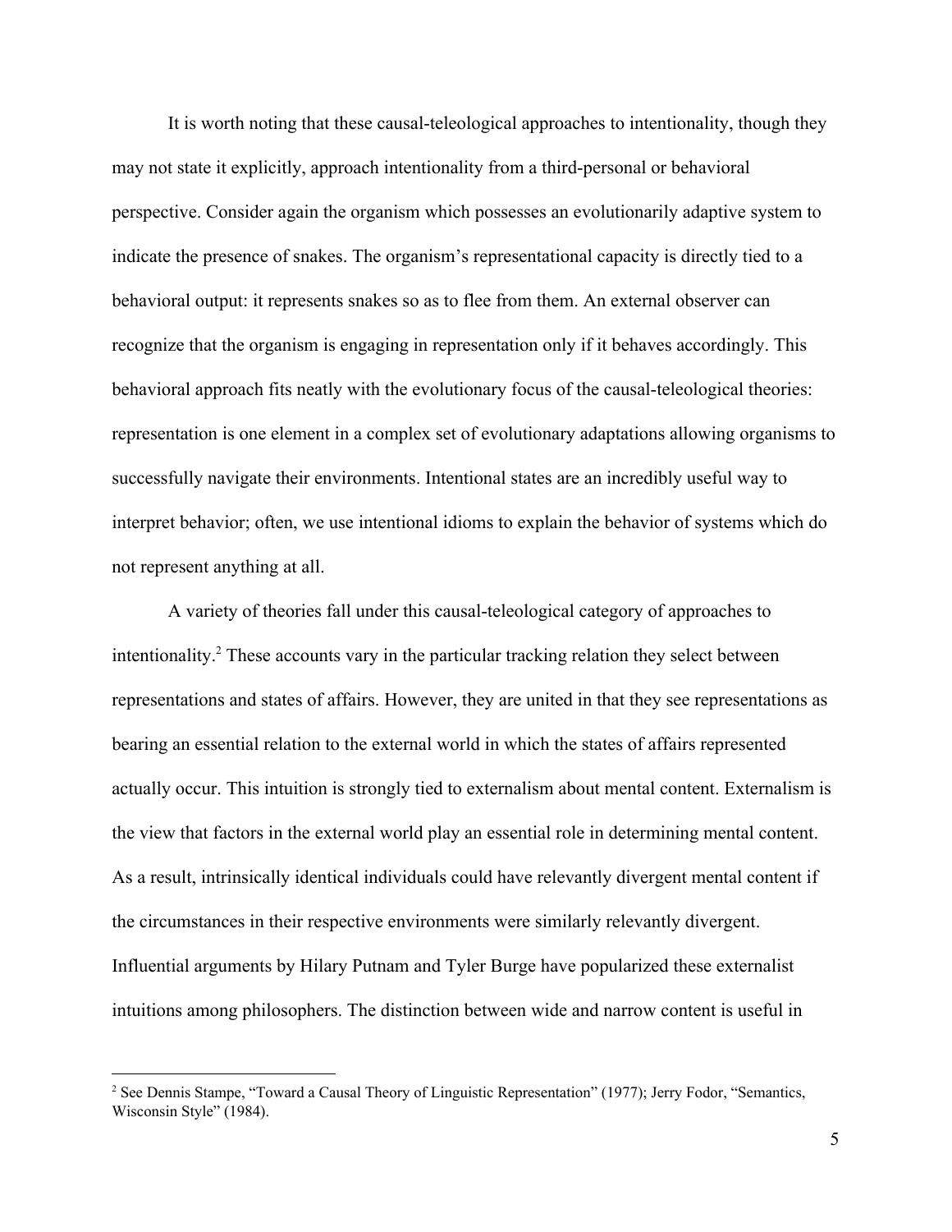It is worth noting that these causal-teleological approaches to intentionality, though they may not state it explicitly, approach intentionality from a third-personal or behavioral perspective. Consider again the organism which possesses an evolutionarily adaptive system to indicate the presence of snakes. The organism's representational capacity is directly tied to a behavioral output: it represents snakes so as to flee from them. An external observer can recognize that the organism is engaging in representation only if it behaves accordingly. This behavioral approach fits neatly with the evolutionary focus of the causal-teleological theories: representation is one element in a complex set of evolutionary adaptations allowing organisms to successfully navigate their environments. Intentional states are an incredibly useful way to interpret behavior; often, we use intentional idioms to explain the behavior of systems which do not represent anything at all.

A variety of theories fall under this causal-teleological category of approaches to intentionality.[2] These accounts vary in the particular tracking relation they select between representations and states of affairs. However, they are united in that they see representations as bearing an essential relation to the external world in which the states of affairs represented actually occur. This intuition is strongly tied to externalism about mental content. Externalism is the view that factors in the external world play an essential role in determining mental content. As a result, intrinsically identical individuals could have relevantly divergent mental content if the circumstances in their respective environments were similarly relevantly divergent. Influential arguments by Hilary Putnam and Tyler Burge have popularized these externalist intuitions among philosophers. The distinction between wide and narrow content is useful in

[2] See Dennis Stampe, "Toward a Causal Theory of Linguistic Representation" (1977); Jerry Fodor, "Semantics, Wisconsin Style" (1984).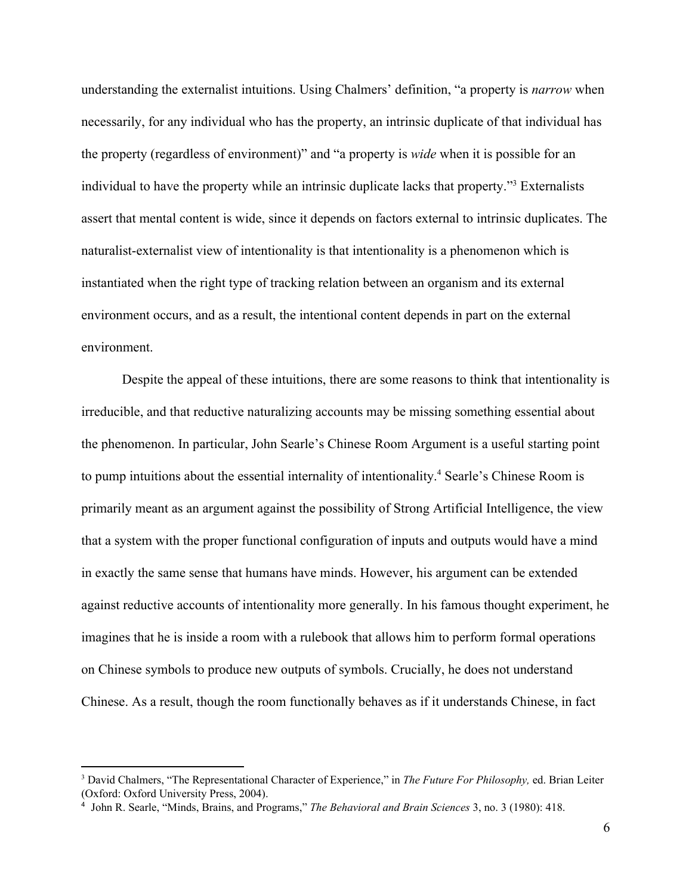understanding the externalist intuitions. Using Chalmers' definition, "a property is *narrow* when necessarily, for any individual who has the property, an intrinsic duplicate of that individual has the property (regardless of environment)" and "a property is *wide* when it is possible for an individual to have the property while an intrinsic duplicate lacks that property."[3] Externalists assert that mental content is wide, since it depends on factors external to intrinsic duplicates. The naturalist-externalist view of intentionality is that intentionality is a phenomenon which is instantiated when the right type of tracking relation between an organism and its external environment occurs, and as a result, the intentional content depends in part on the external environment.

Despite the appeal of these intuitions, there are some reasons to think that intentionality is irreducible, and that reductive naturalizing accounts may be missing something essential about the phenomenon. In particular, John Searle's Chinese Room Argument is a useful starting point to pump intuitions about the essential internality of intentionality.[4] Searle's Chinese Room is primarily meant as an argument against the possibility of Strong Artificial Intelligence, the view that a system with the proper functional configuration of inputs and outputs would have a mind in exactly the same sense that humans have minds. However, his argument can be extended against reductive accounts of intentionality more generally. In his famous thought experiment, he imagines that he is inside a room with a rulebook that allows him to perform formal operations on Chinese symbols to produce new outputs of symbols. Crucially, he does not understand Chinese. As a result, though the room functionally behaves as if it understands Chinese, in fact

---

[3] David Chalmers, "The Representational Character of Experience," in *The Future For Philosophy,* ed. Brian Leiter (Oxford: Oxford University Press, 2004).

[4] John R. Searle, "Minds, Brains, and Programs," *The Behavioral and Brain Sciences* 3, no. 3 (1980): 418.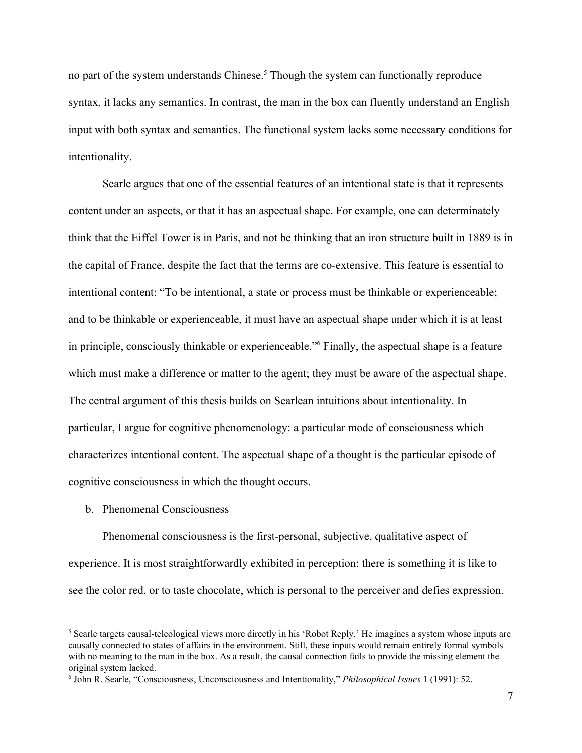no part of the system understands Chinese.[5] Though the system can functionally reproduce syntax, it lacks any semantics. In contrast, the man in the box can fluently understand an English input with both syntax and semantics. The functional system lacks some necessary conditions for intentionality.

Searle argues that one of the essential features of an intentional state is that it represents content under an aspects, or that it has an aspectual shape. For example, one can determinately think that the Eiffel Tower is in Paris, and not be thinking that an iron structure built in 1889 is in the capital of France, despite the fact that the terms are co-extensive. This feature is essential to intentional content: "To be intentional, a state or process must be thinkable or experienceable; and to be thinkable or experienceable, it must have an aspectual shape under which it is at least in principle, consciously thinkable or experienceable."[6] Finally, the aspectual shape is a feature which must make a difference or matter to the agent; they must be aware of the aspectual shape. The central argument of this thesis builds on Searlean intuitions about intentionality. In particular, I argue for cognitive phenomenology: a particular mode of consciousness which characterizes intentional content. The aspectual shape of a thought is the particular episode of cognitive consciousness in which the thought occurs.

b. Phenomenal Consciousness

Phenomenal consciousness is the first-personal, subjective, qualitative aspect of experience. It is most straightforwardly exhibited in perception: there is something it is like to see the color red, or to taste chocolate, which is personal to the perceiver and defies expression.

---

[5] Searle targets causal-teleological views more directly in his 'Robot Reply.' He imagines a system whose inputs are causally connected to states of affairs in the environment. Still, these inputs would remain entirely formal symbols with no meaning to the man in the box. As a result, the causal connection fails to provide the missing element the original system lacked.

[6] John R. Searle, "Consciousness, Unconsciousness and Intentionality," *Philosophical Issues* 1 (1991): 52.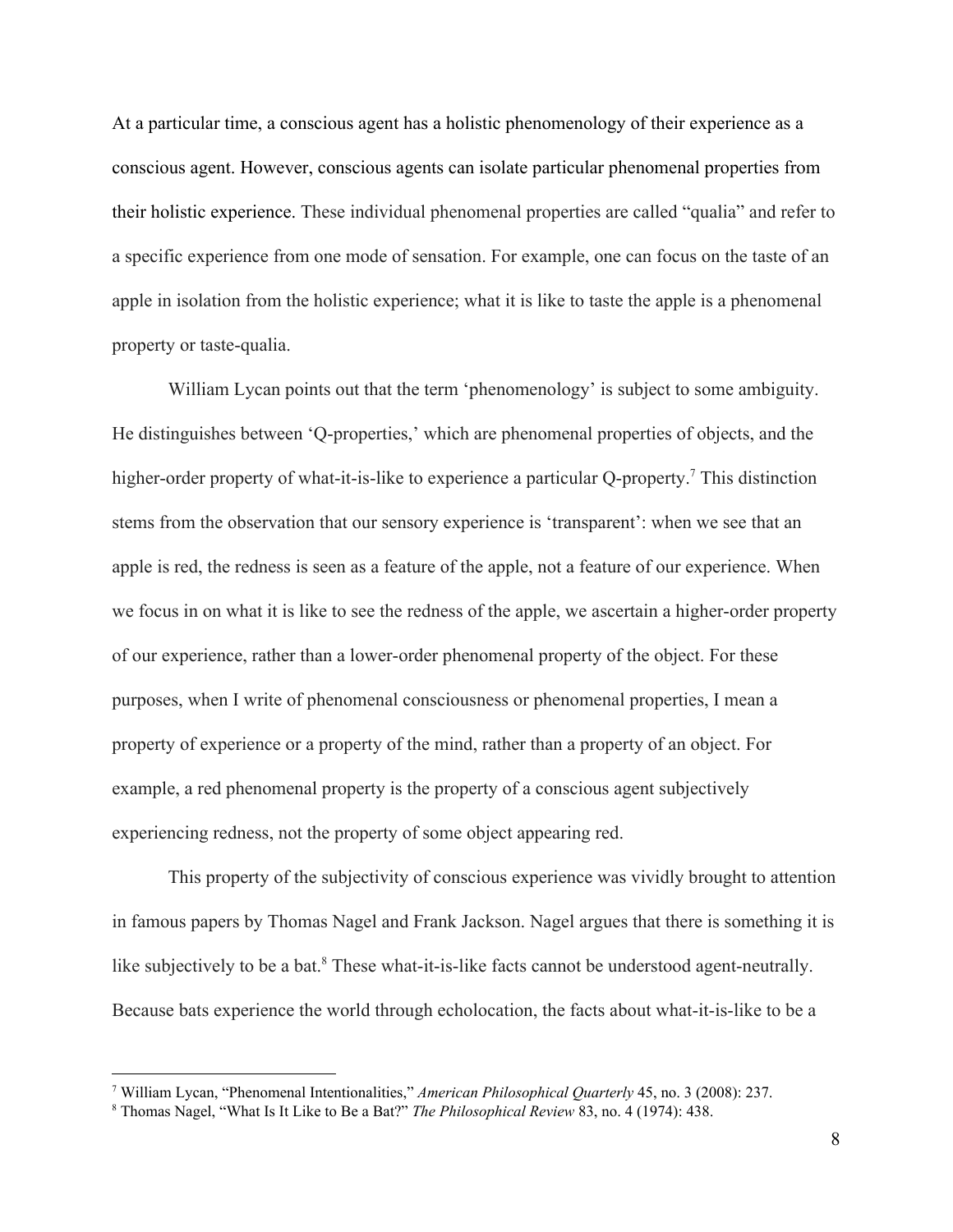At a particular time, a conscious agent has a holistic phenomenology of their experience as a conscious agent. However, conscious agents can isolate particular phenomenal properties from their holistic experience. These individual phenomenal properties are called "qualia" and refer to a specific experience from one mode of sensation. For example, one can focus on the taste of an apple in isolation from the holistic experience; what it is like to taste the apple is a phenomenal property or taste-qualia.

William Lycan points out that the term 'phenomenology' is subject to some ambiguity. He distinguishes between 'Q-properties,' which are phenomenal properties of objects, and the higher-order property of what-it-is-like to experience a particular Q-property.[7] This distinction stems from the observation that our sensory experience is 'transparent': when we see that an apple is red, the redness is seen as a feature of the apple, not a feature of our experience. When we focus in on what it is like to see the redness of the apple, we ascertain a higher-order property of our experience, rather than a lower-order phenomenal property of the object. For these purposes, when I write of phenomenal consciousness or phenomenal properties, I mean a property of experience or a property of the mind, rather than a property of an object. For example, a red phenomenal property is the property of a conscious agent subjectively experiencing redness, not the property of some object appearing red.

This property of the subjectivity of conscious experience was vividly brought to attention in famous papers by Thomas Nagel and Frank Jackson. Nagel argues that there is something it is like subjectively to be a bat.[8] These what-it-is-like facts cannot be understood agent-neutrally. Because bats experience the world through echolocation, the facts about what-it-is-like to be a

---

[7] William Lycan, "Phenomenal Intentionalities," *American Philosophical Quarterly* 45, no. 3 (2008): 237.

[8] Thomas Nagel, "What Is It Like to Be a Bat?" *The Philosophical Review* 83, no. 4 (1974): 438.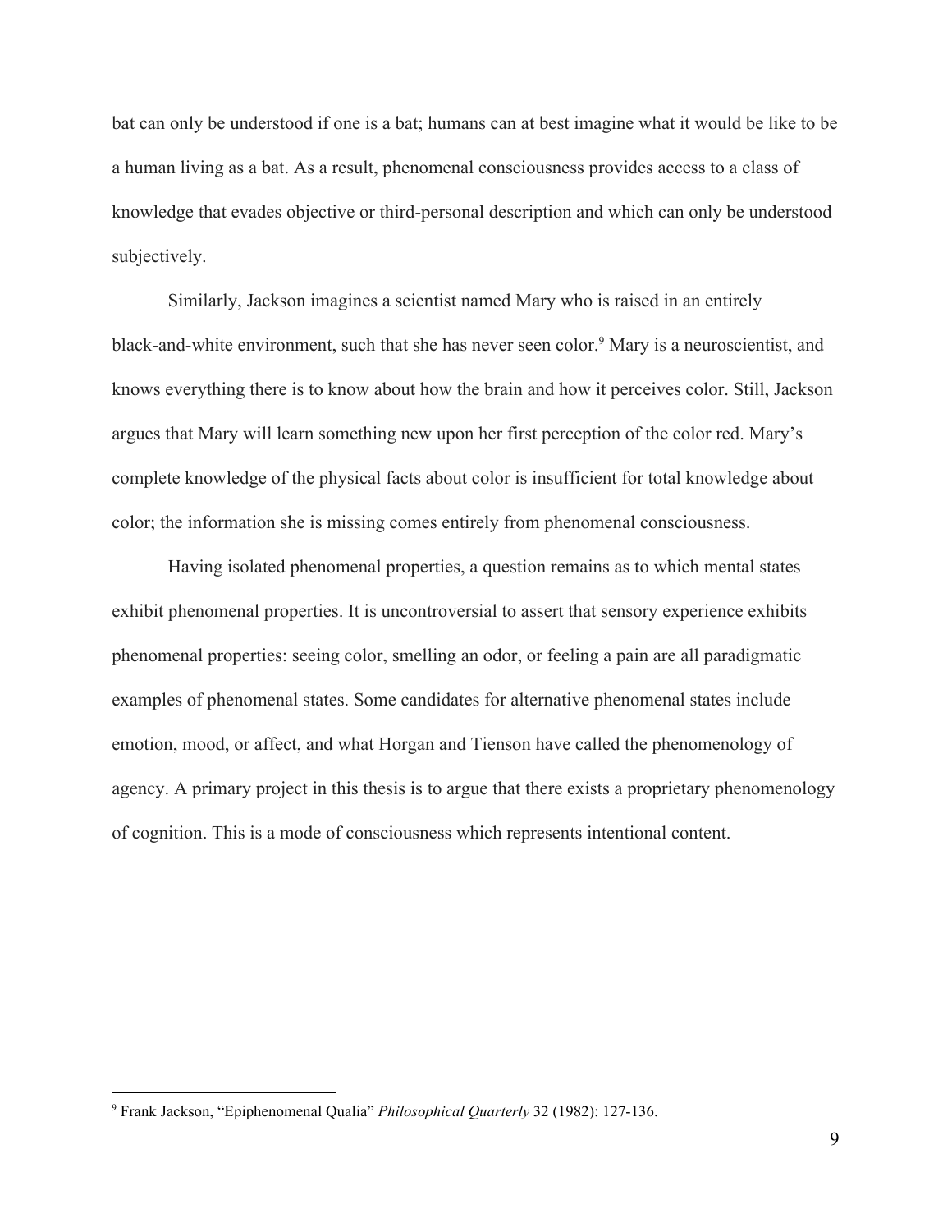bat can only be understood if one is a bat; humans can at best imagine what it would be like to be a human living as a bat. As a result, phenomenal consciousness provides access to a class of knowledge that evades objective or third-personal description and which can only be understood subjectively.

Similarly, Jackson imagines a scientist named Mary who is raised in an entirely black-and-white environment, such that she has never seen color.[9] Mary is a neuroscientist, and knows everything there is to know about how the brain and how it perceives color. Still, Jackson argues that Mary will learn something new upon her first perception of the color red. Mary's complete knowledge of the physical facts about color is insufficient for total knowledge about color; the information she is missing comes entirely from phenomenal consciousness.

Having isolated phenomenal properties, a question remains as to which mental states exhibit phenomenal properties. It is uncontroversial to assert that sensory experience exhibits phenomenal properties: seeing color, smelling an odor, or feeling a pain are all paradigmatic examples of phenomenal states. Some candidates for alternative phenomenal states include emotion, mood, or affect, and what Horgan and Tienson have called the phenomenology of agency. A primary project in this thesis is to argue that there exists a proprietary phenomenology of cognition. This is a mode of consciousness which represents intentional content.

---

[9] Frank Jackson, "Epiphenomenal Qualia" *Philosophical Quarterly* 32 (1982): 127-136.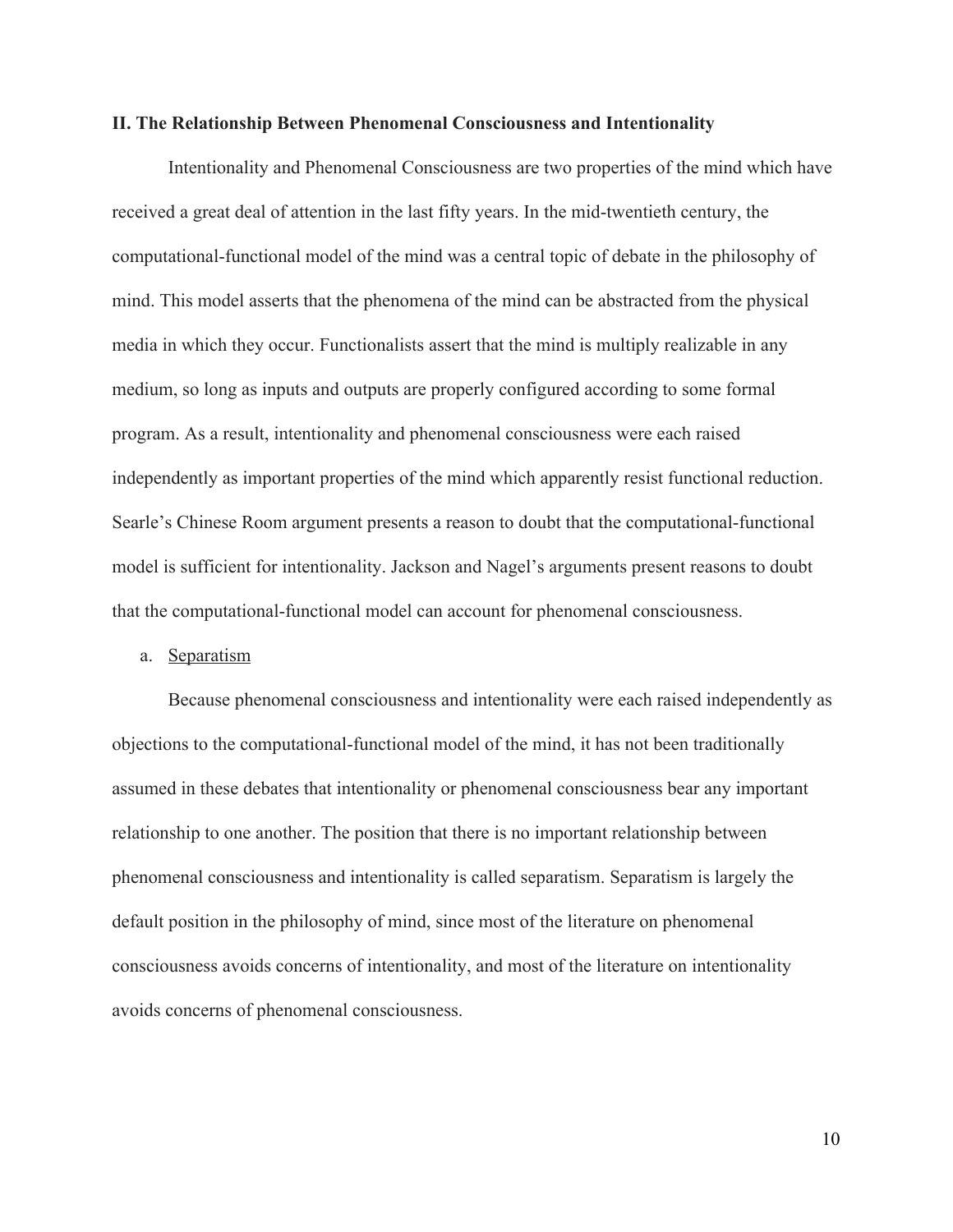## II. The Relationship Between Phenomenal Consciousness and Intentionality

Intentionality and Phenomenal Consciousness are two properties of the mind which have received a great deal of attention in the last fifty years. In the mid-twentieth century, the computational-functional model of the mind was a central topic of debate in the philosophy of mind. This model asserts that the phenomena of the mind can be abstracted from the physical media in which they occur. Functionalists assert that the mind is multiply realizable in any medium, so long as inputs and outputs are properly configured according to some formal program. As a result, intentionality and phenomenal consciousness were each raised independently as important properties of the mind which apparently resist functional reduction. Searle's Chinese Room argument presents a reason to doubt that the computational-functional model is sufficient for intentionality. Jackson and Nagel's arguments present reasons to doubt that the computational-functional model can account for phenomenal consciousness.

### a. Separatism

Because phenomenal consciousness and intentionality were each raised independently as objections to the computational-functional model of the mind, it has not been traditionally assumed in these debates that intentionality or phenomenal consciousness bear any important relationship to one another. The position that there is no important relationship between phenomenal consciousness and intentionality is called separatism. Separatism is largely the default position in the philosophy of mind, since most of the literature on phenomenal consciousness avoids concerns of intentionality, and most of the literature on intentionality avoids concerns of phenomenal consciousness.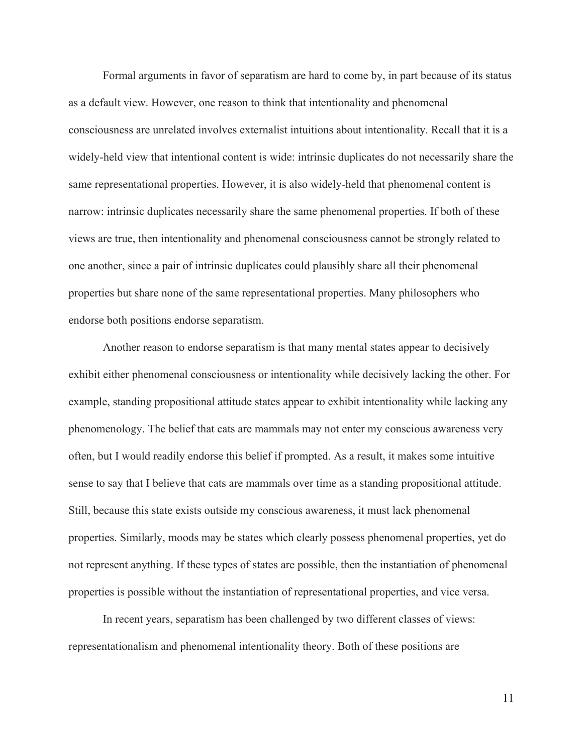Formal arguments in favor of separatism are hard to come by, in part because of its status as a default view. However, one reason to think that intentionality and phenomenal consciousness are unrelated involves externalist intuitions about intentionality. Recall that it is a widely-held view that intentional content is wide: intrinsic duplicates do not necessarily share the same representational properties. However, it is also widely-held that phenomenal content is narrow: intrinsic duplicates necessarily share the same phenomenal properties. If both of these views are true, then intentionality and phenomenal consciousness cannot be strongly related to one another, since a pair of intrinsic duplicates could plausibly share all their phenomenal properties but share none of the same representational properties. Many philosophers who endorse both positions endorse separatism.

Another reason to endorse separatism is that many mental states appear to decisively exhibit either phenomenal consciousness or intentionality while decisively lacking the other. For example, standing propositional attitude states appear to exhibit intentionality while lacking any phenomenology. The belief that cats are mammals may not enter my conscious awareness very often, but I would readily endorse this belief if prompted. As a result, it makes some intuitive sense to say that I believe that cats are mammals over time as a standing propositional attitude. Still, because this state exists outside my conscious awareness, it must lack phenomenal properties. Similarly, moods may be states which clearly possess phenomenal properties, yet do not represent anything. If these types of states are possible, then the instantiation of phenomenal properties is possible without the instantiation of representational properties, and vice versa.

In recent years, separatism has been challenged by two different classes of views: representationalism and phenomenal intentionality theory. Both of these positions are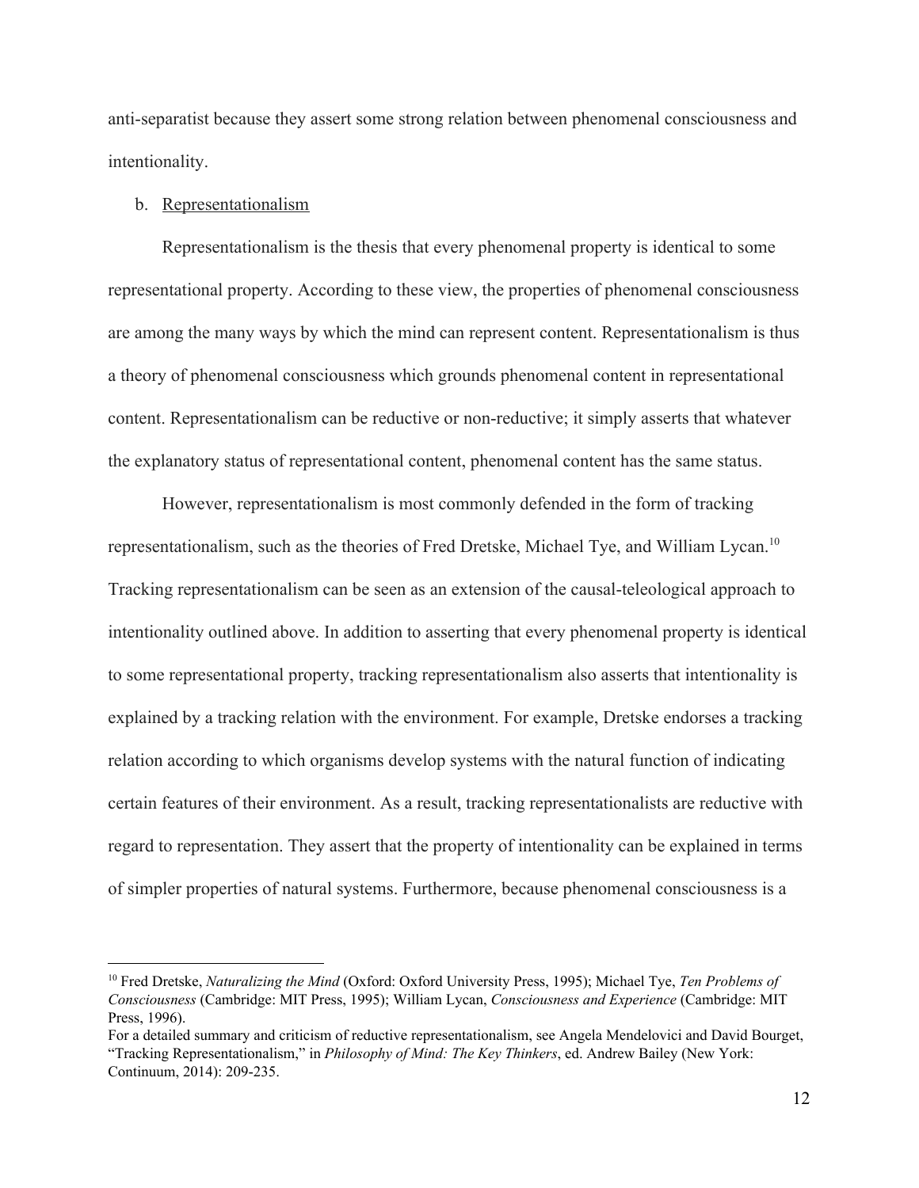anti-separatist because they assert some strong relation between phenomenal consciousness and intentionality.

b. <u>Representationalism</u>

Representationalism is the thesis that every phenomenal property is identical to some representational property. According to these view, the properties of phenomenal consciousness are among the many ways by which the mind can represent content. Representationalism is thus a theory of phenomenal consciousness which grounds phenomenal content in representational content. Representationalism can be reductive or non-reductive; it simply asserts that whatever the explanatory status of representational content, phenomenal content has the same status.

However, representationalism is most commonly defended in the form of tracking representationalism, such as the theories of Fred Dretske, Michael Tye, and William Lycan.[10] Tracking representationalism can be seen as an extension of the causal-teleological approach to intentionality outlined above. In addition to asserting that every phenomenal property is identical to some representational property, tracking representationalism also asserts that intentionality is explained by a tracking relation with the environment. For example, Dretske endorses a tracking relation according to which organisms develop systems with the natural function of indicating certain features of their environment. As a result, tracking representationalists are reductive with regard to representation. They assert that the property of intentionality can be explained in terms of simpler properties of natural systems. Furthermore, because phenomenal consciousness is a

---

[10] Fred Dretske, *Naturalizing the Mind* (Oxford: Oxford University Press, 1995); Michael Tye, *Ten Problems of Consciousness* (Cambridge: MIT Press, 1995); William Lycan, *Consciousness and Experience* (Cambridge: MIT Press, 1996).
For a detailed summary and criticism of reductive representationalism, see Angela Mendelovici and David Bourget, "Tracking Representationalism," in *Philosophy of Mind: The Key Thinkers*, ed. Andrew Bailey (New York: Continuum, 2014): 209-235.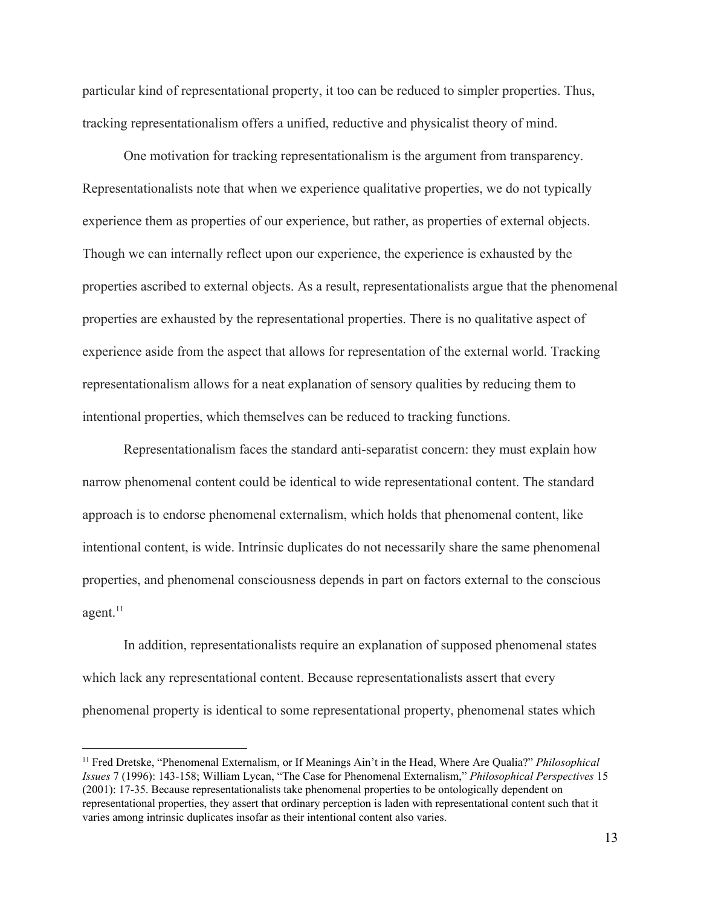particular kind of representational property, it too can be reduced to simpler properties. Thus, tracking representationalism offers a unified, reductive and physicalist theory of mind.

One motivation for tracking representationalism is the argument from transparency. Representationalists note that when we experience qualitative properties, we do not typically experience them as properties of our experience, but rather, as properties of external objects. Though we can internally reflect upon our experience, the experience is exhausted by the properties ascribed to external objects. As a result, representationalists argue that the phenomenal properties are exhausted by the representational properties. There is no qualitative aspect of experience aside from the aspect that allows for representation of the external world. Tracking representationalism allows for a neat explanation of sensory qualities by reducing them to intentional properties, which themselves can be reduced to tracking functions.

Representationalism faces the standard anti-separatist concern: they must explain how narrow phenomenal content could be identical to wide representational content. The standard approach is to endorse phenomenal externalism, which holds that phenomenal content, like intentional content, is wide. Intrinsic duplicates do not necessarily share the same phenomenal properties, and phenomenal consciousness depends in part on factors external to the conscious agent.[11]

In addition, representationalists require an explanation of supposed phenomenal states which lack any representational content. Because representationalists assert that every phenomenal property is identical to some representational property, phenomenal states which

---

[11] Fred Dretske, "Phenomenal Externalism, or If Meanings Ain't in the Head, Where Are Qualia?" *Philosophical Issues* 7 (1996): 143-158; William Lycan, "The Case for Phenomenal Externalism," *Philosophical Perspectives* 15 (2001): 17-35. Because representationalists take phenomenal properties to be ontologically dependent on representational properties, they assert that ordinary perception is laden with representational content such that it varies among intrinsic duplicates insofar as their intentional content also varies.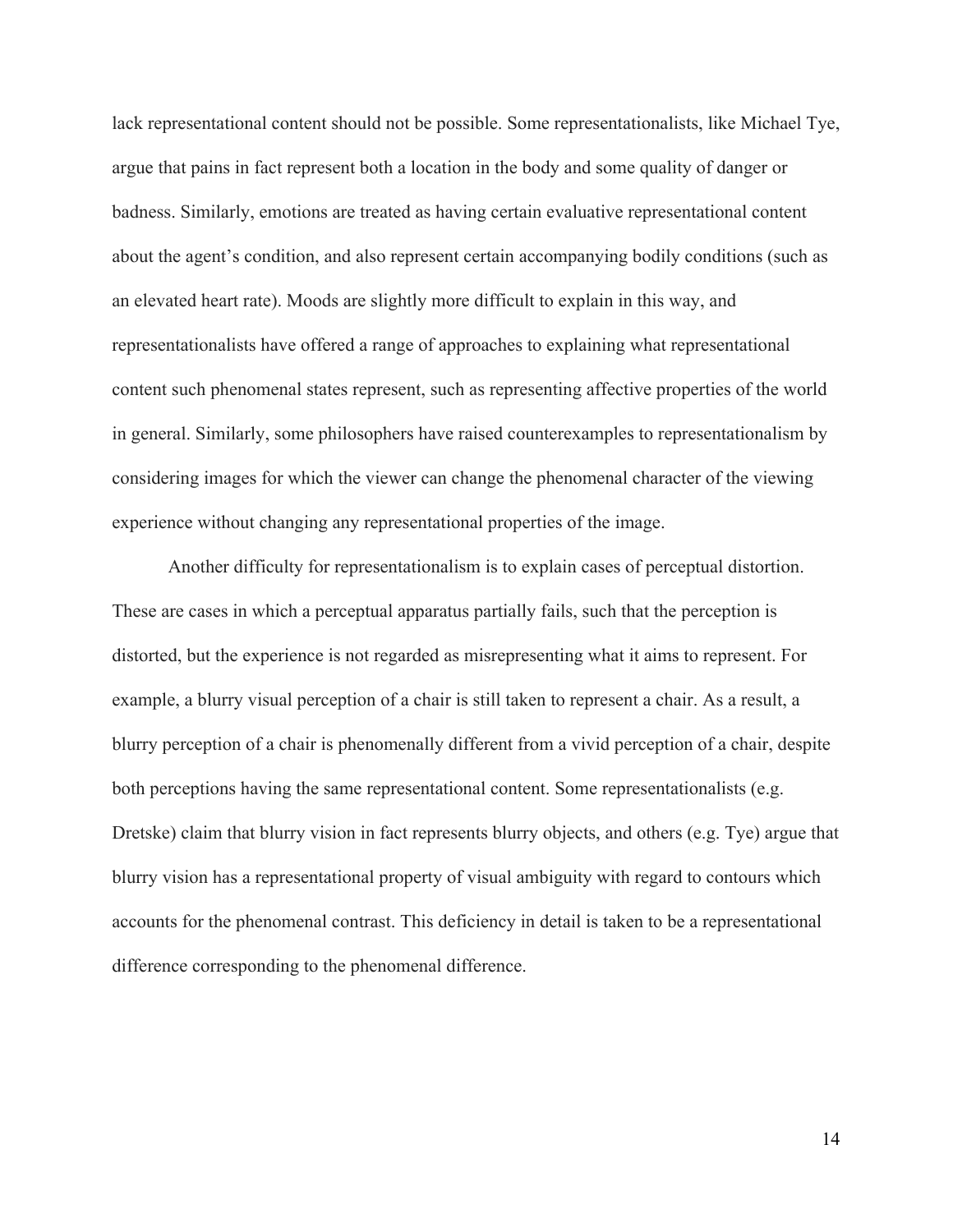lack representational content should not be possible. Some representationalists, like Michael Tye, argue that pains in fact represent both a location in the body and some quality of danger or badness. Similarly, emotions are treated as having certain evaluative representational content about the agent's condition, and also represent certain accompanying bodily conditions (such as an elevated heart rate). Moods are slightly more difficult to explain in this way, and representationalists have offered a range of approaches to explaining what representational content such phenomenal states represent, such as representing affective properties of the world in general. Similarly, some philosophers have raised counterexamples to representationalism by considering images for which the viewer can change the phenomenal character of the viewing experience without changing any representational properties of the image.

Another difficulty for representationalism is to explain cases of perceptual distortion. These are cases in which a perceptual apparatus partially fails, such that the perception is distorted, but the experience is not regarded as misrepresenting what it aims to represent. For example, a blurry visual perception of a chair is still taken to represent a chair. As a result, a blurry perception of a chair is phenomenally different from a vivid perception of a chair, despite both perceptions having the same representational content. Some representationalists (e.g. Dretske) claim that blurry vision in fact represents blurry objects, and others (e.g. Tye) argue that blurry vision has a representational property of visual ambiguity with regard to contours which accounts for the phenomenal contrast. This deficiency in detail is taken to be a representational difference corresponding to the phenomenal difference.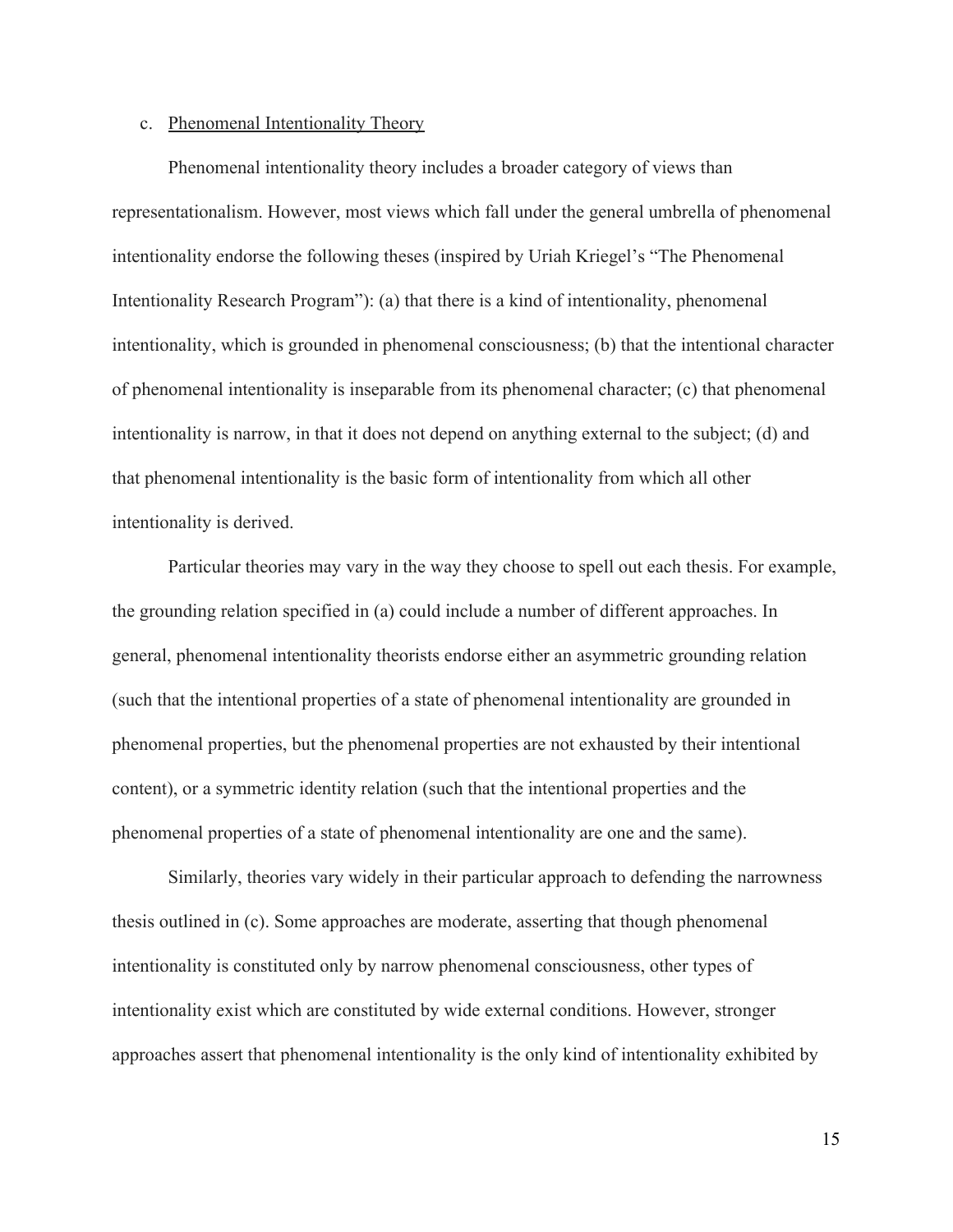### c. Phenomenal Intentionality Theory

Phenomenal intentionality theory includes a broader category of views than representationalism. However, most views which fall under the general umbrella of phenomenal intentionality endorse the following theses (inspired by Uriah Kriegel's "The Phenomenal Intentionality Research Program"): (a) that there is a kind of intentionality, phenomenal intentionality, which is grounded in phenomenal consciousness; (b) that the intentional character of phenomenal intentionality is inseparable from its phenomenal character; (c) that phenomenal intentionality is narrow, in that it does not depend on anything external to the subject; (d) and that phenomenal intentionality is the basic form of intentionality from which all other intentionality is derived.

Particular theories may vary in the way they choose to spell out each thesis. For example, the grounding relation specified in (a) could include a number of different approaches. In general, phenomenal intentionality theorists endorse either an asymmetric grounding relation (such that the intentional properties of a state of phenomenal intentionality are grounded in phenomenal properties, but the phenomenal properties are not exhausted by their intentional content), or a symmetric identity relation (such that the intentional properties and the phenomenal properties of a state of phenomenal intentionality are one and the same).

Similarly, theories vary widely in their particular approach to defending the narrowness thesis outlined in (c). Some approaches are moderate, asserting that though phenomenal intentionality is constituted only by narrow phenomenal consciousness, other types of intentionality exist which are constituted by wide external conditions. However, stronger approaches assert that phenomenal intentionality is the only kind of intentionality exhibited by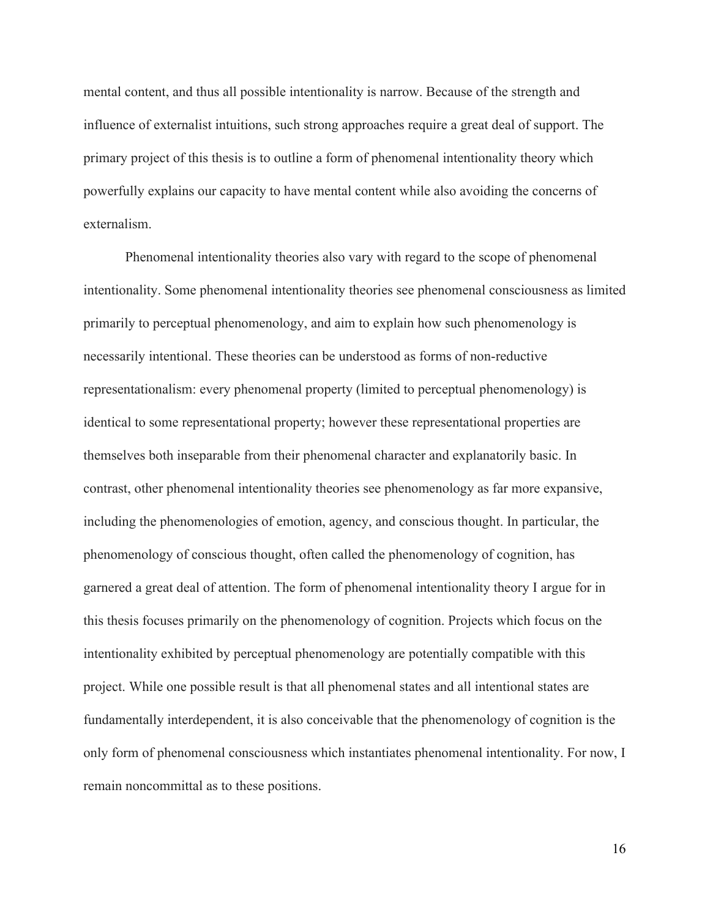mental content, and thus all possible intentionality is narrow. Because of the strength and influence of externalist intuitions, such strong approaches require a great deal of support. The primary project of this thesis is to outline a form of phenomenal intentionality theory which powerfully explains our capacity to have mental content while also avoiding the concerns of externalism.

Phenomenal intentionality theories also vary with regard to the scope of phenomenal intentionality. Some phenomenal intentionality theories see phenomenal consciousness as limited primarily to perceptual phenomenology, and aim to explain how such phenomenology is necessarily intentional. These theories can be understood as forms of non-reductive representationalism: every phenomenal property (limited to perceptual phenomenology) is identical to some representational property; however these representational properties are themselves both inseparable from their phenomenal character and explanatorily basic. In contrast, other phenomenal intentionality theories see phenomenology as far more expansive, including the phenomenologies of emotion, agency, and conscious thought. In particular, the phenomenology of conscious thought, often called the phenomenology of cognition, has garnered a great deal of attention. The form of phenomenal intentionality theory I argue for in this thesis focuses primarily on the phenomenology of cognition. Projects which focus on the intentionality exhibited by perceptual phenomenology are potentially compatible with this project. While one possible result is that all phenomenal states and all intentional states are fundamentally interdependent, it is also conceivable that the phenomenology of cognition is the only form of phenomenal consciousness which instantiates phenomenal intentionality. For now, I remain noncommittal as to these positions.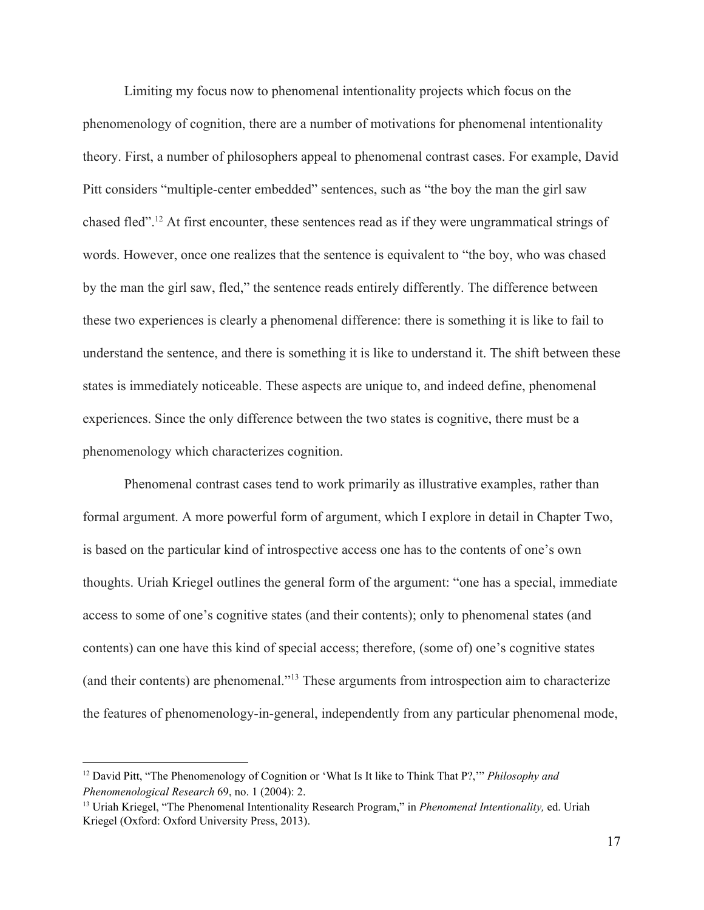Limiting my focus now to phenomenal intentionality projects which focus on the phenomenology of cognition, there are a number of motivations for phenomenal intentionality theory. First, a number of philosophers appeal to phenomenal contrast cases. For example, David Pitt considers "multiple-center embedded" sentences, such as "the boy the man the girl saw chased fled".[12] At first encounter, these sentences read as if they were ungrammatical strings of words. However, once one realizes that the sentence is equivalent to "the boy, who was chased by the man the girl saw, fled," the sentence reads entirely differently. The difference between these two experiences is clearly a phenomenal difference: there is something it is like to fail to understand the sentence, and there is something it is like to understand it. The shift between these states is immediately noticeable. These aspects are unique to, and indeed define, phenomenal experiences. Since the only difference between the two states is cognitive, there must be a phenomenology which characterizes cognition.

Phenomenal contrast cases tend to work primarily as illustrative examples, rather than formal argument. A more powerful form of argument, which I explore in detail in Chapter Two, is based on the particular kind of introspective access one has to the contents of one's own thoughts. Uriah Kriegel outlines the general form of the argument: "one has a special, immediate access to some of one's cognitive states (and their contents); only to phenomenal states (and contents) can one have this kind of special access; therefore, (some of) one's cognitive states (and their contents) are phenomenal."[13] These arguments from introspection aim to characterize the features of phenomenology-in-general, independently from any particular phenomenal mode,

---

[12] David Pitt, "The Phenomenology of Cognition or 'What Is It like to Think That P?,'" *Philosophy and Phenomenological Research* 69, no. 1 (2004): 2.

[13] Uriah Kriegel, "The Phenomenal Intentionality Research Program," in *Phenomenal Intentionality,* ed. Uriah Kriegel (Oxford: Oxford University Press, 2013).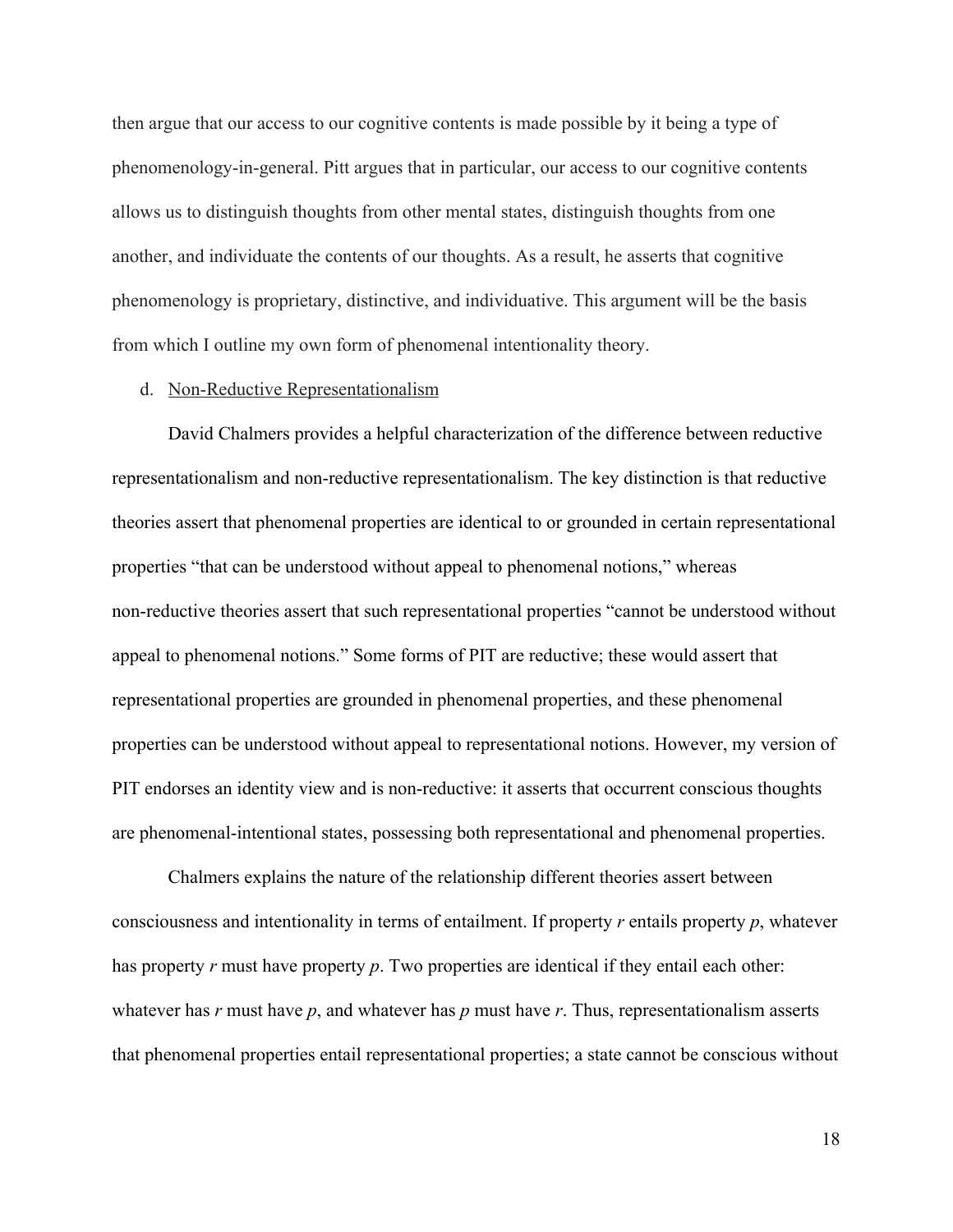then argue that our access to our cognitive contents is made possible by it being a type of phenomenology-in-general. Pitt argues that in particular, our access to our cognitive contents allows us to distinguish thoughts from other mental states, distinguish thoughts from one another, and individuate the contents of our thoughts. As a result, he asserts that cognitive phenomenology is proprietary, distinctive, and individuative. This argument will be the basis from which I outline my own form of phenomenal intentionality theory.

### d. Non-Reductive Representationalism

David Chalmers provides a helpful characterization of the difference between reductive representationalism and non-reductive representationalism. The key distinction is that reductive theories assert that phenomenal properties are identical to or grounded in certain representational properties "that can be understood without appeal to phenomenal notions," whereas non-reductive theories assert that such representational properties "cannot be understood without appeal to phenomenal notions." Some forms of PIT are reductive; these would assert that representational properties are grounded in phenomenal properties, and these phenomenal properties can be understood without appeal to representational notions. However, my version of PIT endorses an identity view and is non-reductive: it asserts that occurrent conscious thoughts are phenomenal-intentional states, possessing both representational and phenomenal properties.

Chalmers explains the nature of the relationship different theories assert between consciousness and intentionality in terms of entailment. If property *r* entails property *p*, whatever has property *r* must have property *p*. Two properties are identical if they entail each other: whatever has *r* must have *p*, and whatever has *p* must have *r*. Thus, representationalism asserts that phenomenal properties entail representational properties; a state cannot be conscious without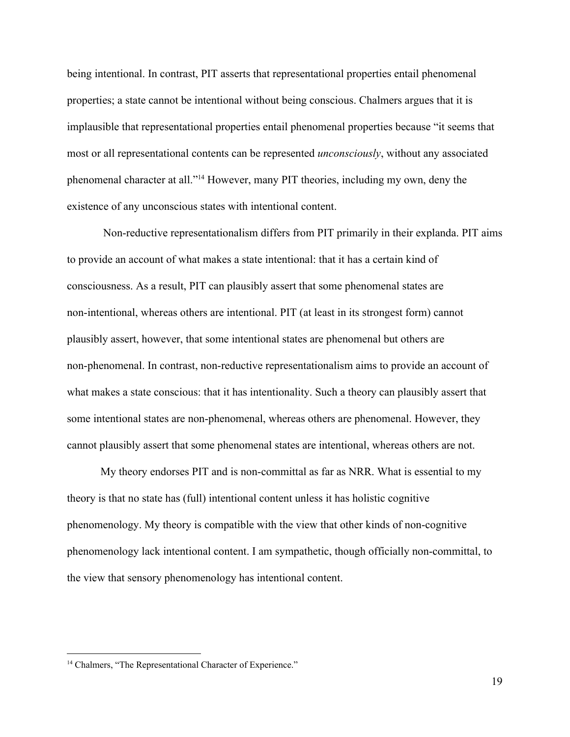being intentional. In contrast, PIT asserts that representational properties entail phenomenal properties; a state cannot be intentional without being conscious. Chalmers argues that it is implausible that representational properties entail phenomenal properties because "it seems that most or all representational contents can be represented *unconsciously*, without any associated phenomenal character at all."[14] However, many PIT theories, including my own, deny the existence of any unconscious states with intentional content.

Non-reductive representationalism differs from PIT primarily in their explanda. PIT aims to provide an account of what makes a state intentional: that it has a certain kind of consciousness. As a result, PIT can plausibly assert that some phenomenal states are non-intentional, whereas others are intentional. PIT (at least in its strongest form) cannot plausibly assert, however, that some intentional states are phenomenal but others are non-phenomenal. In contrast, non-reductive representationalism aims to provide an account of what makes a state conscious: that it has intentionality. Such a theory can plausibly assert that some intentional states are non-phenomenal, whereas others are phenomenal. However, they cannot plausibly assert that some phenomenal states are intentional, whereas others are not.

My theory endorses PIT and is non-committal as far as NRR. What is essential to my theory is that no state has (full) intentional content unless it has holistic cognitive phenomenology. My theory is compatible with the view that other kinds of non-cognitive phenomenology lack intentional content. I am sympathetic, though officially non-committal, to the view that sensory phenomenology has intentional content.

---

[14] Chalmers, "The Representational Character of Experience."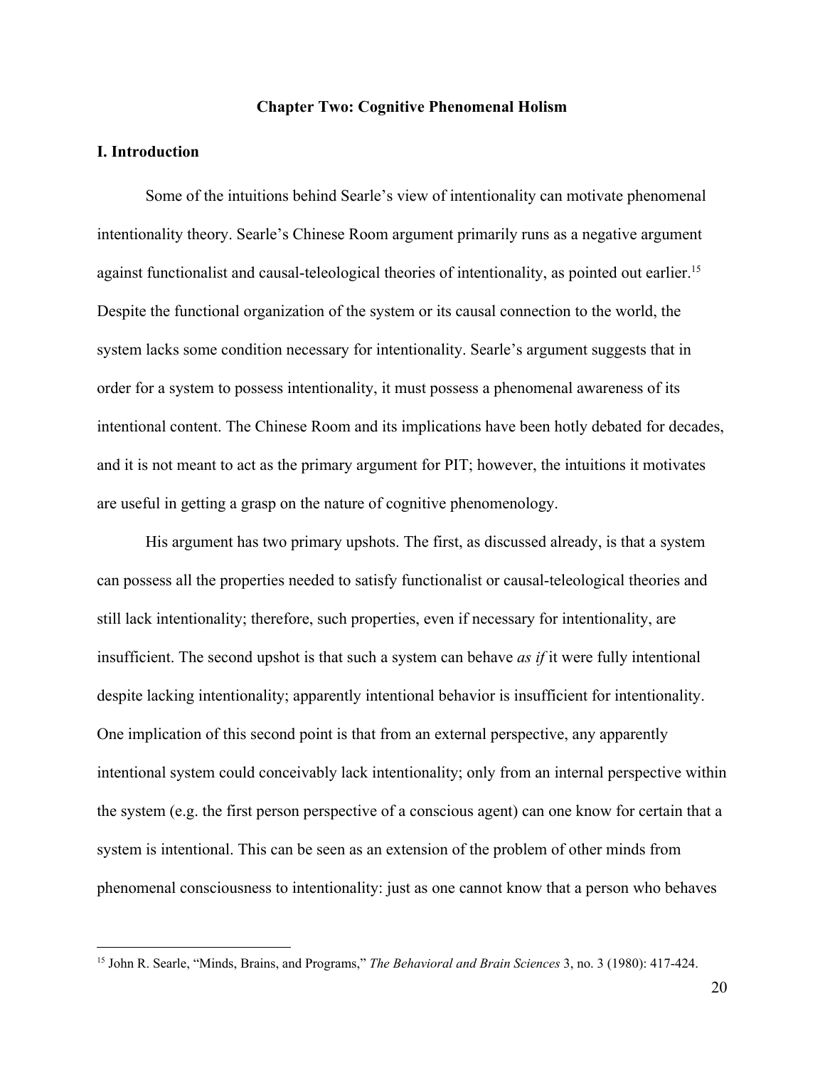## Chapter Two: Cognitive Phenomenal Holism

### I. Introduction

Some of the intuitions behind Searle's view of intentionality can motivate phenomenal intentionality theory. Searle's Chinese Room argument primarily runs as a negative argument against functionalist and causal-teleological theories of intentionality, as pointed out earlier.[15] Despite the functional organization of the system or its causal connection to the world, the system lacks some condition necessary for intentionality. Searle's argument suggests that in order for a system to possess intentionality, it must possess a phenomenal awareness of its intentional content. The Chinese Room and its implications have been hotly debated for decades, and it is not meant to act as the primary argument for PIT; however, the intuitions it motivates are useful in getting a grasp on the nature of cognitive phenomenology.

His argument has two primary upshots. The first, as discussed already, is that a system can possess all the properties needed to satisfy functionalist or causal-teleological theories and still lack intentionality; therefore, such properties, even if necessary for intentionality, are insufficient. The second upshot is that such a system can behave *as if* it were fully intentional despite lacking intentionality; apparently intentional behavior is insufficient for intentionality. One implication of this second point is that from an external perspective, any apparently intentional system could conceivably lack intentionality; only from an internal perspective within the system (e.g. the first person perspective of a conscious agent) can one know for certain that a system is intentional. This can be seen as an extension of the problem of other minds from phenomenal consciousness to intentionality: just as one cannot know that a person who behaves

---

[15] John R. Searle, "Minds, Brains, and Programs," *The Behavioral and Brain Sciences* 3, no. 3 (1980): 417-424.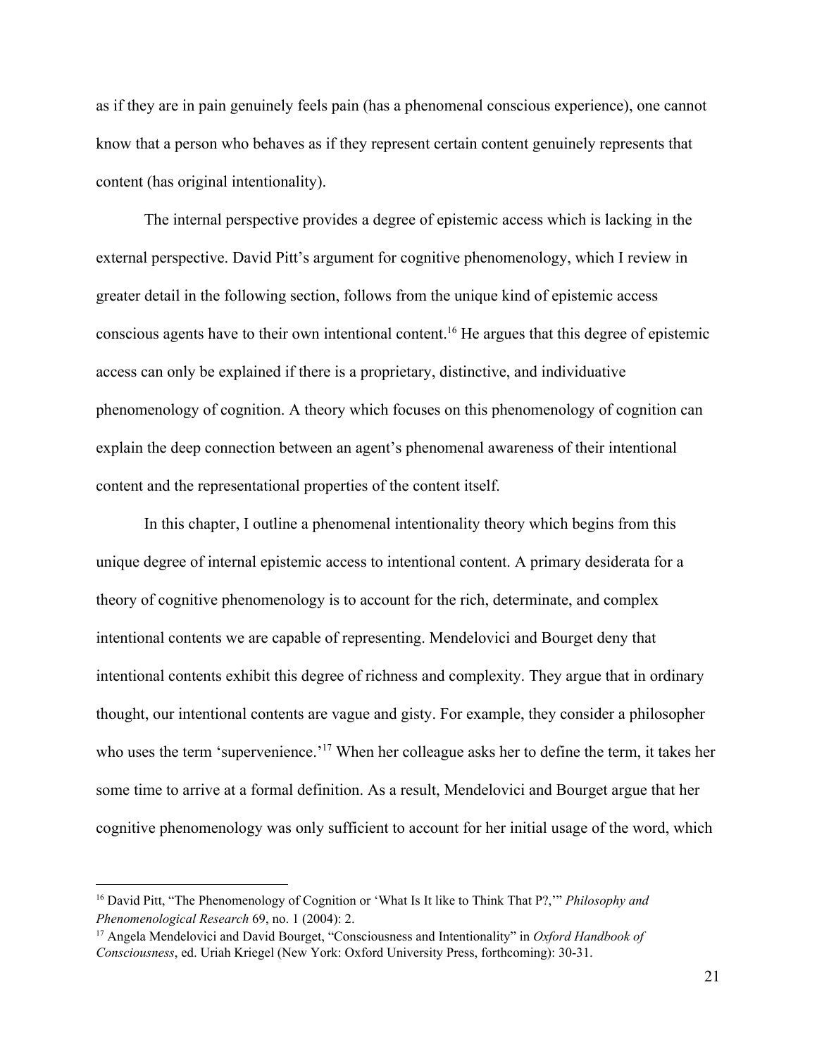as if they are in pain genuinely feels pain (has a phenomenal conscious experience), one cannot know that a person who behaves as if they represent certain content genuinely represents that content (has original intentionality).

The internal perspective provides a degree of epistemic access which is lacking in the external perspective. David Pitt's argument for cognitive phenomenology, which I review in greater detail in the following section, follows from the unique kind of epistemic access conscious agents have to their own intentional content.[16] He argues that this degree of epistemic access can only be explained if there is a proprietary, distinctive, and individuative phenomenology of cognition. A theory which focuses on this phenomenology of cognition can explain the deep connection between an agent's phenomenal awareness of their intentional content and the representational properties of the content itself.

In this chapter, I outline a phenomenal intentionality theory which begins from this unique degree of internal epistemic access to intentional content. A primary desiderata for a theory of cognitive phenomenology is to account for the rich, determinate, and complex intentional contents we are capable of representing. Mendelovici and Bourget deny that intentional contents exhibit this degree of richness and complexity. They argue that in ordinary thought, our intentional contents are vague and gisty. For example, they consider a philosopher who uses the term 'supervenience.'[17] When her colleague asks her to define the term, it takes her some time to arrive at a formal definition. As a result, Mendelovici and Bourget argue that her cognitive phenomenology was only sufficient to account for her initial usage of the word, which

---

[16] David Pitt, "The Phenomenology of Cognition or 'What Is It like to Think That P?,'" *Philosophy and Phenomenological Research* 69, no. 1 (2004): 2.

[17] Angela Mendelovici and David Bourget, "Consciousness and Intentionality" in *Oxford Handbook of Consciousness*, ed. Uriah Kriegel (New York: Oxford University Press, forthcoming): 30-31.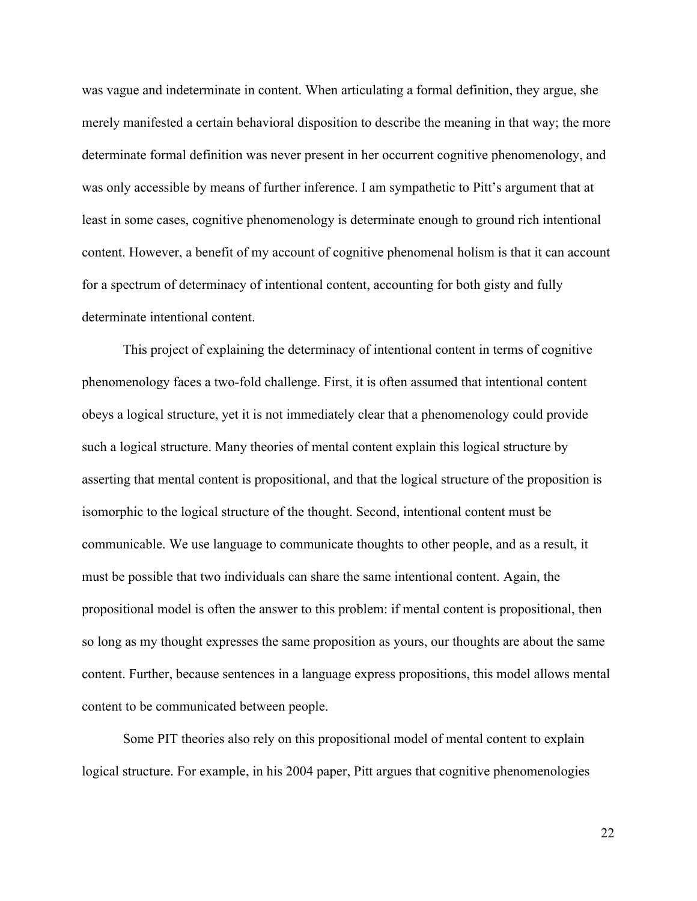was vague and indeterminate in content. When articulating a formal definition, they argue, she merely manifested a certain behavioral disposition to describe the meaning in that way; the more determinate formal definition was never present in her occurrent cognitive phenomenology, and was only accessible by means of further inference. I am sympathetic to Pitt's argument that at least in some cases, cognitive phenomenology is determinate enough to ground rich intentional content. However, a benefit of my account of cognitive phenomenal holism is that it can account for a spectrum of determinacy of intentional content, accounting for both gisty and fully determinate intentional content.

This project of explaining the determinacy of intentional content in terms of cognitive phenomenology faces a two-fold challenge. First, it is often assumed that intentional content obeys a logical structure, yet it is not immediately clear that a phenomenology could provide such a logical structure. Many theories of mental content explain this logical structure by asserting that mental content is propositional, and that the logical structure of the proposition is isomorphic to the logical structure of the thought. Second, intentional content must be communicable. We use language to communicate thoughts to other people, and as a result, it must be possible that two individuals can share the same intentional content. Again, the propositional model is often the answer to this problem: if mental content is propositional, then so long as my thought expresses the same proposition as yours, our thoughts are about the same content. Further, because sentences in a language express propositions, this model allows mental content to be communicated between people.

Some PIT theories also rely on this propositional model of mental content to explain logical structure. For example, in his 2004 paper, Pitt argues that cognitive phenomenologies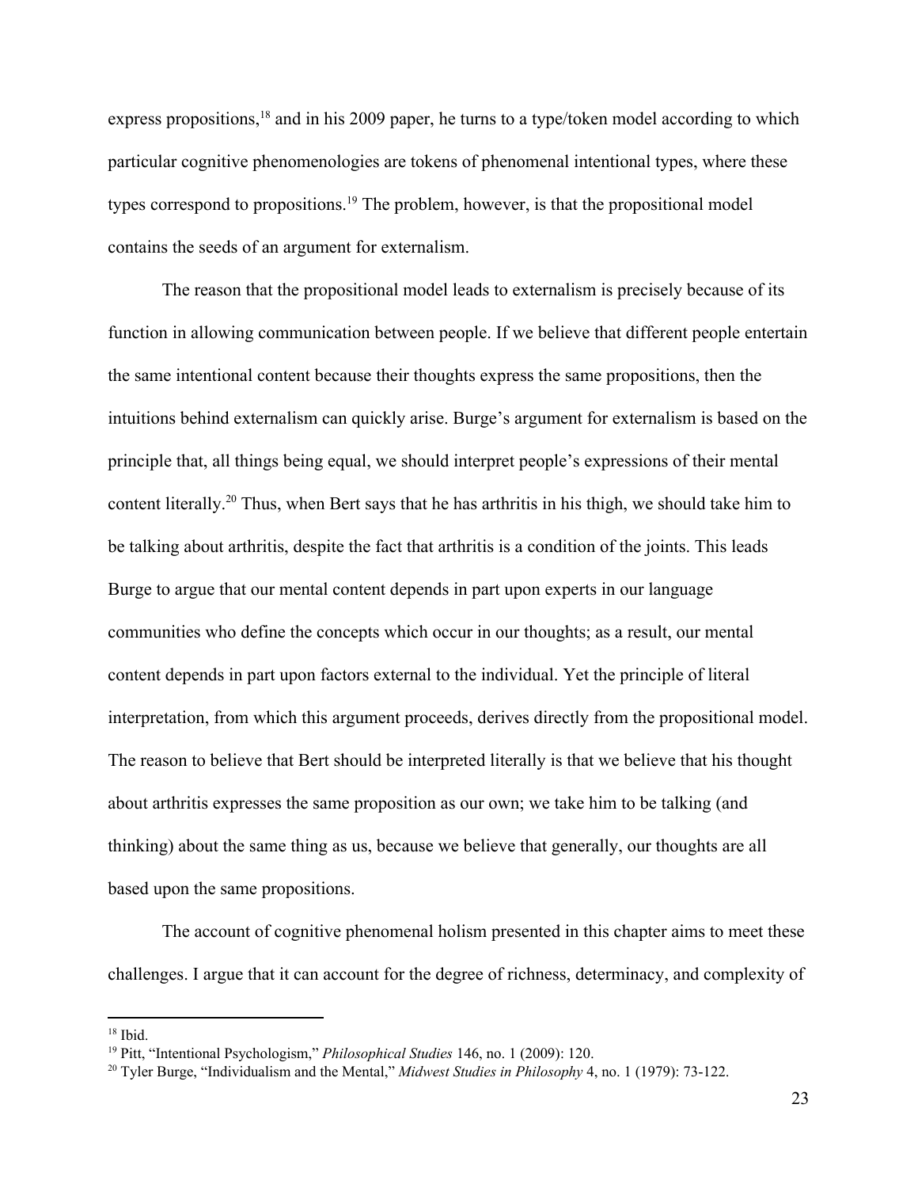express propositions,[18] and in his 2009 paper, he turns to a type/token model according to which particular cognitive phenomenologies are tokens of phenomenal intentional types, where these types correspond to propositions.[19] The problem, however, is that the propositional model contains the seeds of an argument for externalism.

The reason that the propositional model leads to externalism is precisely because of its function in allowing communication between people. If we believe that different people entertain the same intentional content because their thoughts express the same propositions, then the intuitions behind externalism can quickly arise. Burge's argument for externalism is based on the principle that, all things being equal, we should interpret people's expressions of their mental content literally.[20] Thus, when Bert says that he has arthritis in his thigh, we should take him to be talking about arthritis, despite the fact that arthritis is a condition of the joints. This leads Burge to argue that our mental content depends in part upon experts in our language communities who define the concepts which occur in our thoughts; as a result, our mental content depends in part upon factors external to the individual. Yet the principle of literal interpretation, from which this argument proceeds, derives directly from the propositional model. The reason to believe that Bert should be interpreted literally is that we believe that his thought about arthritis expresses the same proposition as our own; we take him to be talking (and thinking) about the same thing as us, because we believe that generally, our thoughts are all based upon the same propositions.

The account of cognitive phenomenal holism presented in this chapter aims to meet these challenges. I argue that it can account for the degree of richness, determinacy, and complexity of

---

[18] Ibid.

[19] Pitt, "Intentional Psychologism," *Philosophical Studies* 146, no. 1 (2009): 120.

[20] Tyler Burge, "Individualism and the Mental," *Midwest Studies in Philosophy* 4, no. 1 (1979): 73-122.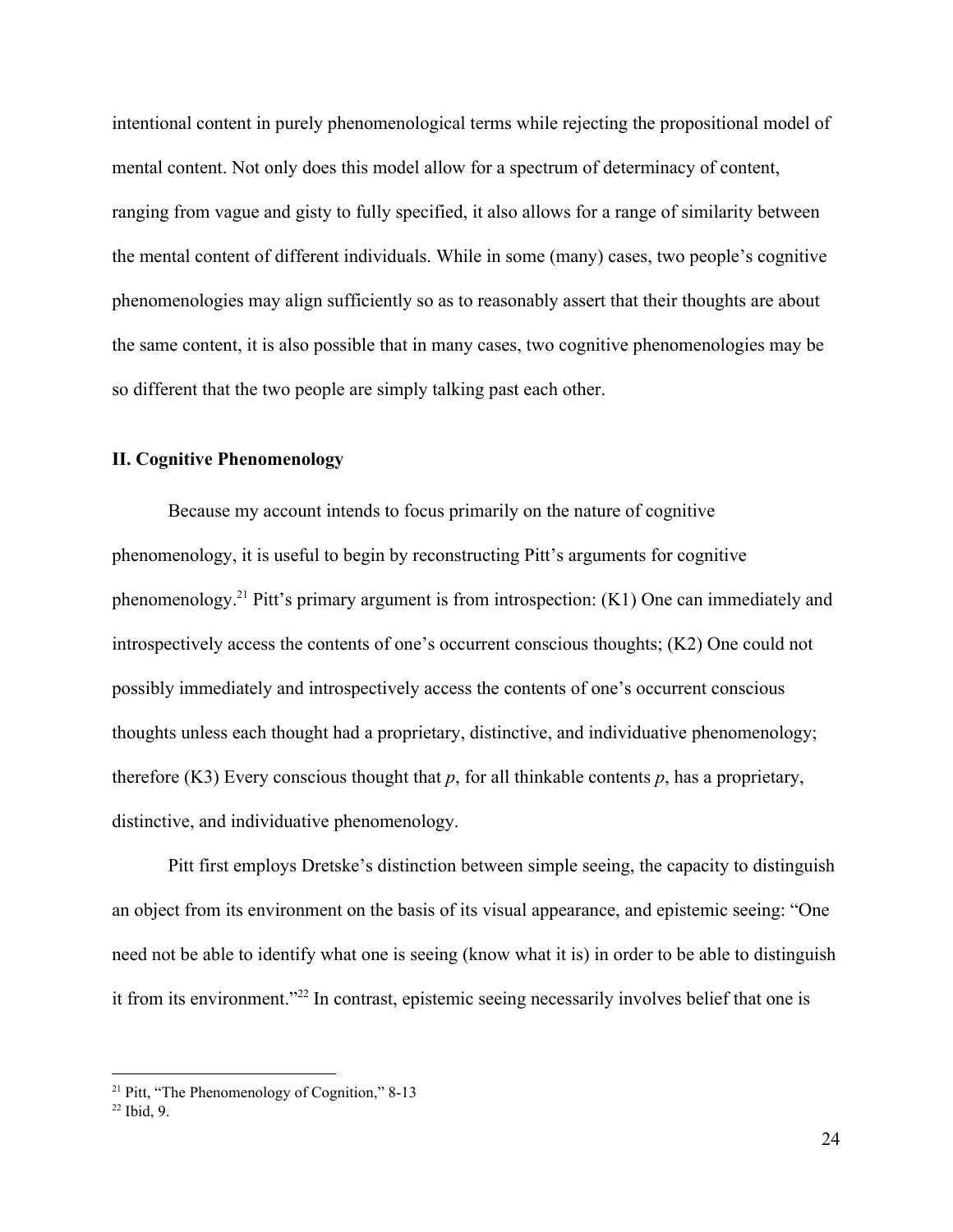intentional content in purely phenomenological terms while rejecting the propositional model of mental content. Not only does this model allow for a spectrum of determinacy of content, ranging from vague and gisty to fully specified, it also allows for a range of similarity between the mental content of different individuals. While in some (many) cases, two people's cognitive phenomenologies may align sufficiently so as to reasonably assert that their thoughts are about the same content, it is also possible that in many cases, two cognitive phenomenologies may be so different that the two people are simply talking past each other.

## II. Cognitive Phenomenology

Because my account intends to focus primarily on the nature of cognitive phenomenology, it is useful to begin by reconstructing Pitt's arguments for cognitive phenomenology.[21] Pitt's primary argument is from introspection: (K1) One can immediately and introspectively access the contents of one's occurrent conscious thoughts; (K2) One could not possibly immediately and introspectively access the contents of one's occurrent conscious thoughts unless each thought had a proprietary, distinctive, and individuative phenomenology; therefore (K3) Every conscious thought that *p*, for all thinkable contents *p*, has a proprietary, distinctive, and individuative phenomenology.

Pitt first employs Dretske's distinction between simple seeing, the capacity to distinguish an object from its environment on the basis of its visual appearance, and epistemic seeing: "One need not be able to identify what one is seeing (know what it is) in order to be able to distinguish it from its environment."[22] In contrast, epistemic seeing necessarily involves belief that one is

---

[21] Pitt, "The Phenomenology of Cognition," 8-13

[22] Ibid, 9.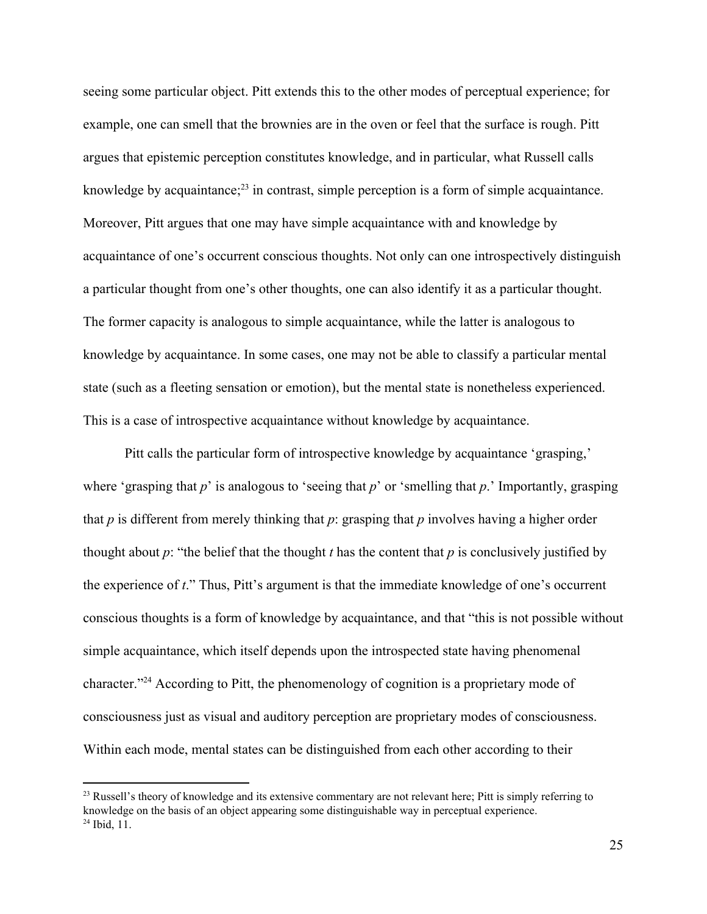seeing some particular object. Pitt extends this to the other modes of perceptual experience; for example, one can smell that the brownies are in the oven or feel that the surface is rough. Pitt argues that epistemic perception constitutes knowledge, and in particular, what Russell calls knowledge by acquaintance;[23] in contrast, simple perception is a form of simple acquaintance. Moreover, Pitt argues that one may have simple acquaintance with and knowledge by acquaintance of one's occurrent conscious thoughts. Not only can one introspectively distinguish a particular thought from one's other thoughts, one can also identify it as a particular thought. The former capacity is analogous to simple acquaintance, while the latter is analogous to knowledge by acquaintance. In some cases, one may not be able to classify a particular mental state (such as a fleeting sensation or emotion), but the mental state is nonetheless experienced. This is a case of introspective acquaintance without knowledge by acquaintance.

Pitt calls the particular form of introspective knowledge by acquaintance 'grasping,' where 'grasping that *p*' is analogous to 'seeing that *p*' or 'smelling that *p*.' Importantly, grasping that *p* is different from merely thinking that *p*: grasping that *p* involves having a higher order thought about *p*: "the belief that the thought *t* has the content that *p* is conclusively justified by the experience of *t*." Thus, Pitt's argument is that the immediate knowledge of one's occurrent conscious thoughts is a form of knowledge by acquaintance, and that "this is not possible without simple acquaintance, which itself depends upon the introspected state having phenomenal character."[24] According to Pitt, the phenomenology of cognition is a proprietary mode of consciousness just as visual and auditory perception are proprietary modes of consciousness. Within each mode, mental states can be distinguished from each other according to their

---

[23] Russell's theory of knowledge and its extensive commentary are not relevant here; Pitt is simply referring to knowledge on the basis of an object appearing some distinguishable way in perceptual experience.

[24] Ibid, 11.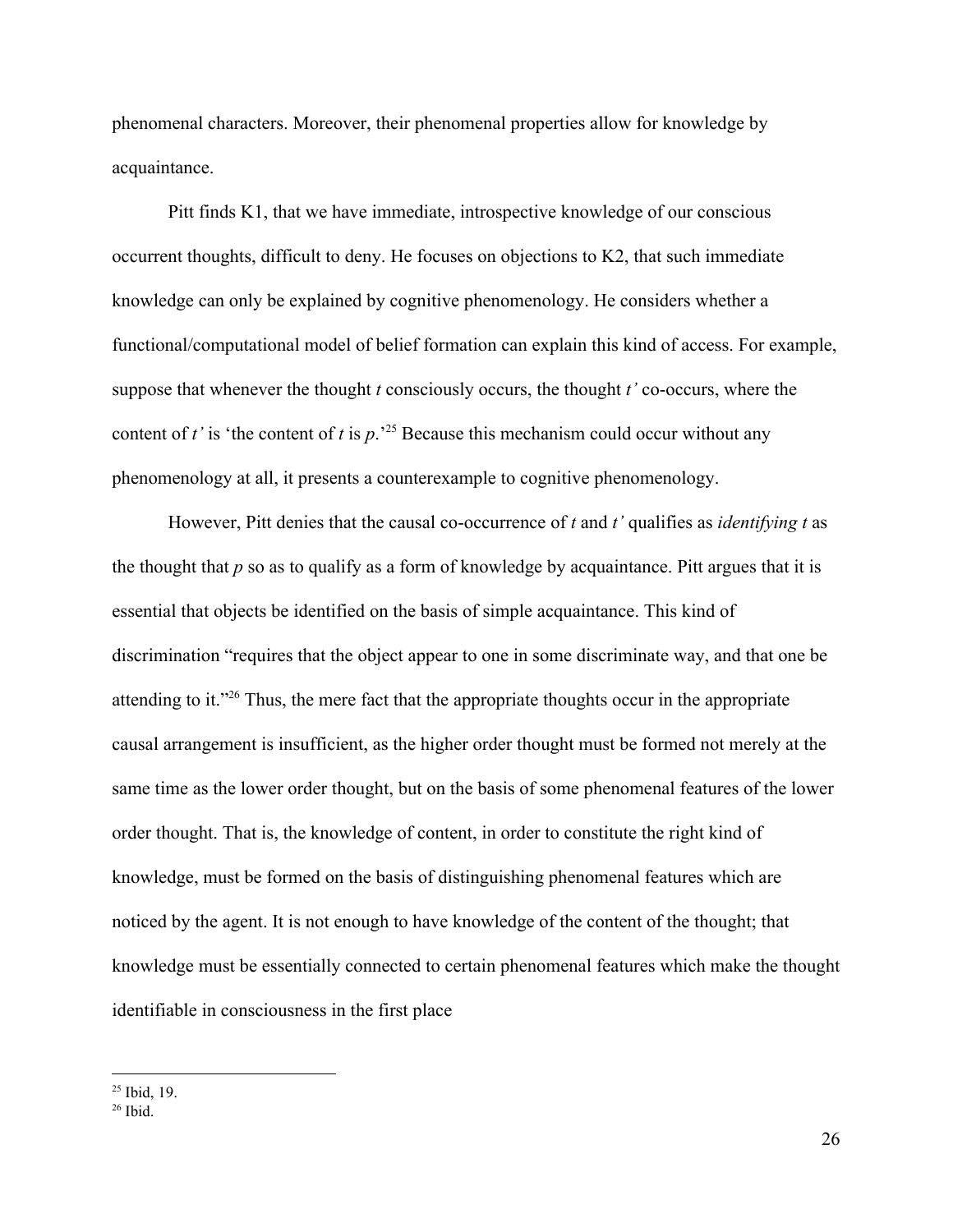phenomenal characters. Moreover, their phenomenal properties allow for knowledge by acquaintance.

Pitt finds K1, that we have immediate, introspective knowledge of our conscious occurrent thoughts, difficult to deny. He focuses on objections to K2, that such immediate knowledge can only be explained by cognitive phenomenology. He considers whether a functional/computational model of belief formation can explain this kind of access. For example, suppose that whenever the thought *t* consciously occurs, the thought *t'* co-occurs, where the content of *t'* is 'the content of *t* is *p*.'[25] Because this mechanism could occur without any phenomenology at all, it presents a counterexample to cognitive phenomenology.

However, Pitt denies that the causal co-occurrence of *t* and *t'* qualifies as *identifying t* as the thought that *p* so as to qualify as a form of knowledge by acquaintance. Pitt argues that it is essential that objects be identified on the basis of simple acquaintance. This kind of discrimination "requires that the object appear to one in some discriminate way, and that one be attending to it."[26] Thus, the mere fact that the appropriate thoughts occur in the appropriate causal arrangement is insufficient, as the higher order thought must be formed not merely at the same time as the lower order thought, but on the basis of some phenomenal features of the lower order thought. That is, the knowledge of content, in order to constitute the right kind of knowledge, must be formed on the basis of distinguishing phenomenal features which are noticed by the agent. It is not enough to have knowledge of the content of the thought; that knowledge must be essentially connected to certain phenomenal features which make the thought identifiable in consciousness in the first place

---

[25] Ibid, 19.

[26] Ibid.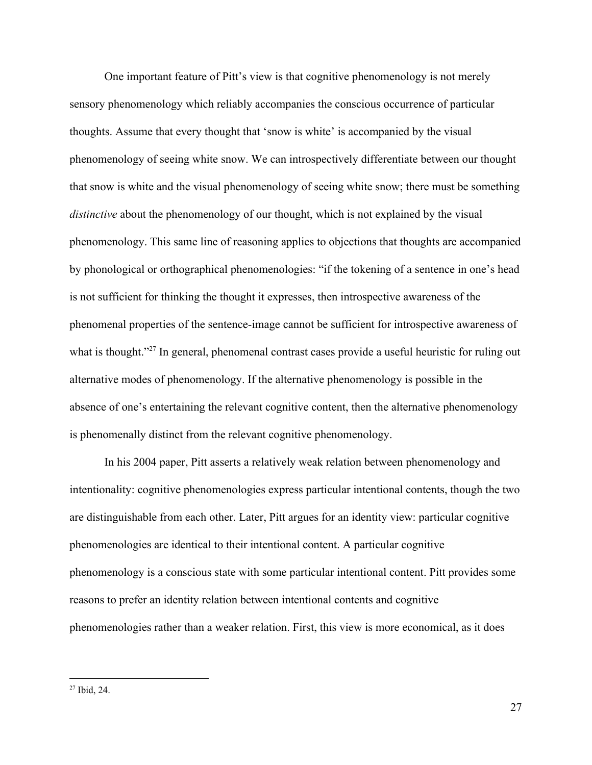One important feature of Pitt's view is that cognitive phenomenology is not merely sensory phenomenology which reliably accompanies the conscious occurrence of particular thoughts. Assume that every thought that 'snow is white' is accompanied by the visual phenomenology of seeing white snow. We can introspectively differentiate between our thought that snow is white and the visual phenomenology of seeing white snow; there must be something *distinctive* about the phenomenology of our thought, which is not explained by the visual phenomenology. This same line of reasoning applies to objections that thoughts are accompanied by phonological or orthographical phenomenologies: "if the tokening of a sentence in one's head is not sufficient for thinking the thought it expresses, then introspective awareness of the phenomenal properties of the sentence-image cannot be sufficient for introspective awareness of what is thought."[27] In general, phenomenal contrast cases provide a useful heuristic for ruling out alternative modes of phenomenology. If the alternative phenomenology is possible in the absence of one's entertaining the relevant cognitive content, then the alternative phenomenology is phenomenally distinct from the relevant cognitive phenomenology.

In his 2004 paper, Pitt asserts a relatively weak relation between phenomenology and intentionality: cognitive phenomenologies express particular intentional contents, though the two are distinguishable from each other. Later, Pitt argues for an identity view: particular cognitive phenomenologies are identical to their intentional content. A particular cognitive phenomenology is a conscious state with some particular intentional content. Pitt provides some reasons to prefer an identity relation between intentional contents and cognitive phenomenologies rather than a weaker relation. First, this view is more economical, as it does

[27] Ibid, 24.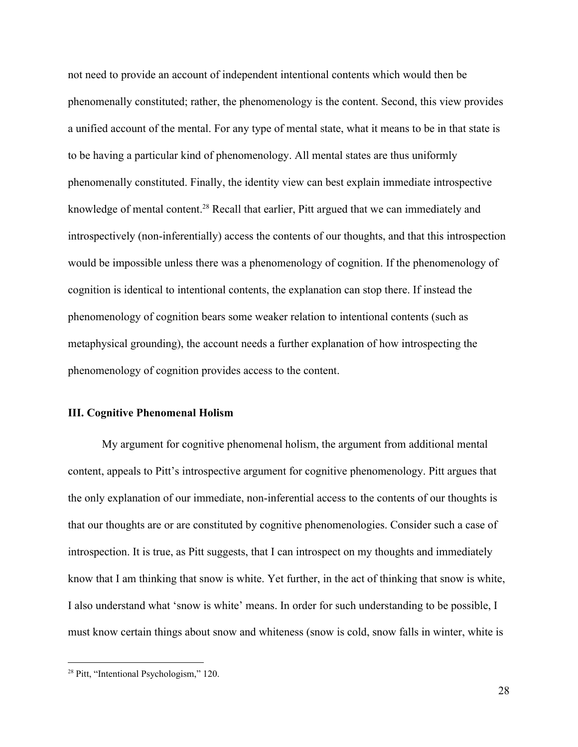not need to provide an account of independent intentional contents which would then be phenomenally constituted; rather, the phenomenology is the content. Second, this view provides a unified account of the mental. For any type of mental state, what it means to be in that state is to be having a particular kind of phenomenology. All mental states are thus uniformly phenomenally constituted. Finally, the identity view can best explain immediate introspective knowledge of mental content.[28] Recall that earlier, Pitt argued that we can immediately and introspectively (non-inferentially) access the contents of our thoughts, and that this introspection would be impossible unless there was a phenomenology of cognition. If the phenomenology of cognition is identical to intentional contents, the explanation can stop there. If instead the phenomenology of cognition bears some weaker relation to intentional contents (such as metaphysical grounding), the account needs a further explanation of how introspecting the phenomenology of cognition provides access to the content.

### III. Cognitive Phenomenal Holism

My argument for cognitive phenomenal holism, the argument from additional mental content, appeals to Pitt's introspective argument for cognitive phenomenology. Pitt argues that the only explanation of our immediate, non-inferential access to the contents of our thoughts is that our thoughts are or are constituted by cognitive phenomenologies. Consider such a case of introspection. It is true, as Pitt suggests, that I can introspect on my thoughts and immediately know that I am thinking that snow is white. Yet further, in the act of thinking that snow is white, I also understand what 'snow is white' means. In order for such understanding to be possible, I must know certain things about snow and whiteness (snow is cold, snow falls in winter, white is

[28] Pitt, "Intentional Psychologism," 120.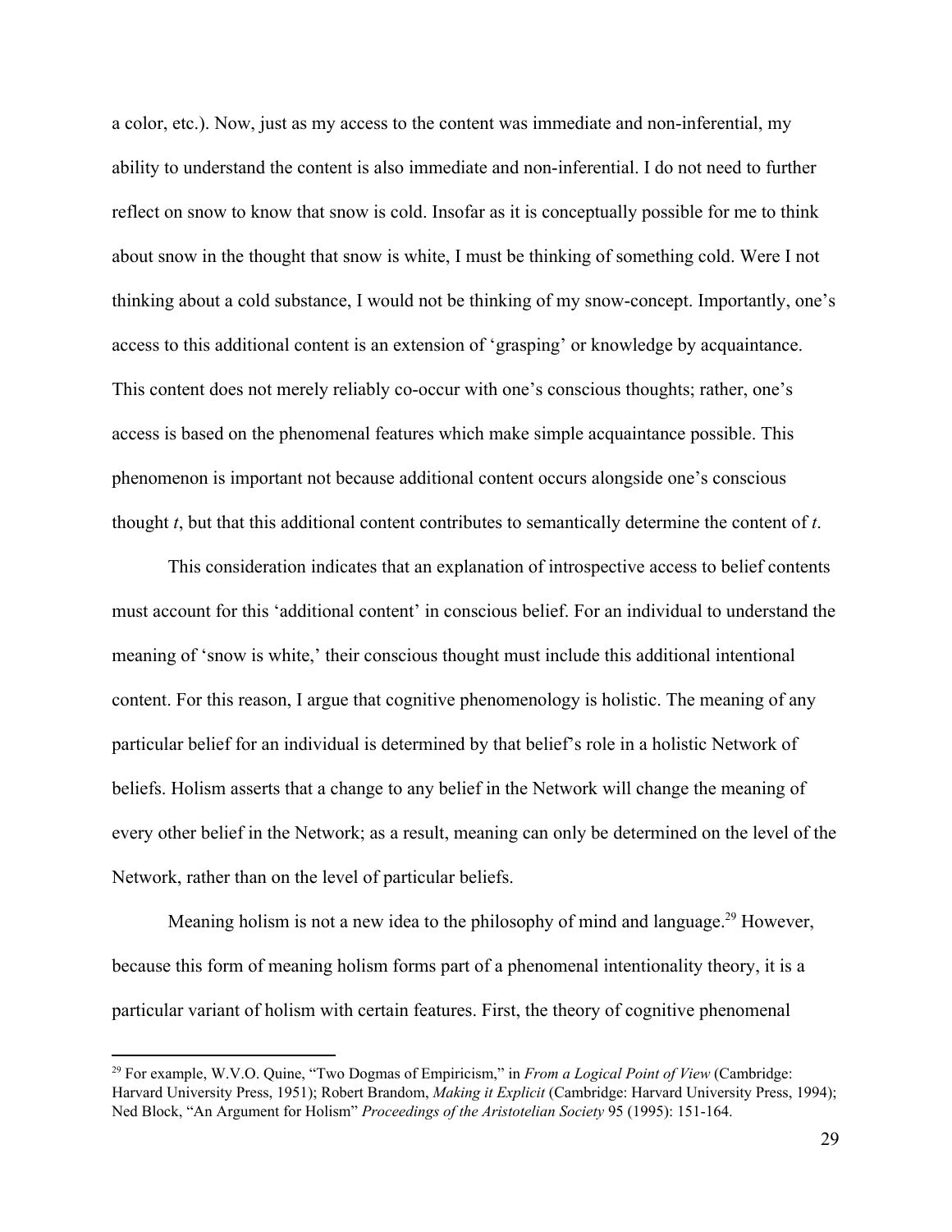a color, etc.). Now, just as my access to the content was immediate and non-inferential, my ability to understand the content is also immediate and non-inferential. I do not need to further reflect on snow to know that snow is cold. Insofar as it is conceptually possible for me to think about snow in the thought that snow is white, I must be thinking of something cold. Were I not thinking about a cold substance, I would not be thinking of my snow-concept. Importantly, one's access to this additional content is an extension of 'grasping' or knowledge by acquaintance. This content does not merely reliably co-occur with one's conscious thoughts; rather, one's access is based on the phenomenal features which make simple acquaintance possible. This phenomenon is important not because additional content occurs alongside one's conscious thought *t*, but that this additional content contributes to semantically determine the content of *t*.

This consideration indicates that an explanation of introspective access to belief contents must account for this 'additional content' in conscious belief. For an individual to understand the meaning of 'snow is white,' their conscious thought must include this additional intentional content. For this reason, I argue that cognitive phenomenology is holistic. The meaning of any particular belief for an individual is determined by that belief's role in a holistic Network of beliefs. Holism asserts that a change to any belief in the Network will change the meaning of every other belief in the Network; as a result, meaning can only be determined on the level of the Network, rather than on the level of particular beliefs.

Meaning holism is not a new idea to the philosophy of mind and language.[29] However, because this form of meaning holism forms part of a phenomenal intentionality theory, it is a particular variant of holism with certain features. First, the theory of cognitive phenomenal

[29] For example, W.V.O. Quine, "Two Dogmas of Empiricism," in *From a Logical Point of View* (Cambridge: Harvard University Press, 1951); Robert Brandom, *Making it Explicit* (Cambridge: Harvard University Press, 1994); Ned Block, "An Argument for Holism" *Proceedings of the Aristotelian Society* 95 (1995): 151-164.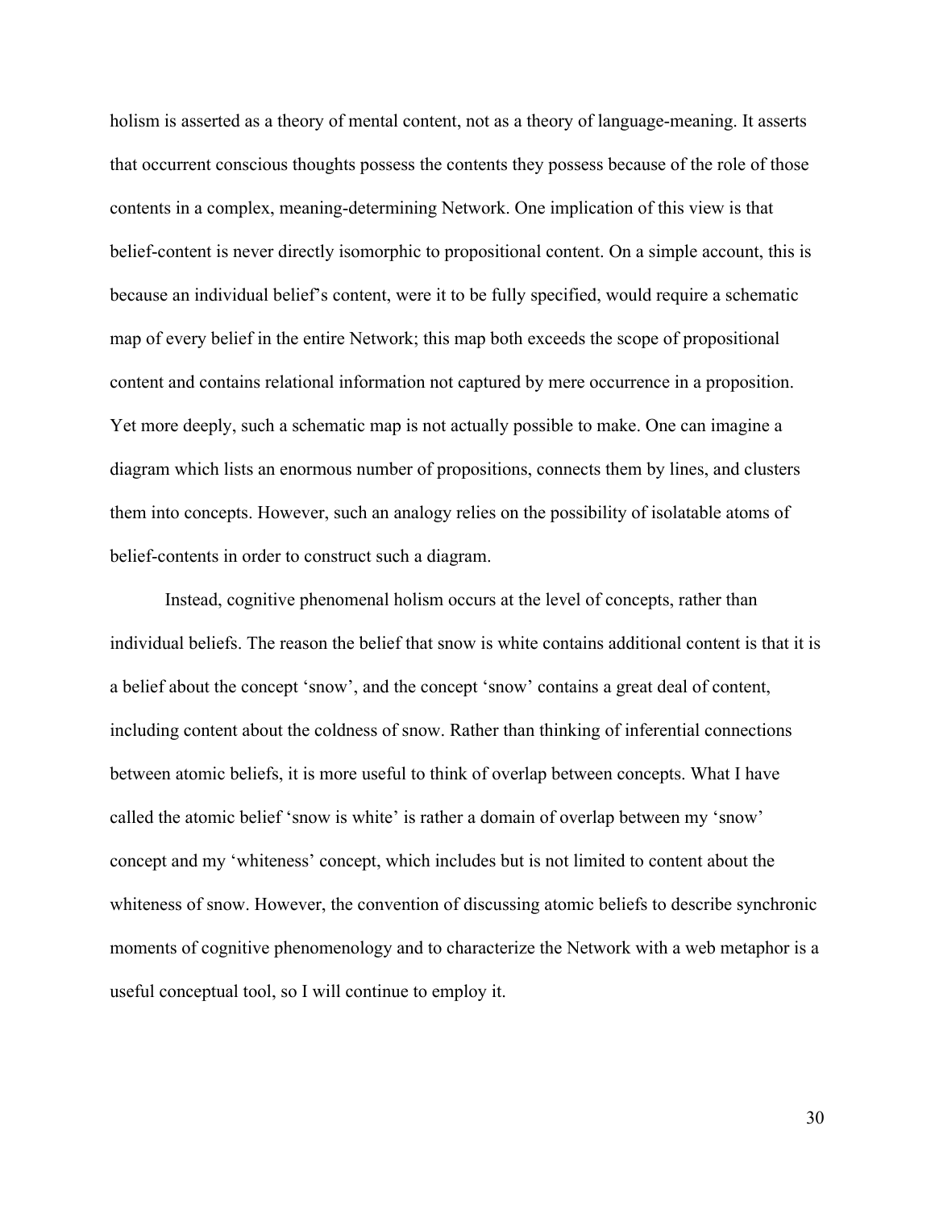holism is asserted as a theory of mental content, not as a theory of language-meaning. It asserts that occurrent conscious thoughts possess the contents they possess because of the role of those contents in a complex, meaning-determining Network. One implication of this view is that belief-content is never directly isomorphic to propositional content. On a simple account, this is because an individual belief's content, were it to be fully specified, would require a schematic map of every belief in the entire Network; this map both exceeds the scope of propositional content and contains relational information not captured by mere occurrence in a proposition. Yet more deeply, such a schematic map is not actually possible to make. One can imagine a diagram which lists an enormous number of propositions, connects them by lines, and clusters them into concepts. However, such an analogy relies on the possibility of isolatable atoms of belief-contents in order to construct such a diagram.

Instead, cognitive phenomenal holism occurs at the level of concepts, rather than individual beliefs. The reason the belief that snow is white contains additional content is that it is a belief about the concept 'snow', and the concept 'snow' contains a great deal of content, including content about the coldness of snow. Rather than thinking of inferential connections between atomic beliefs, it is more useful to think of overlap between concepts. What I have called the atomic belief 'snow is white' is rather a domain of overlap between my 'snow' concept and my 'whiteness' concept, which includes but is not limited to content about the whiteness of snow. However, the convention of discussing atomic beliefs to describe synchronic moments of cognitive phenomenology and to characterize the Network with a web metaphor is a useful conceptual tool, so I will continue to employ it.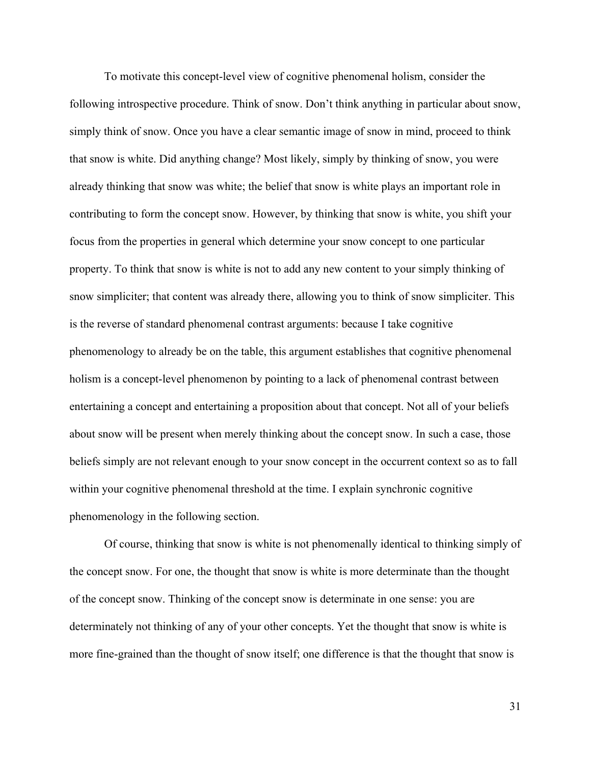To motivate this concept-level view of cognitive phenomenal holism, consider the following introspective procedure. Think of snow. Don't think anything in particular about snow, simply think of snow. Once you have a clear semantic image of snow in mind, proceed to think that snow is white. Did anything change? Most likely, simply by thinking of snow, you were already thinking that snow was white; the belief that snow is white plays an important role in contributing to form the concept snow. However, by thinking that snow is white, you shift your focus from the properties in general which determine your snow concept to one particular property. To think that snow is white is not to add any new content to your simply thinking of snow simpliciter; that content was already there, allowing you to think of snow simpliciter. This is the reverse of standard phenomenal contrast arguments: because I take cognitive phenomenology to already be on the table, this argument establishes that cognitive phenomenal holism is a concept-level phenomenon by pointing to a lack of phenomenal contrast between entertaining a concept and entertaining a proposition about that concept. Not all of your beliefs about snow will be present when merely thinking about the concept snow. In such a case, those beliefs simply are not relevant enough to your snow concept in the occurrent context so as to fall within your cognitive phenomenal threshold at the time. I explain synchronic cognitive phenomenology in the following section.

Of course, thinking that snow is white is not phenomenally identical to thinking simply of the concept snow. For one, the thought that snow is white is more determinate than the thought of the concept snow. Thinking of the concept snow is determinate in one sense: you are determinately not thinking of any of your other concepts. Yet the thought that snow is white is more fine-grained than the thought of snow itself; one difference is that the thought that snow is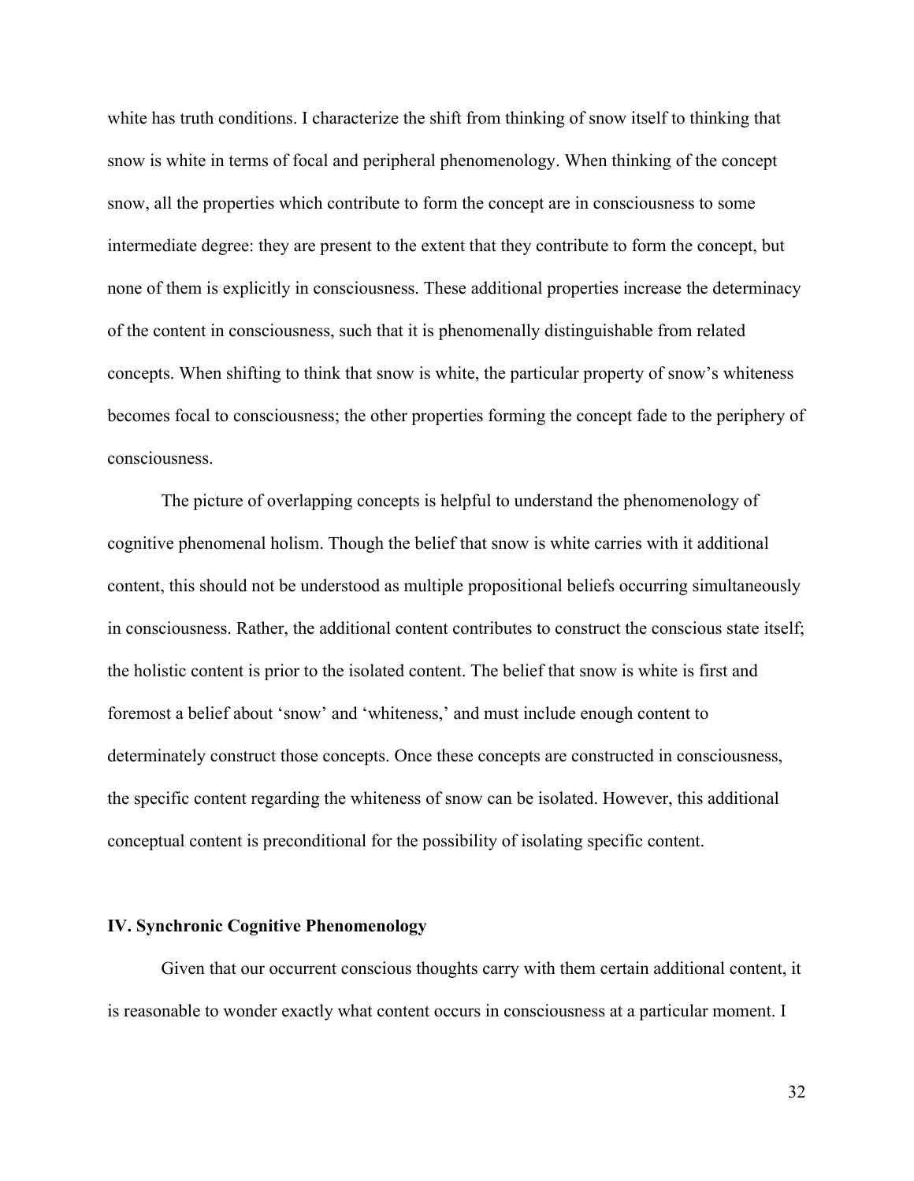white has truth conditions. I characterize the shift from thinking of snow itself to thinking that snow is white in terms of focal and peripheral phenomenology. When thinking of the concept snow, all the properties which contribute to form the concept are in consciousness to some intermediate degree: they are present to the extent that they contribute to form the concept, but none of them is explicitly in consciousness. These additional properties increase the determinacy of the content in consciousness, such that it is phenomenally distinguishable from related concepts. When shifting to think that snow is white, the particular property of snow's whiteness becomes focal to consciousness; the other properties forming the concept fade to the periphery of consciousness.

The picture of overlapping concepts is helpful to understand the phenomenology of cognitive phenomenal holism. Though the belief that snow is white carries with it additional content, this should not be understood as multiple propositional beliefs occurring simultaneously in consciousness. Rather, the additional content contributes to construct the conscious state itself; the holistic content is prior to the isolated content. The belief that snow is white is first and foremost a belief about 'snow' and 'whiteness,' and must include enough content to determinately construct those concepts. Once these concepts are constructed in consciousness, the specific content regarding the whiteness of snow can be isolated. However, this additional conceptual content is preconditional for the possibility of isolating specific content.

## IV. Synchronic Cognitive Phenomenology

Given that our occurrent conscious thoughts carry with them certain additional content, it is reasonable to wonder exactly what content occurs in consciousness at a particular moment. I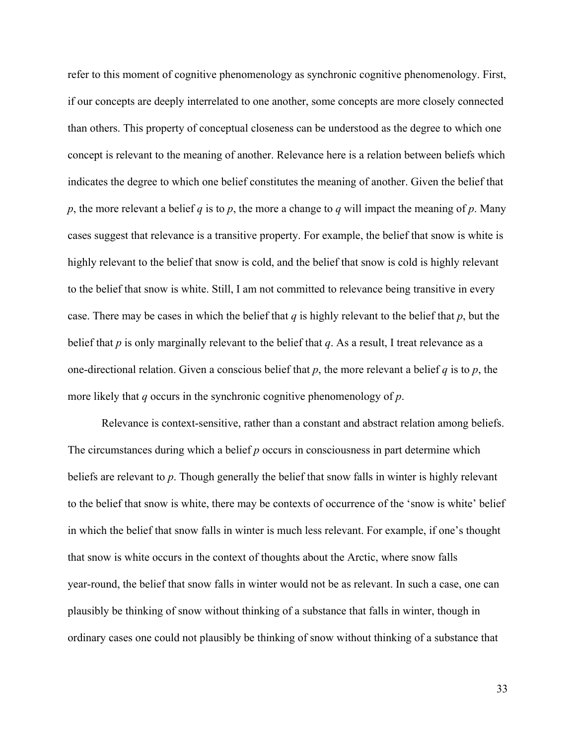refer to this moment of cognitive phenomenology as synchronic cognitive phenomenology. First, if our concepts are deeply interrelated to one another, some concepts are more closely connected than others. This property of conceptual closeness can be understood as the degree to which one concept is relevant to the meaning of another. Relevance here is a relation between beliefs which indicates the degree to which one belief constitutes the meaning of another. Given the belief that *p*, the more relevant a belief *q* is to *p*, the more a change to *q* will impact the meaning of *p*. Many cases suggest that relevance is a transitive property. For example, the belief that snow is white is highly relevant to the belief that snow is cold, and the belief that snow is cold is highly relevant to the belief that snow is white. Still, I am not committed to relevance being transitive in every case. There may be cases in which the belief that *q* is highly relevant to the belief that *p*, but the belief that *p* is only marginally relevant to the belief that *q*. As a result, I treat relevance as a one-directional relation. Given a conscious belief that *p*, the more relevant a belief *q* is to *p*, the more likely that *q* occurs in the synchronic cognitive phenomenology of *p*.

Relevance is context-sensitive, rather than a constant and abstract relation among beliefs. The circumstances during which a belief *p* occurs in consciousness in part determine which beliefs are relevant to *p*. Though generally the belief that snow falls in winter is highly relevant to the belief that snow is white, there may be contexts of occurrence of the 'snow is white' belief in which the belief that snow falls in winter is much less relevant. For example, if one's thought that snow is white occurs in the context of thoughts about the Arctic, where snow falls year-round, the belief that snow falls in winter would not be as relevant. In such a case, one can plausibly be thinking of snow without thinking of a substance that falls in winter, though in ordinary cases one could not plausibly be thinking of snow without thinking of a substance that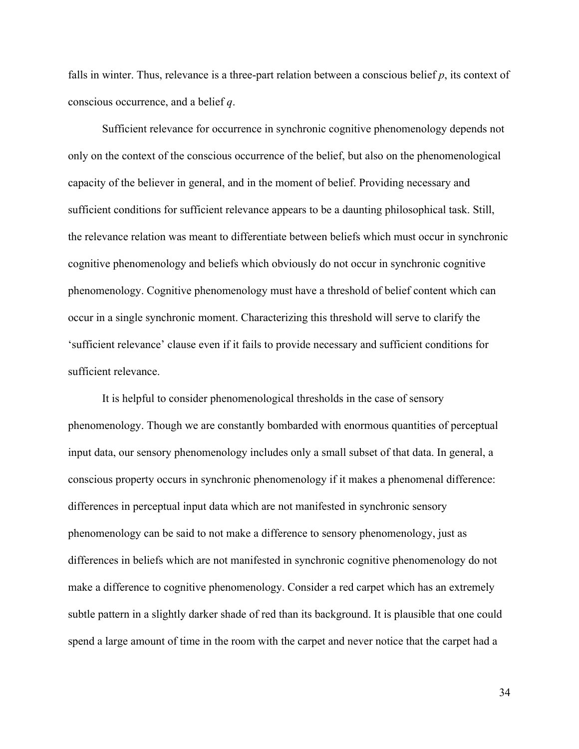falls in winter. Thus, relevance is a three-part relation between a conscious belief $p$, its context of conscious occurrence, and a belief $q$.

Sufficient relevance for occurrence in synchronic cognitive phenomenology depends not only on the context of the conscious occurrence of the belief, but also on the phenomenological capacity of the believer in general, and in the moment of belief. Providing necessary and sufficient conditions for sufficient relevance appears to be a daunting philosophical task. Still, the relevance relation was meant to differentiate between beliefs which must occur in synchronic cognitive phenomenology and beliefs which obviously do not occur in synchronic cognitive phenomenology. Cognitive phenomenology must have a threshold of belief content which can occur in a single synchronic moment. Characterizing this threshold will serve to clarify the 'sufficient relevance' clause even if it fails to provide necessary and sufficient conditions for sufficient relevance.

It is helpful to consider phenomenological thresholds in the case of sensory phenomenology. Though we are constantly bombarded with enormous quantities of perceptual input data, our sensory phenomenology includes only a small subset of that data. In general, a conscious property occurs in synchronic phenomenology if it makes a phenomenal difference: differences in perceptual input data which are not manifested in synchronic sensory phenomenology can be said to not make a difference to sensory phenomenology, just as differences in beliefs which are not manifested in synchronic cognitive phenomenology do not make a difference to cognitive phenomenology. Consider a red carpet which has an extremely subtle pattern in a slightly darker shade of red than its background. It is plausible that one could spend a large amount of time in the room with the carpet and never notice that the carpet had a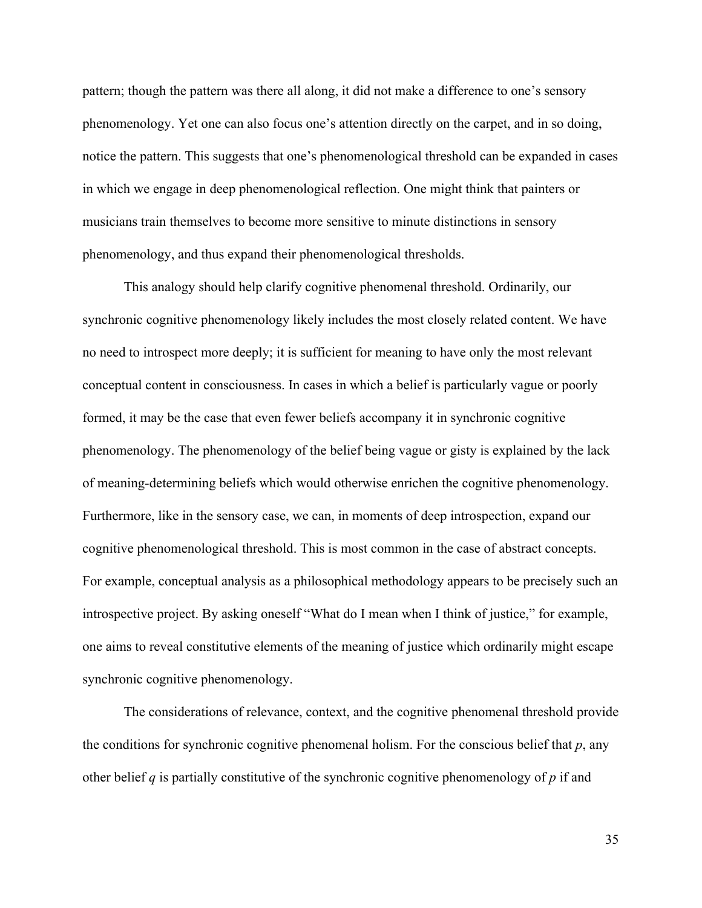pattern; though the pattern was there all along, it did not make a difference to one's sensory phenomenology. Yet one can also focus one's attention directly on the carpet, and in so doing, notice the pattern. This suggests that one's phenomenological threshold can be expanded in cases in which we engage in deep phenomenological reflection. One might think that painters or musicians train themselves to become more sensitive to minute distinctions in sensory phenomenology, and thus expand their phenomenological thresholds.

This analogy should help clarify cognitive phenomenal threshold. Ordinarily, our synchronic cognitive phenomenology likely includes the most closely related content. We have no need to introspect more deeply; it is sufficient for meaning to have only the most relevant conceptual content in consciousness. In cases in which a belief is particularly vague or poorly formed, it may be the case that even fewer beliefs accompany it in synchronic cognitive phenomenology. The phenomenology of the belief being vague or gisty is explained by the lack of meaning-determining beliefs which would otherwise enrichen the cognitive phenomenology. Furthermore, like in the sensory case, we can, in moments of deep introspection, expand our cognitive phenomenological threshold. This is most common in the case of abstract concepts. For example, conceptual analysis as a philosophical methodology appears to be precisely such an introspective project. By asking oneself "What do I mean when I think of justice," for example, one aims to reveal constitutive elements of the meaning of justice which ordinarily might escape synchronic cognitive phenomenology.

The considerations of relevance, context, and the cognitive phenomenal threshold provide the conditions for synchronic cognitive phenomenal holism. For the conscious belief that *p*, any other belief *q* is partially constitutive of the synchronic cognitive phenomenology of *p* if and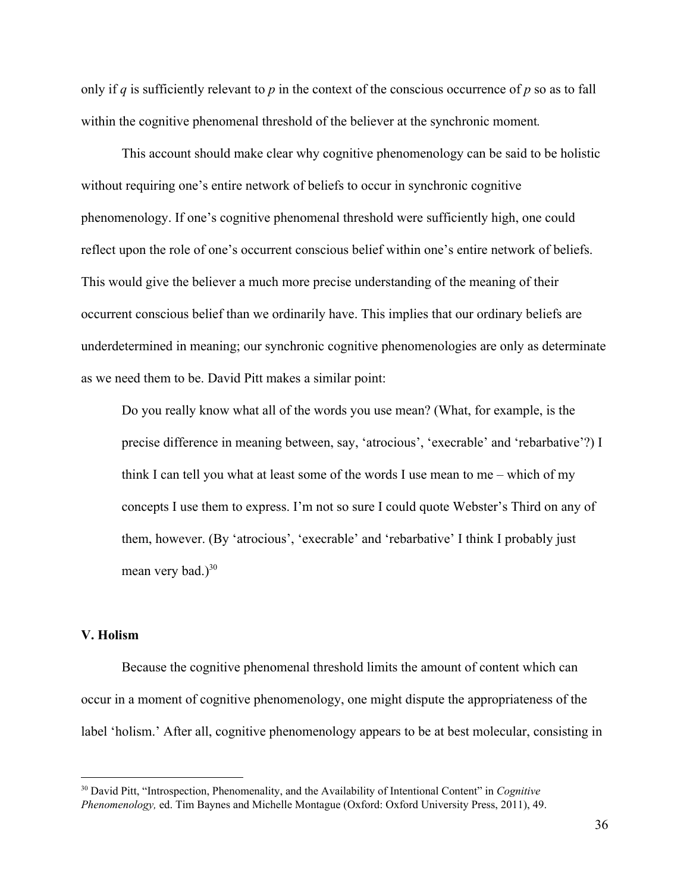only if *q* is sufficiently relevant to *p* in the context of the conscious occurrence of *p* so as to fall within the cognitive phenomenal threshold of the believer at the synchronic moment.

This account should make clear why cognitive phenomenology can be said to be holistic without requiring one's entire network of beliefs to occur in synchronic cognitive phenomenology. If one's cognitive phenomenal threshold were sufficiently high, one could reflect upon the role of one's occurrent conscious belief within one's entire network of beliefs. This would give the believer a much more precise understanding of the meaning of their occurrent conscious belief than we ordinarily have. This implies that our ordinary beliefs are underdetermined in meaning; our synchronic cognitive phenomenologies are only as determinate as we need them to be. David Pitt makes a similar point:

> Do you really know what all of the words you use mean? (What, for example, is the precise difference in meaning between, say, 'atrocious', 'execrable' and 'rebarbative'?) I think I can tell you what at least some of the words I use mean to me – which of my concepts I use them to express. I'm not so sure I could quote Webster's Third on any of them, however. (By 'atrocious', 'execrable' and 'rebarbative' I think I probably just mean very bad.)[30]

### V. Holism

Because the cognitive phenomenal threshold limits the amount of content which can occur in a moment of cognitive phenomenology, one might dispute the appropriateness of the label 'holism.' After all, cognitive phenomenology appears to be at best molecular, consisting in

---

[30] David Pitt, "Introspection, Phenomenality, and the Availability of Intentional Content" in *Cognitive Phenomenology,* ed. Tim Baynes and Michelle Montague (Oxford: Oxford University Press, 2011), 49.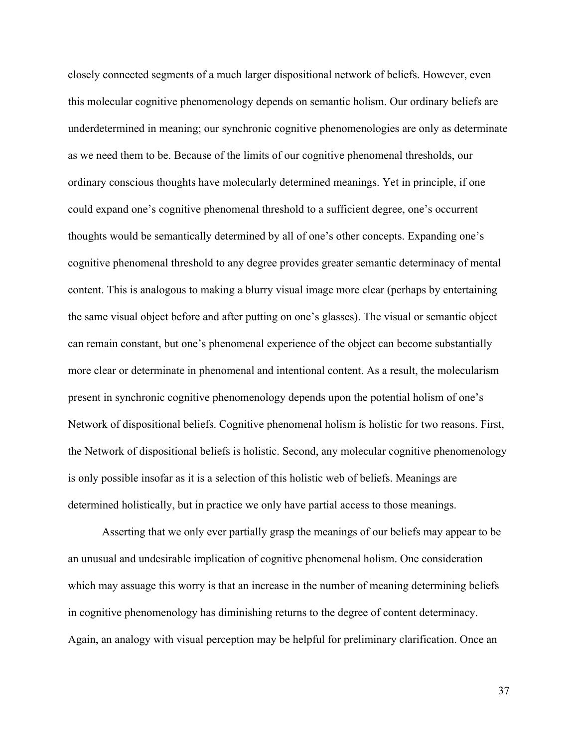closely connected segments of a much larger dispositional network of beliefs. However, even this molecular cognitive phenomenology depends on semantic holism. Our ordinary beliefs are underdetermined in meaning; our synchronic cognitive phenomenologies are only as determinate as we need them to be. Because of the limits of our cognitive phenomenal thresholds, our ordinary conscious thoughts have molecularly determined meanings. Yet in principle, if one could expand one's cognitive phenomenal threshold to a sufficient degree, one's occurrent thoughts would be semantically determined by all of one's other concepts. Expanding one's cognitive phenomenal threshold to any degree provides greater semantic determinacy of mental content. This is analogous to making a blurry visual image more clear (perhaps by entertaining the same visual object before and after putting on one's glasses). The visual or semantic object can remain constant, but one's phenomenal experience of the object can become substantially more clear or determinate in phenomenal and intentional content. As a result, the molecularism present in synchronic cognitive phenomenology depends upon the potential holism of one's Network of dispositional beliefs. Cognitive phenomenal holism is holistic for two reasons. First, the Network of dispositional beliefs is holistic. Second, any molecular cognitive phenomenology is only possible insofar as it is a selection of this holistic web of beliefs. Meanings are determined holistically, but in practice we only have partial access to those meanings.

Asserting that we only ever partially grasp the meanings of our beliefs may appear to be an unusual and undesirable implication of cognitive phenomenal holism. One consideration which may assuage this worry is that an increase in the number of meaning determining beliefs in cognitive phenomenology has diminishing returns to the degree of content determinacy. Again, an analogy with visual perception may be helpful for preliminary clarification. Once an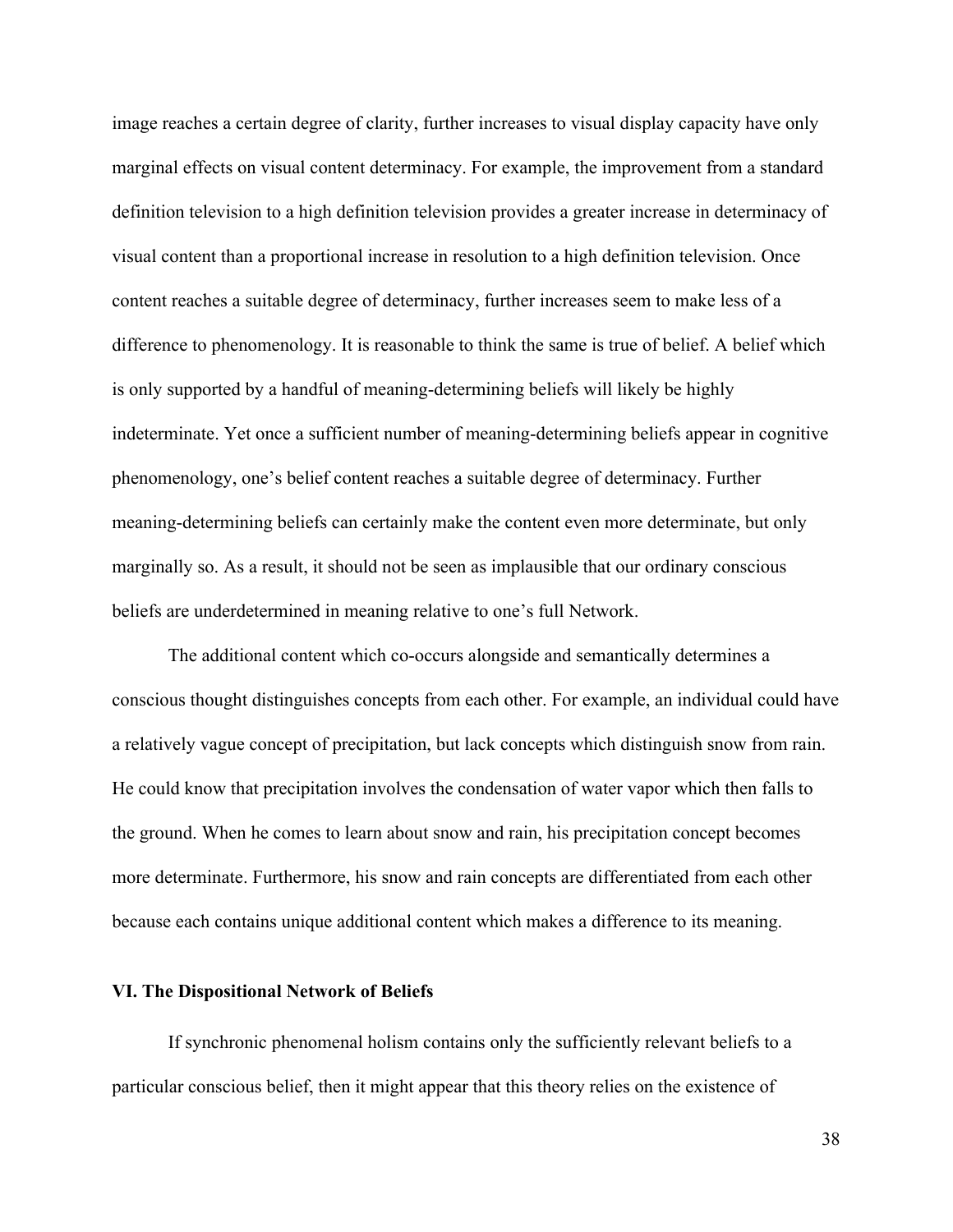image reaches a certain degree of clarity, further increases to visual display capacity have only marginal effects on visual content determinacy. For example, the improvement from a standard definition television to a high definition television provides a greater increase in determinacy of visual content than a proportional increase in resolution to a high definition television. Once content reaches a suitable degree of determinacy, further increases seem to make less of a difference to phenomenology. It is reasonable to think the same is true of belief. A belief which is only supported by a handful of meaning-determining beliefs will likely be highly indeterminate. Yet once a sufficient number of meaning-determining beliefs appear in cognitive phenomenology, one's belief content reaches a suitable degree of determinacy. Further meaning-determining beliefs can certainly make the content even more determinate, but only marginally so. As a result, it should not be seen as implausible that our ordinary conscious beliefs are underdetermined in meaning relative to one's full Network.

The additional content which co-occurs alongside and semantically determines a conscious thought distinguishes concepts from each other. For example, an individual could have a relatively vague concept of precipitation, but lack concepts which distinguish snow from rain. He could know that precipitation involves the condensation of water vapor which then falls to the ground. When he comes to learn about snow and rain, his precipitation concept becomes more determinate. Furthermore, his snow and rain concepts are differentiated from each other because each contains unique additional content which makes a difference to its meaning.

## VI. The Dispositional Network of Beliefs

If synchronic phenomenal holism contains only the sufficiently relevant beliefs to a particular conscious belief, then it might appear that this theory relies on the existence of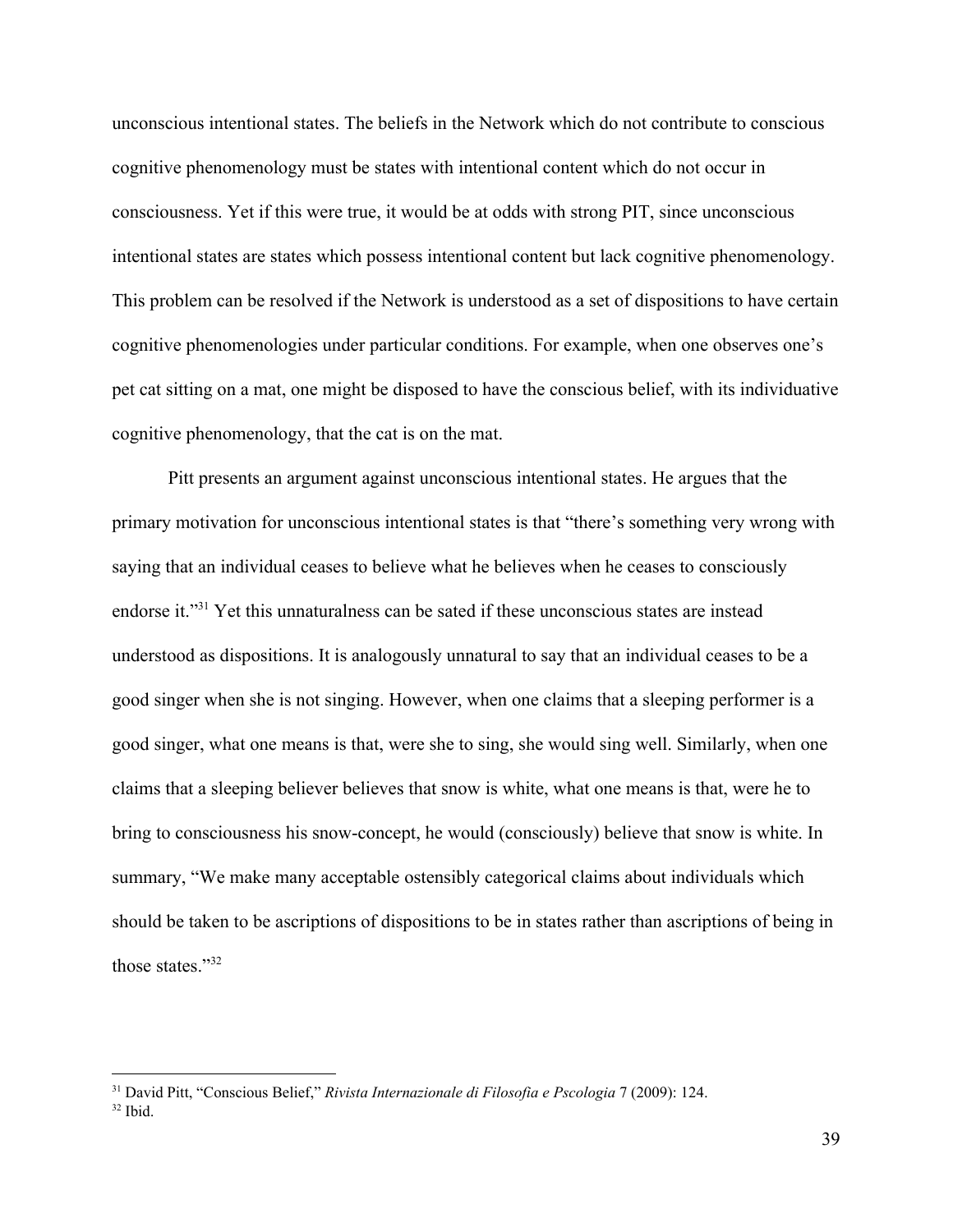unconscious intentional states. The beliefs in the Network which do not contribute to conscious cognitive phenomenology must be states with intentional content which do not occur in consciousness. Yet if this were true, it would be at odds with strong PIT, since unconscious intentional states are states which possess intentional content but lack cognitive phenomenology. This problem can be resolved if the Network is understood as a set of dispositions to have certain cognitive phenomenologies under particular conditions. For example, when one observes one's pet cat sitting on a mat, one might be disposed to have the conscious belief, with its individuative cognitive phenomenology, that the cat is on the mat.

Pitt presents an argument against unconscious intentional states. He argues that the primary motivation for unconscious intentional states is that "there's something very wrong with saying that an individual ceases to believe what he believes when he ceases to consciously endorse it."[31] Yet this unnaturalness can be sated if these unconscious states are instead understood as dispositions. It is analogously unnatural to say that an individual ceases to be a good singer when she is not singing. However, when one claims that a sleeping performer is a good singer, what one means is that, were she to sing, she would sing well. Similarly, when one claims that a sleeping believer believes that snow is white, what one means is that, were he to bring to consciousness his snow-concept, he would (consciously) believe that snow is white. In summary, "We make many acceptable ostensibly categorical claims about individuals which should be taken to be ascriptions of dispositions to be in states rather than ascriptions of being in those states."[32]

---

[31] David Pitt, "Conscious Belief," *Rivista Internazionale di Filosofia e Pscologia* 7 (2009): 124.

[32] Ibid.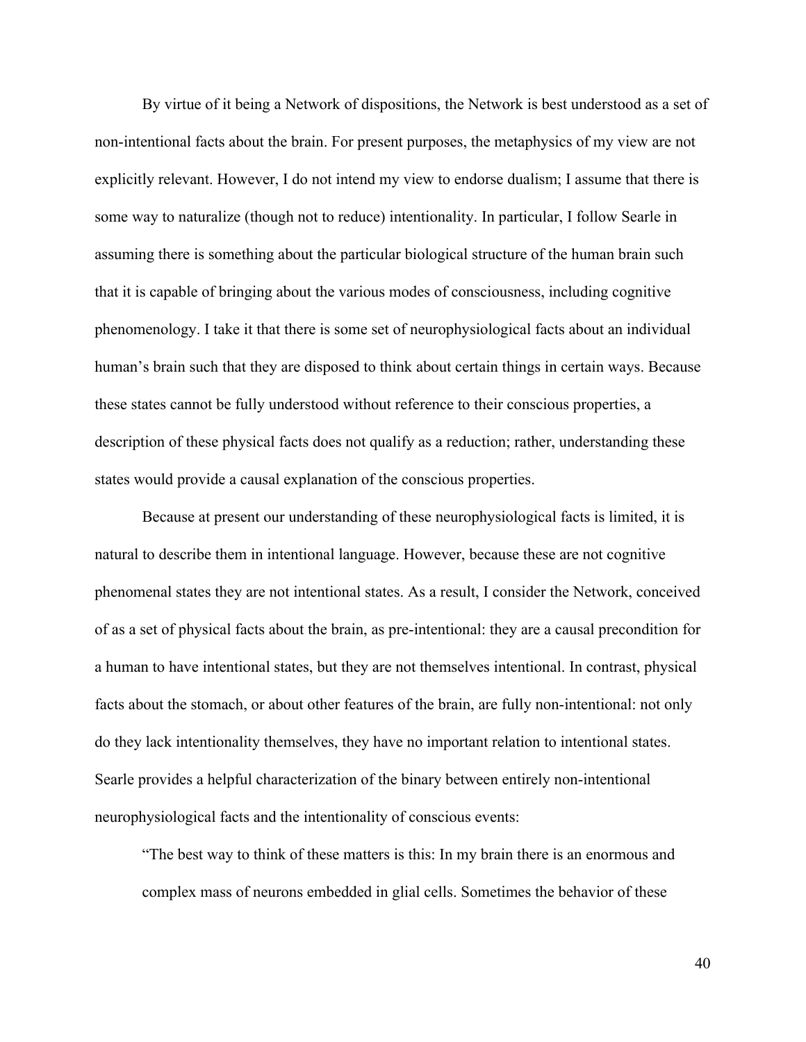By virtue of it being a Network of dispositions, the Network is best understood as a set of non-intentional facts about the brain. For present purposes, the metaphysics of my view are not explicitly relevant. However, I do not intend my view to endorse dualism; I assume that there is some way to naturalize (though not to reduce) intentionality. In particular, I follow Searle in assuming there is something about the particular biological structure of the human brain such that it is capable of bringing about the various modes of consciousness, including cognitive phenomenology. I take it that there is some set of neurophysiological facts about an individual human's brain such that they are disposed to think about certain things in certain ways. Because these states cannot be fully understood without reference to their conscious properties, a description of these physical facts does not qualify as a reduction; rather, understanding these states would provide a causal explanation of the conscious properties.

Because at present our understanding of these neurophysiological facts is limited, it is natural to describe them in intentional language. However, because these are not cognitive phenomenal states they are not intentional states. As a result, I consider the Network, conceived of as a set of physical facts about the brain, as pre-intentional: they are a causal precondition for a human to have intentional states, but they are not themselves intentional. In contrast, physical facts about the stomach, or about other features of the brain, are fully non-intentional: not only do they lack intentionality themselves, they have no important relation to intentional states. Searle provides a helpful characterization of the binary between entirely non-intentional neurophysiological facts and the intentionality of conscious events:

> "The best way to think of these matters is this: In my brain there is an enormous and complex mass of neurons embedded in glial cells. Sometimes the behavior of these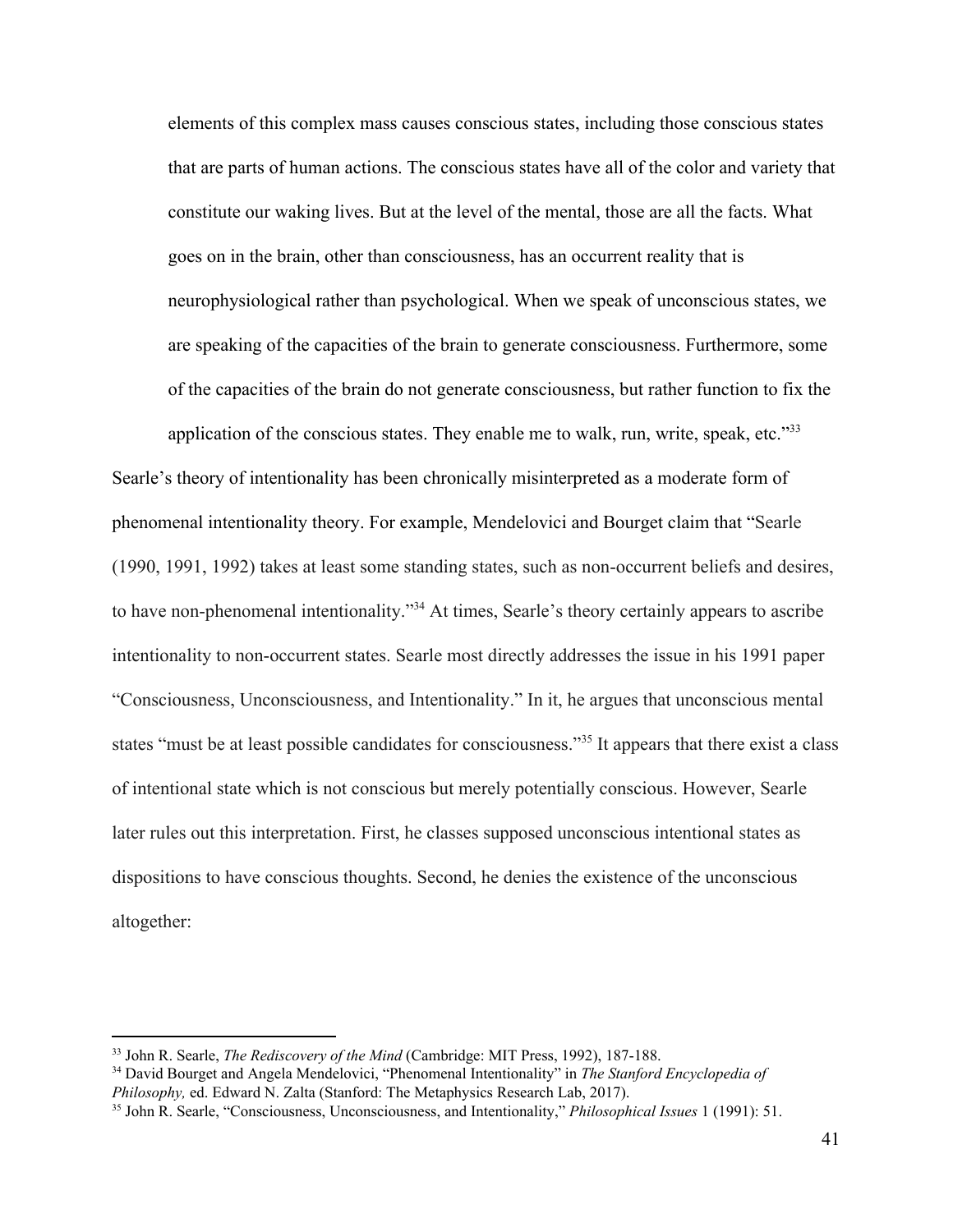> elements of this complex mass causes conscious states, including those conscious states that are parts of human actions. The conscious states have all of the color and variety that constitute our waking lives. But at the level of the mental, those are all the facts. What goes on in the brain, other than consciousness, has an occurrent reality that is neurophysiological rather than psychological. When we speak of unconscious states, we are speaking of the capacities of the brain to generate consciousness. Furthermore, some of the capacities of the brain do not generate consciousness, but rather function to fix the application of the conscious states. They enable me to walk, run, write, speak, etc."[33]

Searle's theory of intentionality has been chronically misinterpreted as a moderate form of phenomenal intentionality theory. For example, Mendelovici and Bourget claim that "Searle (1990, 1991, 1992) takes at least some standing states, such as non-occurrent beliefs and desires, to have non-phenomenal intentionality."[34] At times, Searle's theory certainly appears to ascribe intentionality to non-occurrent states. Searle most directly addresses the issue in his 1991 paper "Consciousness, Unconsciousness, and Intentionality." In it, he argues that unconscious mental states "must be at least possible candidates for consciousness."[35] It appears that there exist a class of intentional state which is not conscious but merely potentially conscious. However, Searle later rules out this interpretation. First, he classes supposed unconscious intentional states as dispositions to have conscious thoughts. Second, he denies the existence of the unconscious altogether:

---

[33] John R. Searle, *The Rediscovery of the Mind* (Cambridge: MIT Press, 1992), 187-188.

[34] David Bourget and Angela Mendelovici, "Phenomenal Intentionality" in *The Stanford Encyclopedia of Philosophy,* ed. Edward N. Zalta (Stanford: The Metaphysics Research Lab, 2017).

[35] John R. Searle, "Consciousness, Unconsciousness, and Intentionality," *Philosophical Issues* 1 (1991): 51.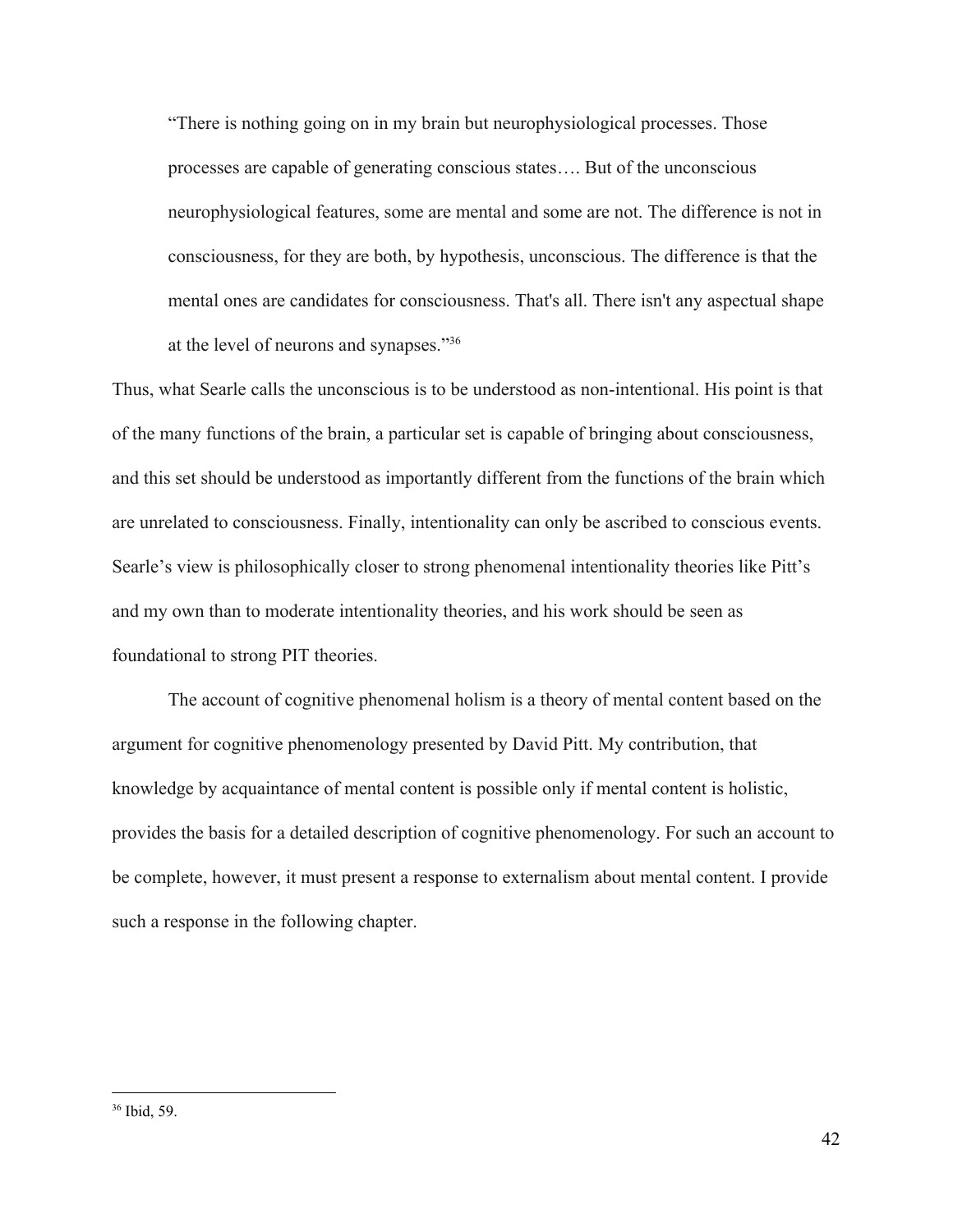> "There is nothing going on in my brain but neurophysiological processes. Those processes are capable of generating conscious states…. But of the unconscious neurophysiological features, some are mental and some are not. The difference is not in consciousness, for they are both, by hypothesis, unconscious. The difference is that the mental ones are candidates for consciousness. That's all. There isn't any aspectual shape at the level of neurons and synapses."[36]

Thus, what Searle calls the unconscious is to be understood as non-intentional. His point is that of the many functions of the brain, a particular set is capable of bringing about consciousness, and this set should be understood as importantly different from the functions of the brain which are unrelated to consciousness. Finally, intentionality can only be ascribed to conscious events. Searle's view is philosophically closer to strong phenomenal intentionality theories like Pitt's and my own than to moderate intentionality theories, and his work should be seen as foundational to strong PIT theories.

The account of cognitive phenomenal holism is a theory of mental content based on the argument for cognitive phenomenology presented by David Pitt. My contribution, that knowledge by acquaintance of mental content is possible only if mental content is holistic, provides the basis for a detailed description of cognitive phenomenology. For such an account to be complete, however, it must present a response to externalism about mental content. I provide such a response in the following chapter.

---

[36] Ibid, 59.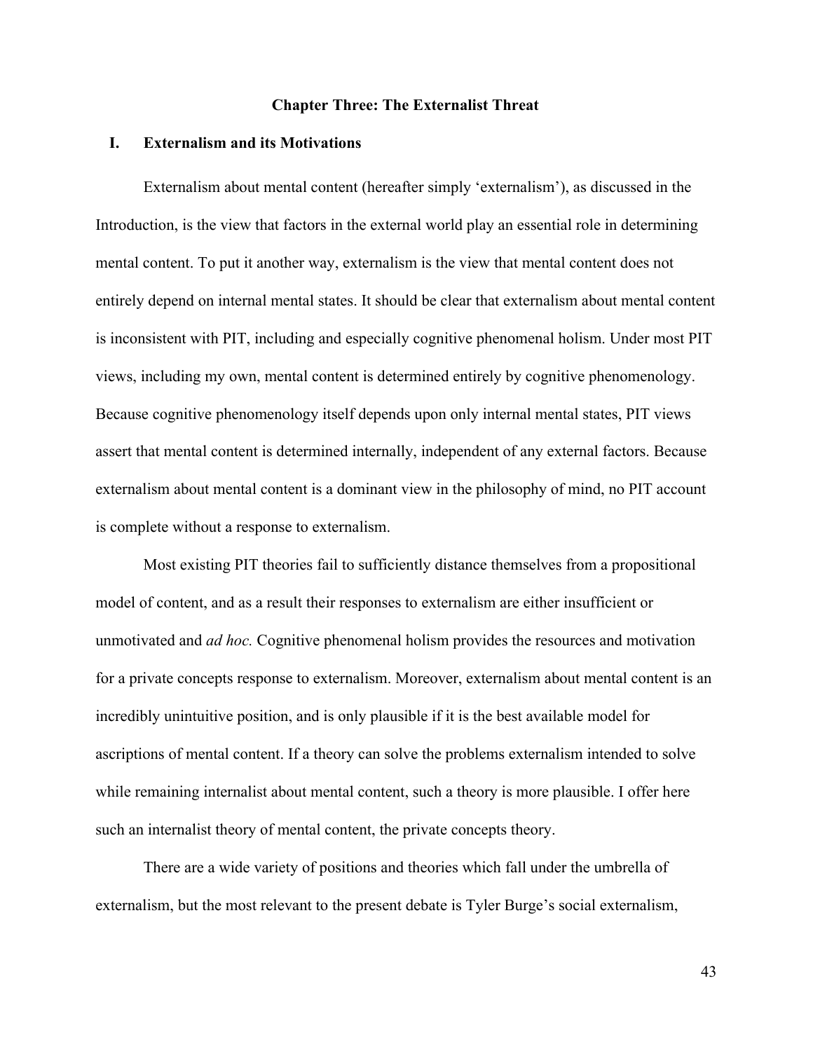# Chapter Three: The Externalist Threat

## I. Externalism and its Motivations

Externalism about mental content (hereafter simply 'externalism'), as discussed in the Introduction, is the view that factors in the external world play an essential role in determining mental content. To put it another way, externalism is the view that mental content does not entirely depend on internal mental states. It should be clear that externalism about mental content is inconsistent with PIT, including and especially cognitive phenomenal holism. Under most PIT views, including my own, mental content is determined entirely by cognitive phenomenology. Because cognitive phenomenology itself depends upon only internal mental states, PIT views assert that mental content is determined internally, independent of any external factors. Because externalism about mental content is a dominant view in the philosophy of mind, no PIT account is complete without a response to externalism.

Most existing PIT theories fail to sufficiently distance themselves from a propositional model of content, and as a result their responses to externalism are either insufficient or unmotivated and *ad hoc.* Cognitive phenomenal holism provides the resources and motivation for a private concepts response to externalism. Moreover, externalism about mental content is an incredibly unintuitive position, and is only plausible if it is the best available model for ascriptions of mental content. If a theory can solve the problems externalism intended to solve while remaining internalist about mental content, such a theory is more plausible. I offer here such an internalist theory of mental content, the private concepts theory.

There are a wide variety of positions and theories which fall under the umbrella of externalism, but the most relevant to the present debate is Tyler Burge's social externalism,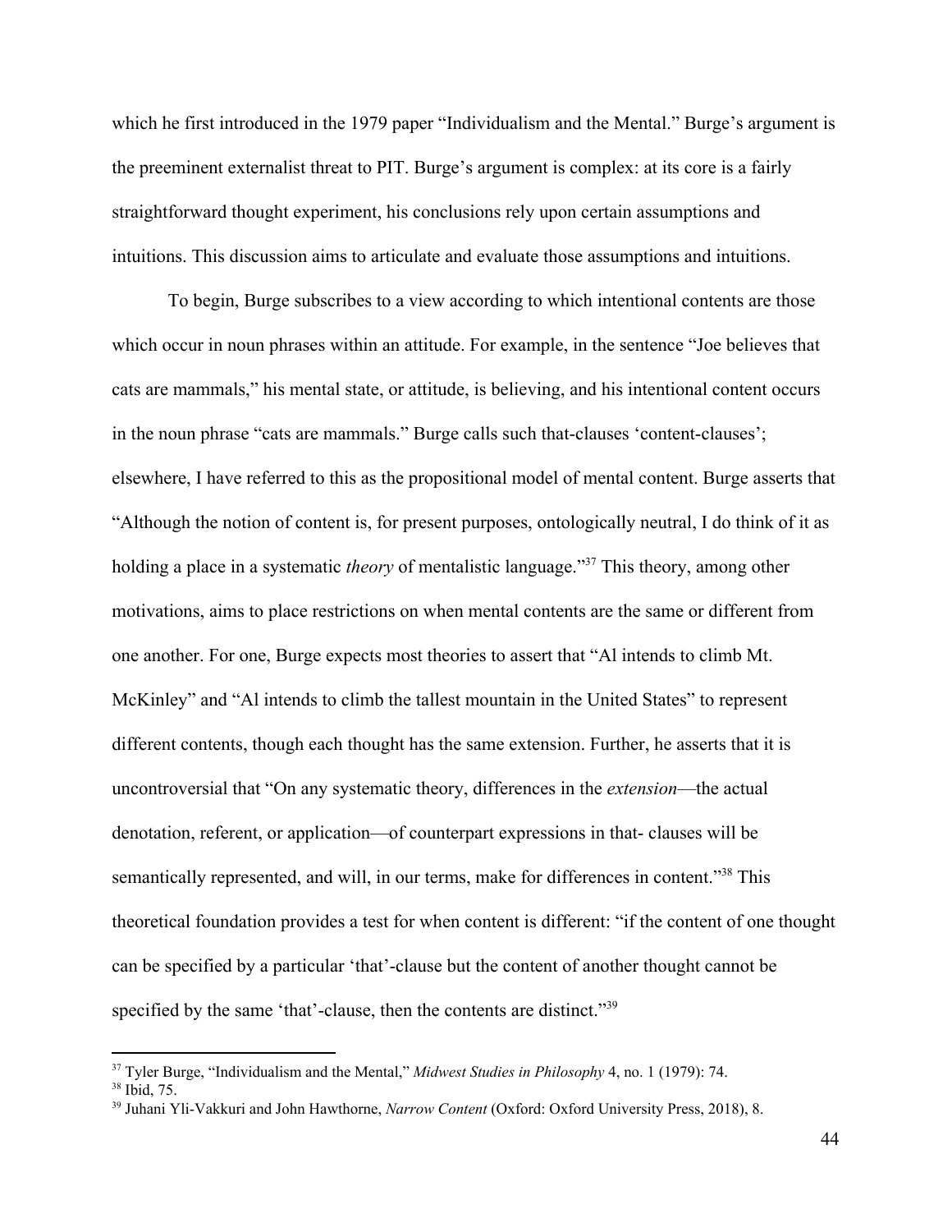which he first introduced in the 1979 paper "Individualism and the Mental." Burge's argument is the preeminent externalist threat to PIT. Burge's argument is complex: at its core is a fairly straightforward thought experiment, his conclusions rely upon certain assumptions and intuitions. This discussion aims to articulate and evaluate those assumptions and intuitions.

To begin, Burge subscribes to a view according to which intentional contents are those which occur in noun phrases within an attitude. For example, in the sentence "Joe believes that cats are mammals," his mental state, or attitude, is believing, and his intentional content occurs in the noun phrase "cats are mammals." Burge calls such that-clauses 'content-clauses'; elsewhere, I have referred to this as the propositional model of mental content. Burge asserts that "Although the notion of content is, for present purposes, ontologically neutral, I do think of it as holding a place in a systematic *theory* of mentalistic language."[37] This theory, among other motivations, aims to place restrictions on when mental contents are the same or different from one another. For one, Burge expects most theories to assert that "Al intends to climb Mt. McKinley" and "Al intends to climb the tallest mountain in the United States" to represent different contents, though each thought has the same extension. Further, he asserts that it is uncontroversial that "On any systematic theory, differences in the *extension*—the actual denotation, referent, or application—of counterpart expressions in that- clauses will be semantically represented, and will, in our terms, make for differences in content."[38] This theoretical foundation provides a test for when content is different: "if the content of one thought can be specified by a particular 'that'-clause but the content of another thought cannot be specified by the same 'that'-clause, then the contents are distinct."[39]

---

[37] Tyler Burge, "Individualism and the Mental," *Midwest Studies in Philosophy* 4, no. 1 (1979): 74.
[38] Ibid, 75.
[39] Juhani Yli-Vakkuri and John Hawthorne, *Narrow Content* (Oxford: Oxford University Press, 2018), 8.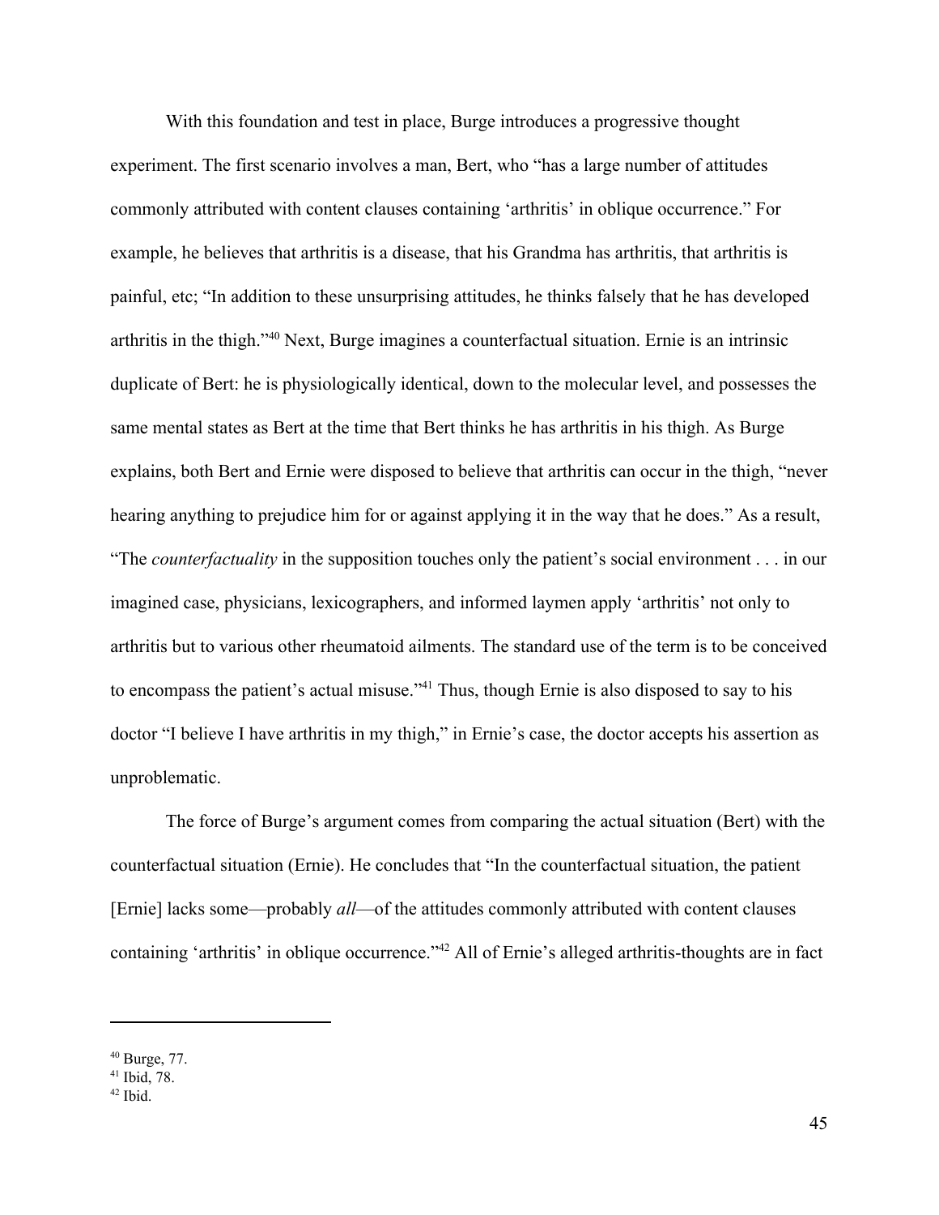With this foundation and test in place, Burge introduces a progressive thought experiment. The first scenario involves a man, Bert, who "has a large number of attitudes commonly attributed with content clauses containing 'arthritis' in oblique occurrence." For example, he believes that arthritis is a disease, that his Grandma has arthritis, that arthritis is painful, etc; "In addition to these unsurprising attitudes, he thinks falsely that he has developed arthritis in the thigh."[40] Next, Burge imagines a counterfactual situation. Ernie is an intrinsic duplicate of Bert: he is physiologically identical, down to the molecular level, and possesses the same mental states as Bert at the time that Bert thinks he has arthritis in his thigh. As Burge explains, both Bert and Ernie were disposed to believe that arthritis can occur in the thigh, "never hearing anything to prejudice him for or against applying it in the way that he does." As a result, "The *counterfactuality* in the supposition touches only the patient's social environment . . . in our imagined case, physicians, lexicographers, and informed laymen apply 'arthritis' not only to arthritis but to various other rheumatoid ailments. The standard use of the term is to be conceived to encompass the patient's actual misuse."[41] Thus, though Ernie is also disposed to say to his doctor "I believe I have arthritis in my thigh," in Ernie's case, the doctor accepts his assertion as unproblematic.

The force of Burge's argument comes from comparing the actual situation (Bert) with the counterfactual situation (Ernie). He concludes that "In the counterfactual situation, the patient [Ernie] lacks some—probably *all*—of the attitudes commonly attributed with content clauses containing 'arthritis' in oblique occurrence."[42] All of Ernie's alleged arthritis-thoughts are in fact

---

[40] Burge, 77.
[41] Ibid, 78.
[42] Ibid.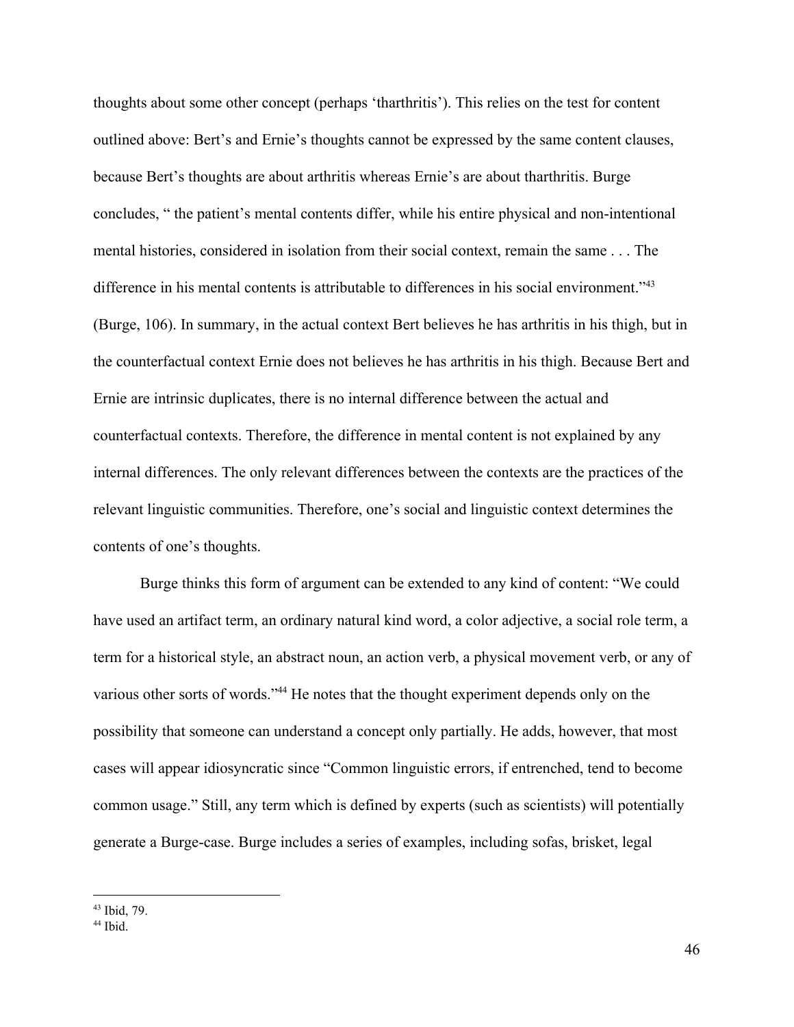thoughts about some other concept (perhaps 'tharthritis'). This relies on the test for content outlined above: Bert's and Ernie's thoughts cannot be expressed by the same content clauses, because Bert's thoughts are about arthritis whereas Ernie's are about tharthritis. Burge concludes, " the patient's mental contents differ, while his entire physical and non-intentional mental histories, considered in isolation from their social context, remain the same . . . The difference in his mental contents is attributable to differences in his social environment."[43] (Burge, 106). In summary, in the actual context Bert believes he has arthritis in his thigh, but in the counterfactual context Ernie does not believes he has arthritis in his thigh. Because Bert and Ernie are intrinsic duplicates, there is no internal difference between the actual and counterfactual contexts. Therefore, the difference in mental content is not explained by any internal differences. The only relevant differences between the contexts are the practices of the relevant linguistic communities. Therefore, one's social and linguistic context determines the contents of one's thoughts.

Burge thinks this form of argument can be extended to any kind of content: "We could have used an artifact term, an ordinary natural kind word, a color adjective, a social role term, a term for a historical style, an abstract noun, an action verb, a physical movement verb, or any of various other sorts of words."[44] He notes that the thought experiment depends only on the possibility that someone can understand a concept only partially. He adds, however, that most cases will appear idiosyncratic since "Common linguistic errors, if entrenched, tend to become common usage." Still, any term which is defined by experts (such as scientists) will potentially generate a Burge-case. Burge includes a series of examples, including sofas, brisket, legal

---

[43] Ibid, 79.

[44] Ibid.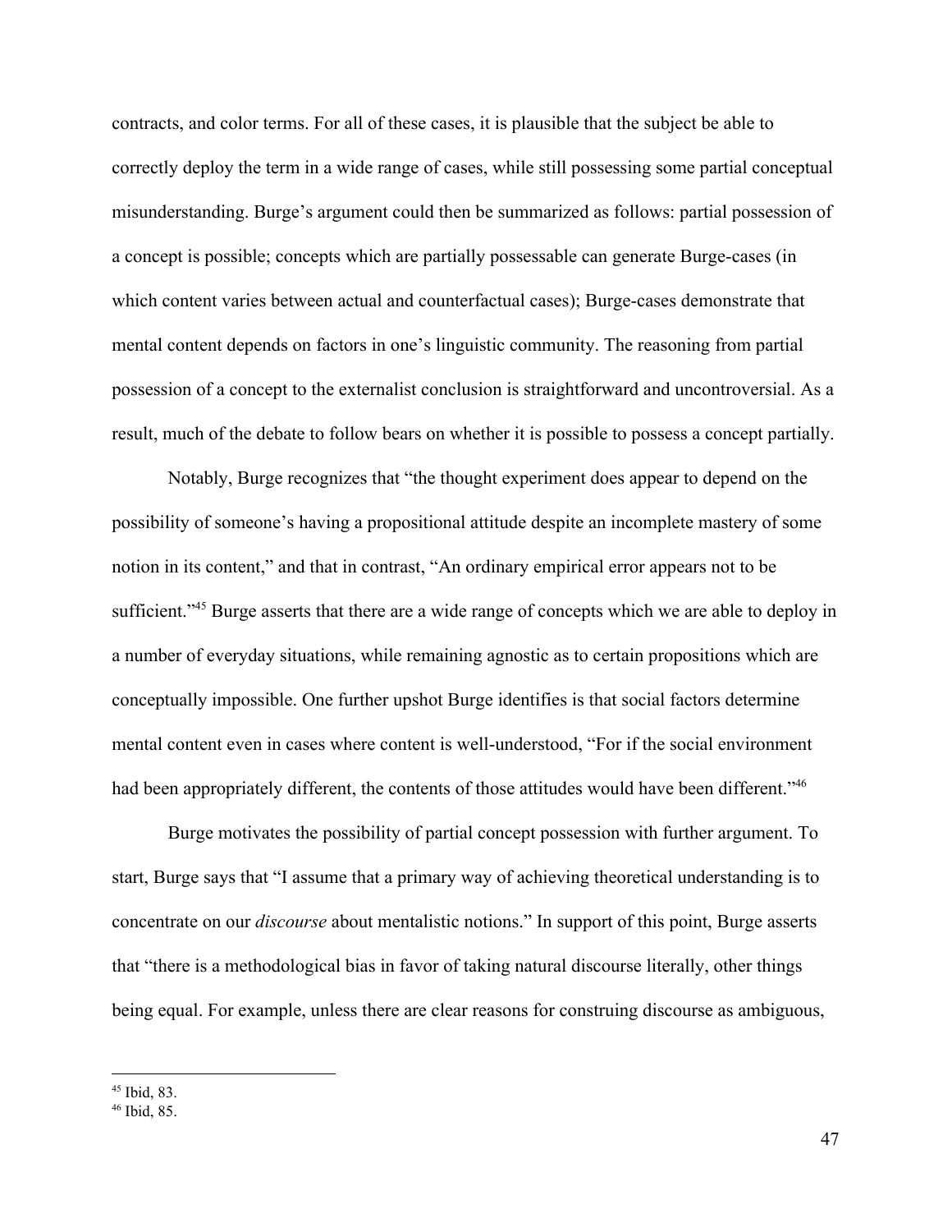contracts, and color terms. For all of these cases, it is plausible that the subject be able to correctly deploy the term in a wide range of cases, while still possessing some partial conceptual misunderstanding. Burge's argument could then be summarized as follows: partial possession of a concept is possible; concepts which are partially possessable can generate Burge-cases (in which content varies between actual and counterfactual cases); Burge-cases demonstrate that mental content depends on factors in one's linguistic community. The reasoning from partial possession of a concept to the externalist conclusion is straightforward and uncontroversial. As a result, much of the debate to follow bears on whether it is possible to possess a concept partially.

Notably, Burge recognizes that "the thought experiment does appear to depend on the possibility of someone's having a propositional attitude despite an incomplete mastery of some notion in its content," and that in contrast, "An ordinary empirical error appears not to be sufficient."[45] Burge asserts that there are a wide range of concepts which we are able to deploy in a number of everyday situations, while remaining agnostic as to certain propositions which are conceptually impossible. One further upshot Burge identifies is that social factors determine mental content even in cases where content is well-understood, "For if the social environment had been appropriately different, the contents of those attitudes would have been different."[46]

Burge motivates the possibility of partial concept possession with further argument. To start, Burge says that "I assume that a primary way of achieving theoretical understanding is to concentrate on our *discourse* about mentalistic notions." In support of this point, Burge asserts that "there is a methodological bias in favor of taking natural discourse literally, other things being equal. For example, unless there are clear reasons for construing discourse as ambiguous,

[45] Ibid, 83.
[46] Ibid, 85.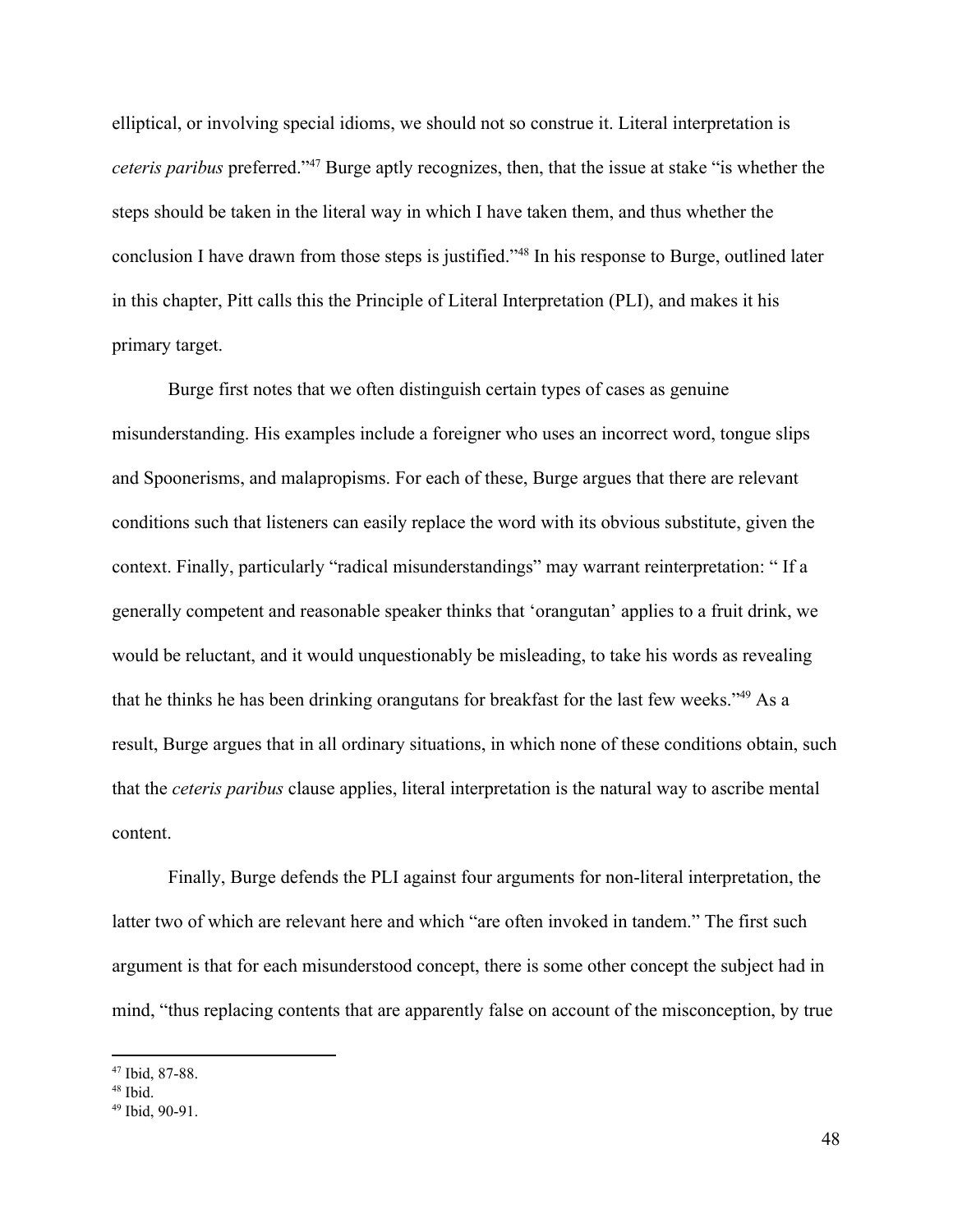elliptical, or involving special idioms, we should not so construe it. Literal interpretation is *ceteris paribus* preferred."[47] Burge aptly recognizes, then, that the issue at stake "is whether the steps should be taken in the literal way in which I have taken them, and thus whether the conclusion I have drawn from those steps is justified."[48] In his response to Burge, outlined later in this chapter, Pitt calls this the Principle of Literal Interpretation (PLI), and makes it his primary target.

Burge first notes that we often distinguish certain types of cases as genuine misunderstanding. His examples include a foreigner who uses an incorrect word, tongue slips and Spoonerisms, and malapropisms. For each of these, Burge argues that there are relevant conditions such that listeners can easily replace the word with its obvious substitute, given the context. Finally, particularly "radical misunderstandings" may warrant reinterpretation: " If a generally competent and reasonable speaker thinks that 'orangutan' applies to a fruit drink, we would be reluctant, and it would unquestionably be misleading, to take his words as revealing that he thinks he has been drinking orangutans for breakfast for the last few weeks."[49] As a result, Burge argues that in all ordinary situations, in which none of these conditions obtain, such that the *ceteris paribus* clause applies, literal interpretation is the natural way to ascribe mental content.

Finally, Burge defends the PLI against four arguments for non-literal interpretation, the latter two of which are relevant here and which "are often invoked in tandem." The first such argument is that for each misunderstood concept, there is some other concept the subject had in mind, "thus replacing contents that are apparently false on account of the misconception, by true

[47] Ibid, 87-88.
[48] Ibid.
[49] Ibid, 90-91.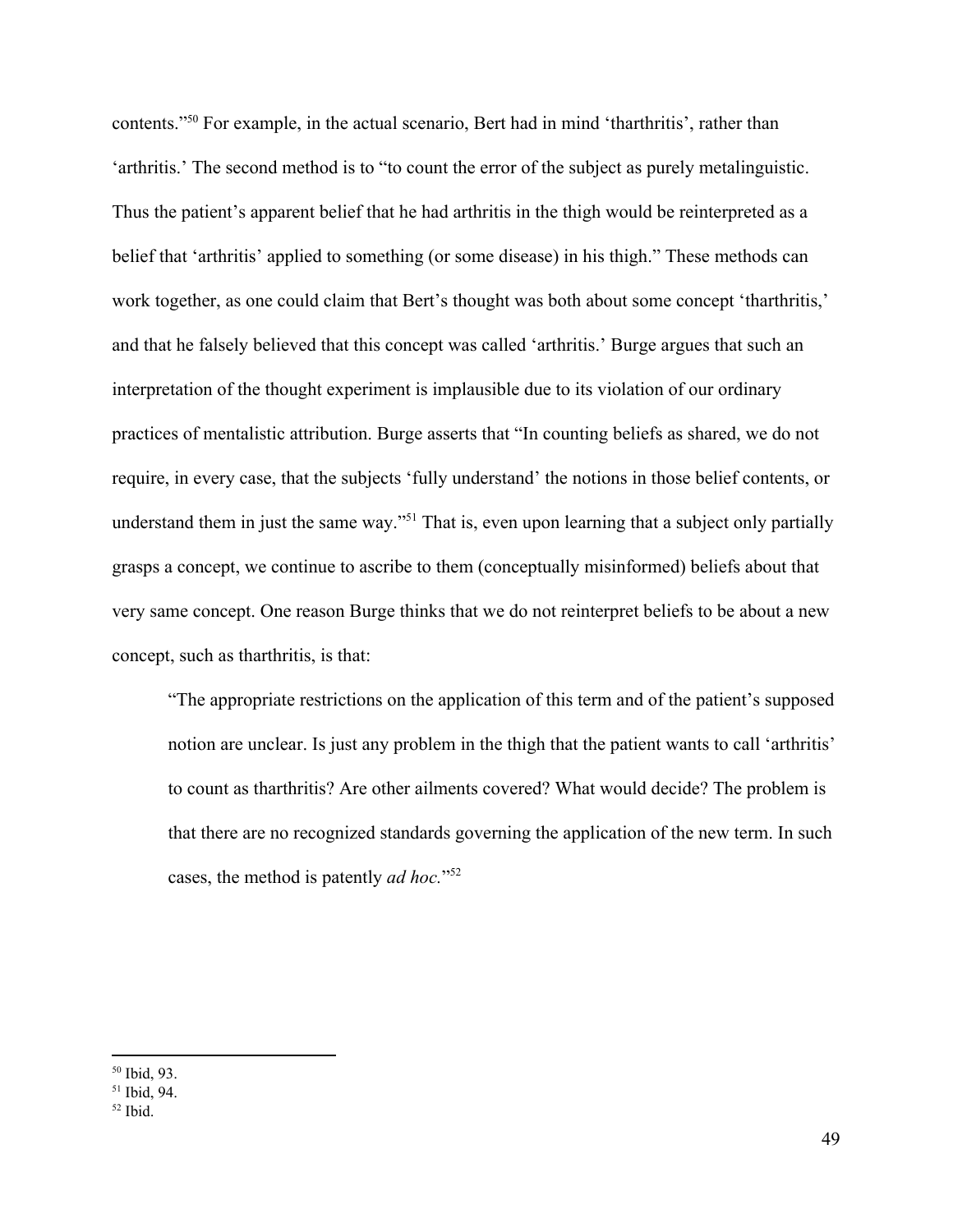contents."[50] For example, in the actual scenario, Bert had in mind 'tharthritis', rather than 'arthritis.' The second method is to "to count the error of the subject as purely metalinguistic. Thus the patient's apparent belief that he had arthritis in the thigh would be reinterpreted as a belief that 'arthritis' applied to something (or some disease) in his thigh." These methods can work together, as one could claim that Bert's thought was both about some concept 'tharthritis,' and that he falsely believed that this concept was called 'arthritis.' Burge argues that such an interpretation of the thought experiment is implausible due to its violation of our ordinary practices of mentalistic attribution. Burge asserts that "In counting beliefs as shared, we do not require, in every case, that the subjects 'fully understand' the notions in those belief contents, or understand them in just the same way."[51] That is, even upon learning that a subject only partially grasps a concept, we continue to ascribe to them (conceptually misinformed) beliefs about that very same concept. One reason Burge thinks that we do not reinterpret beliefs to be about a new concept, such as tharthritis, is that:

> "The appropriate restrictions on the application of this term and of the patient's supposed notion are unclear. Is just any problem in the thigh that the patient wants to call 'arthritis' to count as tharthritis? Are other ailments covered? What would decide? The problem is that there are no recognized standards governing the application of the new term. In such cases, the method is patently *ad hoc.*"[52]

---

[50] Ibid, 93.
[51] Ibid, 94.
[52] Ibid.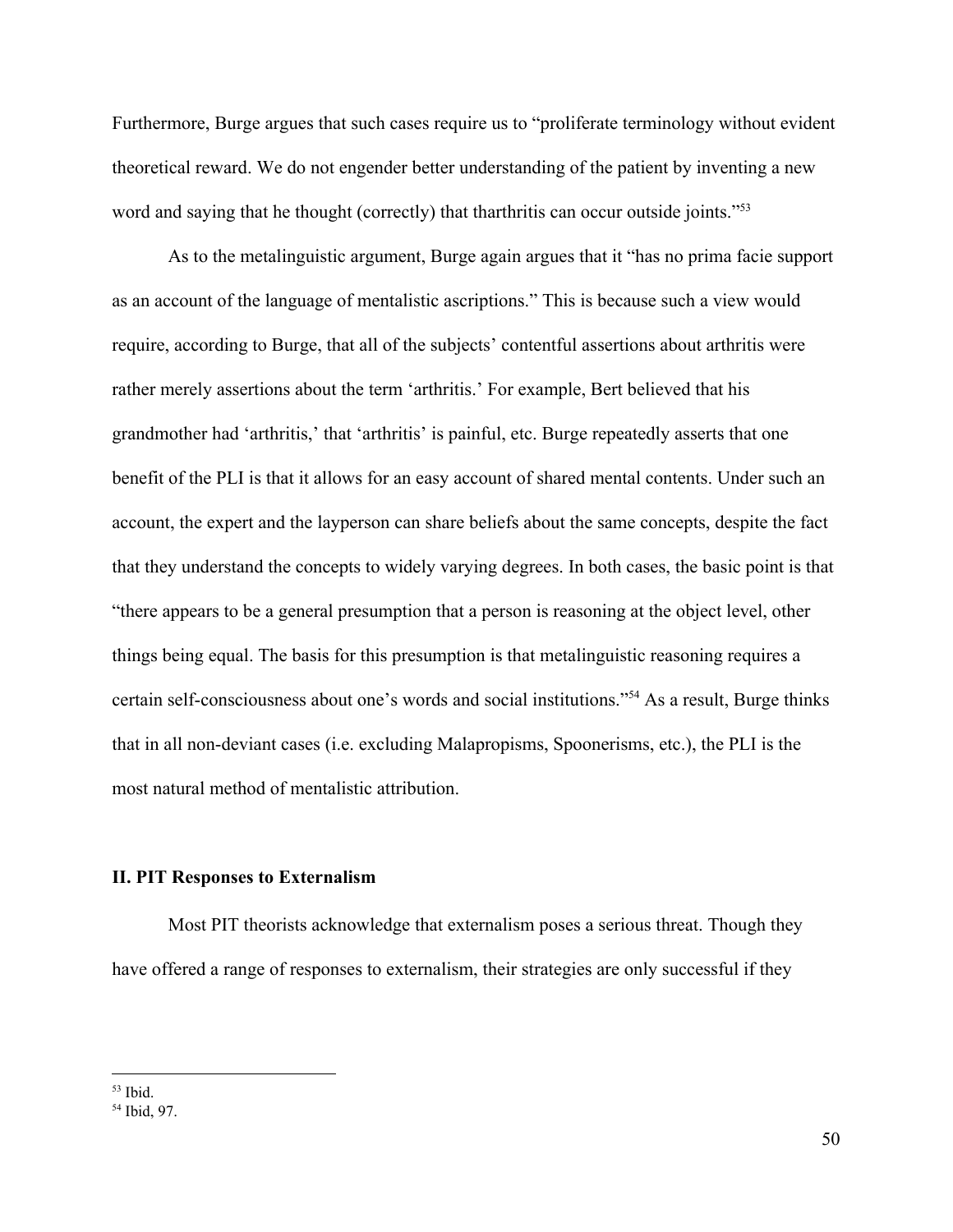Furthermore, Burge argues that such cases require us to "proliferate terminology without evident theoretical reward. We do not engender better understanding of the patient by inventing a new word and saying that he thought (correctly) that tharthritis can occur outside joints."[53]

As to the metalinguistic argument, Burge again argues that it "has no prima facie support as an account of the language of mentalistic ascriptions." This is because such a view would require, according to Burge, that all of the subjects' contentful assertions about arthritis were rather merely assertions about the term 'arthritis.' For example, Bert believed that his grandmother had 'arthritis,' that 'arthritis' is painful, etc. Burge repeatedly asserts that one benefit of the PLI is that it allows for an easy account of shared mental contents. Under such an account, the expert and the layperson can share beliefs about the same concepts, despite the fact that they understand the concepts to widely varying degrees. In both cases, the basic point is that "there appears to be a general presumption that a person is reasoning at the object level, other things being equal. The basis for this presumption is that metalinguistic reasoning requires a certain self-consciousness about one's words and social institutions."[54] As a result, Burge thinks that in all non-deviant cases (i.e. excluding Malapropisms, Spoonerisms, etc.), the PLI is the most natural method of mentalistic attribution.

## II. PIT Responses to Externalism

Most PIT theorists acknowledge that externalism poses a serious threat. Though they have offered a range of responses to externalism, their strategies are only successful if they

---

[53] Ibid.

[54] Ibid, 97.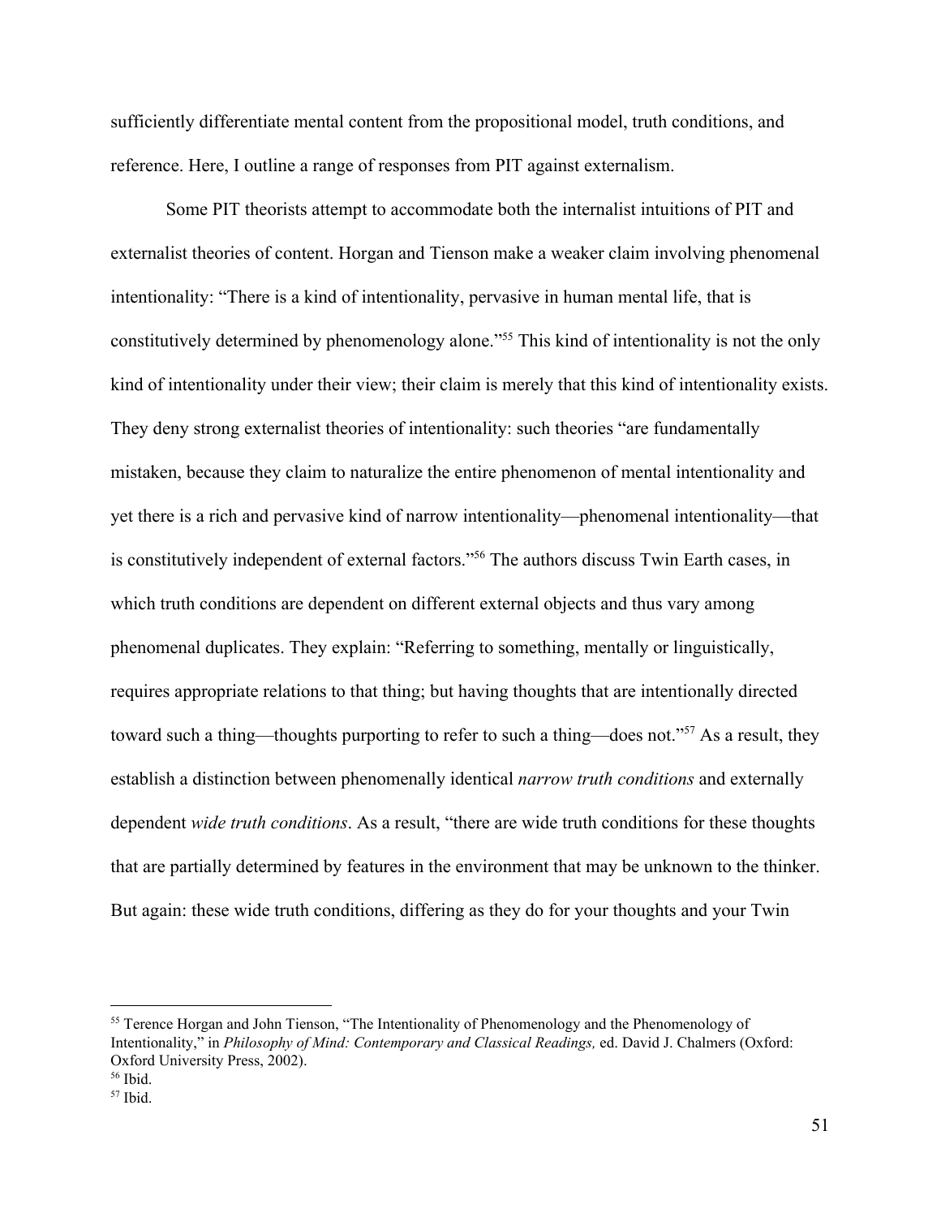sufficiently differentiate mental content from the propositional model, truth conditions, and reference. Here, I outline a range of responses from PIT against externalism.

Some PIT theorists attempt to accommodate both the internalist intuitions of PIT and externalist theories of content. Horgan and Tienson make a weaker claim involving phenomenal intentionality: "There is a kind of intentionality, pervasive in human mental life, that is constitutively determined by phenomenology alone."[55] This kind of intentionality is not the only kind of intentionality under their view; their claim is merely that this kind of intentionality exists. They deny strong externalist theories of intentionality: such theories "are fundamentally mistaken, because they claim to naturalize the entire phenomenon of mental intentionality and yet there is a rich and pervasive kind of narrow intentionality—phenomenal intentionality—that is constitutively independent of external factors."[56] The authors discuss Twin Earth cases, in which truth conditions are dependent on different external objects and thus vary among phenomenal duplicates. They explain: "Referring to something, mentally or linguistically, requires appropriate relations to that thing; but having thoughts that are intentionally directed toward such a thing—thoughts purporting to refer to such a thing—does not."[57] As a result, they establish a distinction between phenomenally identical *narrow truth conditions* and externally dependent *wide truth conditions*. As a result, "there are wide truth conditions for these thoughts that are partially determined by features in the environment that may be unknown to the thinker. But again: these wide truth conditions, differing as they do for your thoughts and your Twin

---

[55] Terence Horgan and John Tienson, "The Intentionality of Phenomenology and the Phenomenology of Intentionality," in *Philosophy of Mind: Contemporary and Classical Readings,* ed. David J. Chalmers (Oxford: Oxford University Press, 2002).

[56] Ibid.

[57] Ibid.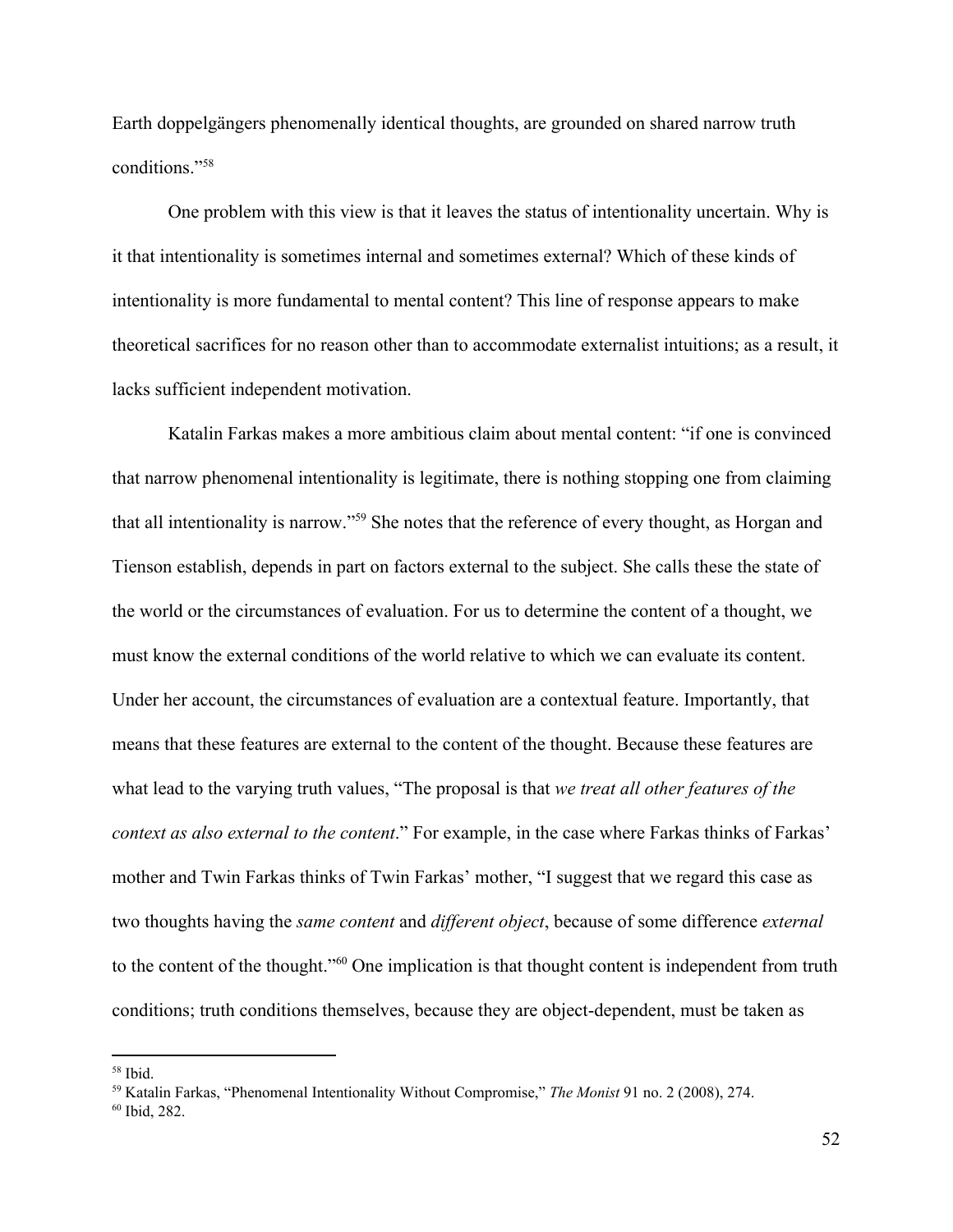Earth doppelgängers phenomenally identical thoughts, are grounded on shared narrow truth conditions."[58]

One problem with this view is that it leaves the status of intentionality uncertain. Why is it that intentionality is sometimes internal and sometimes external? Which of these kinds of intentionality is more fundamental to mental content? This line of response appears to make theoretical sacrifices for no reason other than to accommodate externalist intuitions; as a result, it lacks sufficient independent motivation.

Katalin Farkas makes a more ambitious claim about mental content: "if one is convinced that narrow phenomenal intentionality is legitimate, there is nothing stopping one from claiming that all intentionality is narrow."[59] She notes that the reference of every thought, as Horgan and Tienson establish, depends in part on factors external to the subject. She calls these the state of the world or the circumstances of evaluation. For us to determine the content of a thought, we must know the external conditions of the world relative to which we can evaluate its content. Under her account, the circumstances of evaluation are a contextual feature. Importantly, that means that these features are external to the content of the thought. Because these features are what lead to the varying truth values, "The proposal is that *we treat all other features of the context as also external to the content*." For example, in the case where Farkas thinks of Farkas' mother and Twin Farkas thinks of Twin Farkas' mother, "I suggest that we regard this case as two thoughts having the *same content* and *different object*, because of some difference *external* to the content of the thought."[60] One implication is that thought content is independent from truth conditions; truth conditions themselves, because they are object-dependent, must be taken as

---

[58] Ibid.

[59] Katalin Farkas, "Phenomenal Intentionality Without Compromise," *The Monist* 91 no. 2 (2008), 274.

[60] Ibid, 282.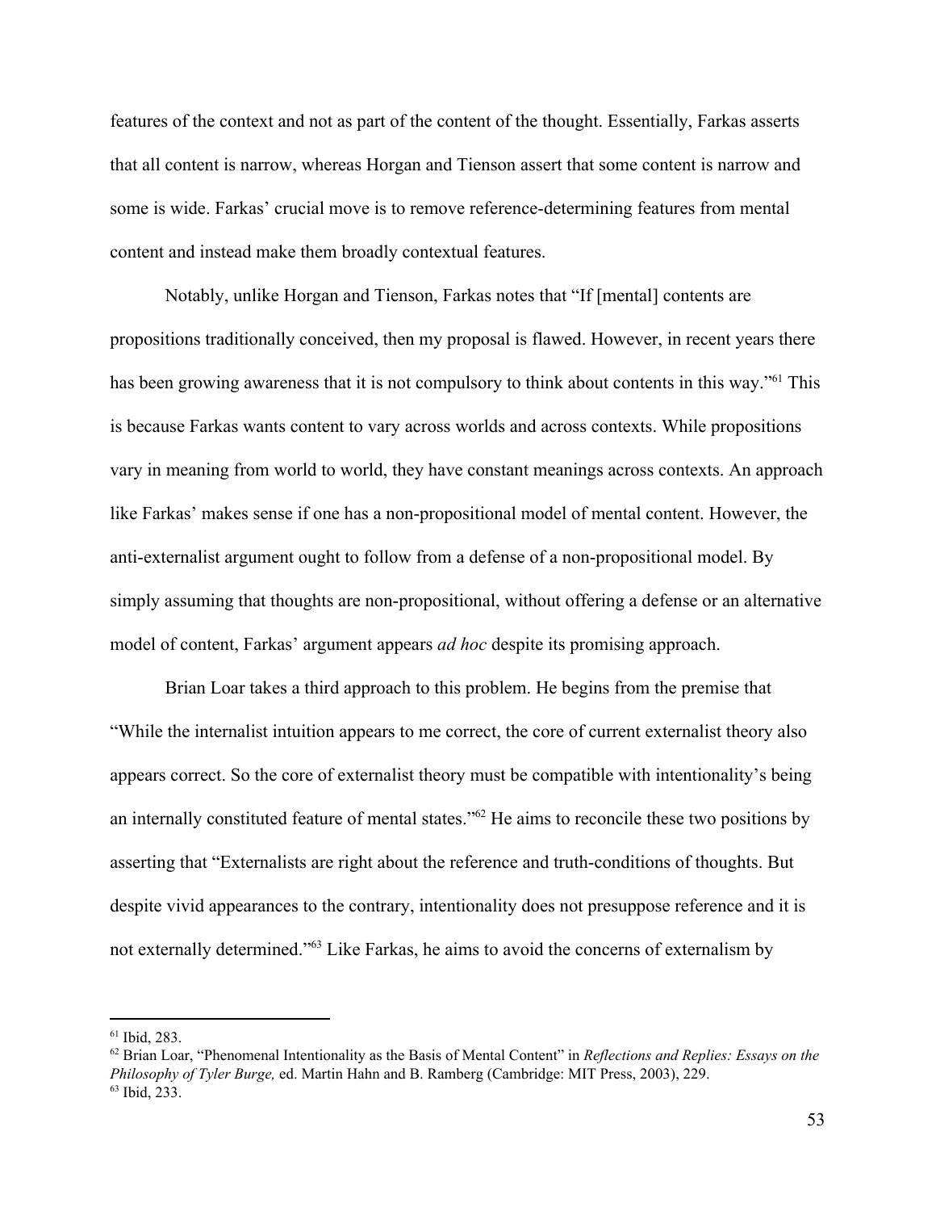features of the context and not as part of the content of the thought. Essentially, Farkas asserts that all content is narrow, whereas Horgan and Tienson assert that some content is narrow and some is wide. Farkas' crucial move is to remove reference-determining features from mental content and instead make them broadly contextual features.

Notably, unlike Horgan and Tienson, Farkas notes that "If [mental] contents are propositions traditionally conceived, then my proposal is flawed. However, in recent years there has been growing awareness that it is not compulsory to think about contents in this way."[61] This is because Farkas wants content to vary across worlds and across contexts. While propositions vary in meaning from world to world, they have constant meanings across contexts. An approach like Farkas' makes sense if one has a non-propositional model of mental content. However, the anti-externalist argument ought to follow from a defense of a non-propositional model. By simply assuming that thoughts are non-propositional, without offering a defense or an alternative model of content, Farkas' argument appears *ad hoc* despite its promising approach.

Brian Loar takes a third approach to this problem. He begins from the premise that "While the internalist intuition appears to me correct, the core of current externalist theory also appears correct. So the core of externalist theory must be compatible with intentionality's being an internally constituted feature of mental states."[62] He aims to reconcile these two positions by asserting that "Externalists are right about the reference and truth-conditions of thoughts. But despite vivid appearances to the contrary, intentionality does not presuppose reference and it is not externally determined."[63] Like Farkas, he aims to avoid the concerns of externalism by

---

[61] Ibid, 283.

[62] Brian Loar, "Phenomenal Intentionality as the Basis of Mental Content" in *Reflections and Replies: Essays on the Philosophy of Tyler Burge,* ed. Martin Hahn and B. Ramberg (Cambridge: MIT Press, 2003), 229.

[63] Ibid, 233.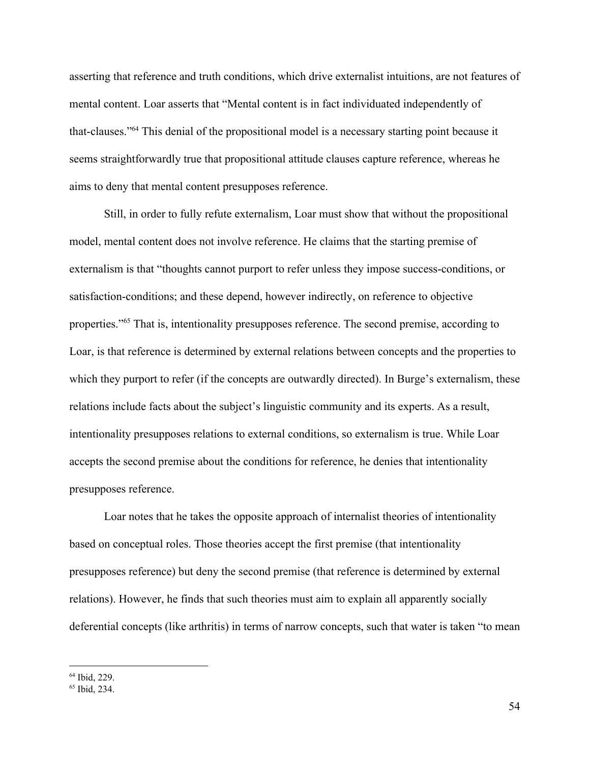asserting that reference and truth conditions, which drive externalist intuitions, are not features of mental content. Loar asserts that "Mental content is in fact individuated independently of that-clauses."[64] This denial of the propositional model is a necessary starting point because it seems straightforwardly true that propositional attitude clauses capture reference, whereas he aims to deny that mental content presupposes reference.

Still, in order to fully refute externalism, Loar must show that without the propositional model, mental content does not involve reference. He claims that the starting premise of externalism is that "thoughts cannot purport to refer unless they impose success-conditions, or satisfaction-conditions; and these depend, however indirectly, on reference to objective properties."[65] That is, intentionality presupposes reference. The second premise, according to Loar, is that reference is determined by external relations between concepts and the properties to which they purport to refer (if the concepts are outwardly directed). In Burge's externalism, these relations include facts about the subject's linguistic community and its experts. As a result, intentionality presupposes relations to external conditions, so externalism is true. While Loar accepts the second premise about the conditions for reference, he denies that intentionality presupposes reference.

Loar notes that he takes the opposite approach of internalist theories of intentionality based on conceptual roles. Those theories accept the first premise (that intentionality presupposes reference) but deny the second premise (that reference is determined by external relations). However, he finds that such theories must aim to explain all apparently socially deferential concepts (like arthritis) in terms of narrow concepts, such that water is taken "to mean

[64] Ibid, 229.

[65] Ibid, 234.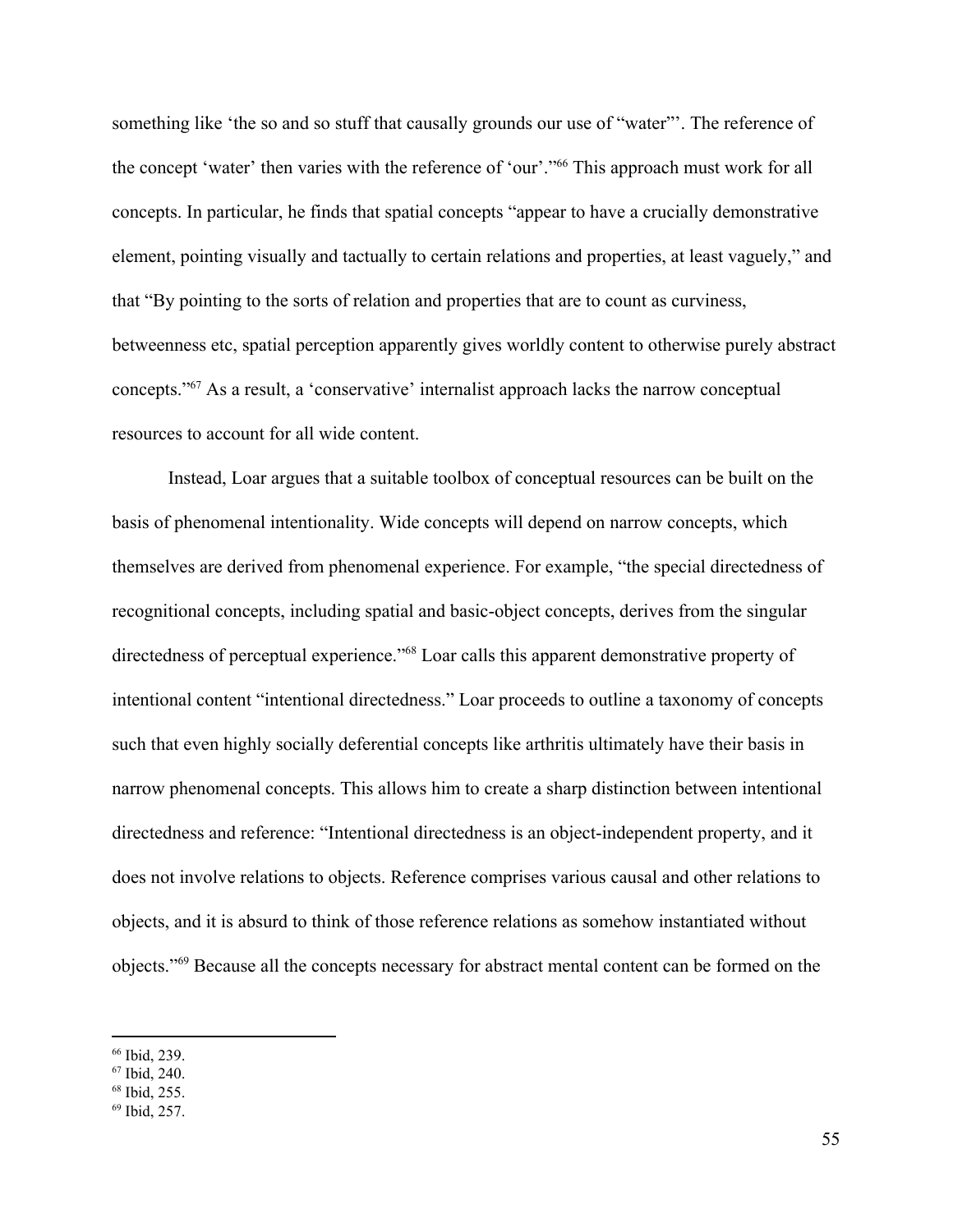something like 'the so and so stuff that causally grounds our use of "water"'. The reference of the concept 'water' then varies with the reference of 'our'."[66] This approach must work for all concepts. In particular, he finds that spatial concepts "appear to have a crucially demonstrative element, pointing visually and tactually to certain relations and properties, at least vaguely," and that "By pointing to the sorts of relation and properties that are to count as curviness, betweenness etc, spatial perception apparently gives worldly content to otherwise purely abstract concepts."[67] As a result, a 'conservative' internalist approach lacks the narrow conceptual resources to account for all wide content.

Instead, Loar argues that a suitable toolbox of conceptual resources can be built on the basis of phenomenal intentionality. Wide concepts will depend on narrow concepts, which themselves are derived from phenomenal experience. For example, "the special directedness of recognitional concepts, including spatial and basic-object concepts, derives from the singular directedness of perceptual experience."[68] Loar calls this apparent demonstrative property of intentional content "intentional directedness." Loar proceeds to outline a taxonomy of concepts such that even highly socially deferential concepts like arthritis ultimately have their basis in narrow phenomenal concepts. This allows him to create a sharp distinction between intentional directedness and reference: "Intentional directedness is an object-independent property, and it does not involve relations to objects. Reference comprises various causal and other relations to objects, and it is absurd to think of those reference relations as somehow instantiated without objects."[69] Because all the concepts necessary for abstract mental content can be formed on the

---

[66] Ibid, 239.
[67] Ibid, 240.
[68] Ibid, 255.
[69] Ibid, 257.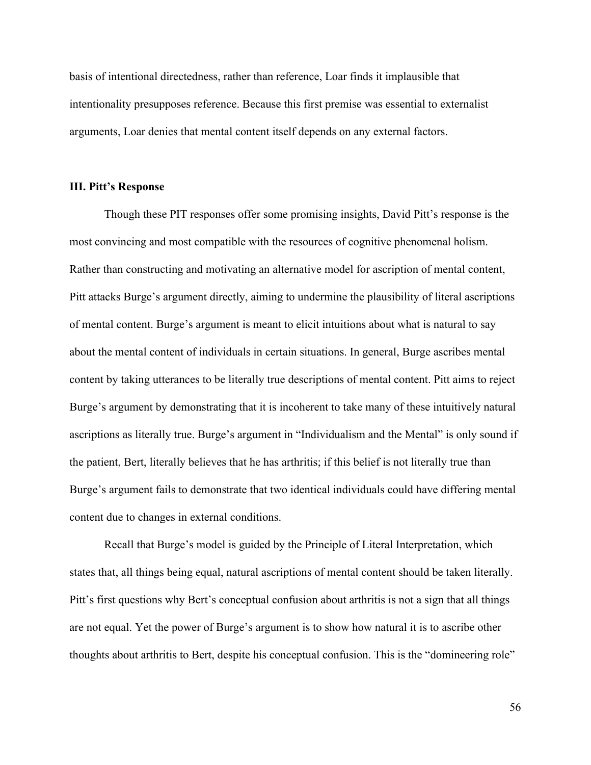basis of intentional directedness, rather than reference, Loar finds it implausible that intentionality presupposes reference. Because this first premise was essential to externalist arguments, Loar denies that mental content itself depends on any external factors.

### III. Pitt's Response

Though these PIT responses offer some promising insights, David Pitt's response is the most convincing and most compatible with the resources of cognitive phenomenal holism. Rather than constructing and motivating an alternative model for ascription of mental content, Pitt attacks Burge's argument directly, aiming to undermine the plausibility of literal ascriptions of mental content. Burge's argument is meant to elicit intuitions about what is natural to say about the mental content of individuals in certain situations. In general, Burge ascribes mental content by taking utterances to be literally true descriptions of mental content. Pitt aims to reject Burge's argument by demonstrating that it is incoherent to take many of these intuitively natural ascriptions as literally true. Burge's argument in "Individualism and the Mental" is only sound if the patient, Bert, literally believes that he has arthritis; if this belief is not literally true than Burge's argument fails to demonstrate that two identical individuals could have differing mental content due to changes in external conditions.

Recall that Burge's model is guided by the Principle of Literal Interpretation, which states that, all things being equal, natural ascriptions of mental content should be taken literally. Pitt's first questions why Bert's conceptual confusion about arthritis is not a sign that all things are not equal. Yet the power of Burge's argument is to show how natural it is to ascribe other thoughts about arthritis to Bert, despite his conceptual confusion. This is the "domineering role"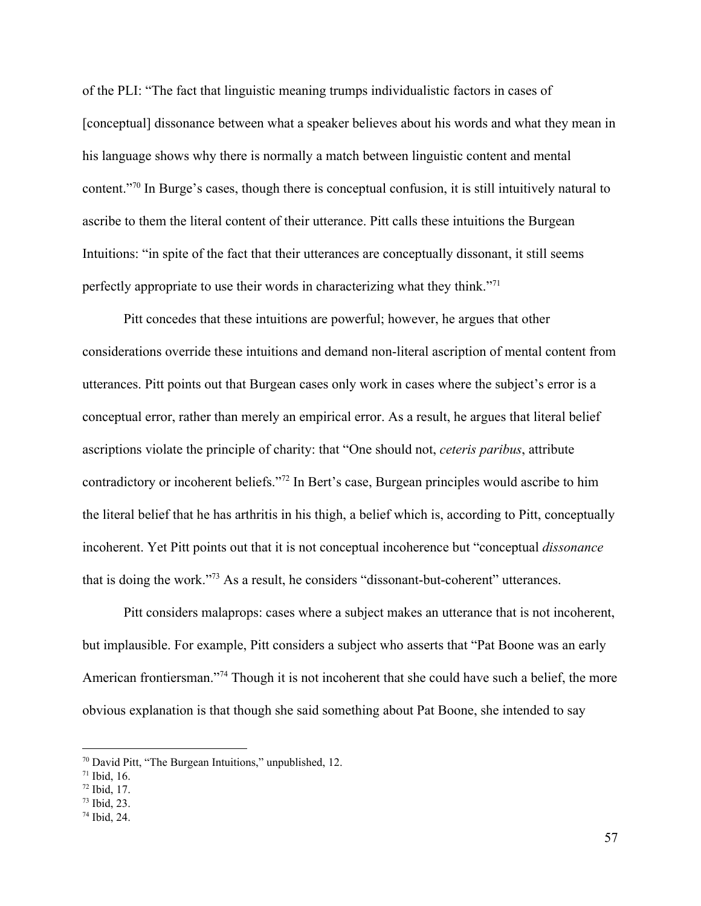of the PLI: "The fact that linguistic meaning trumps individualistic factors in cases of [conceptual] dissonance between what a speaker believes about his words and what they mean in his language shows why there is normally a match between linguistic content and mental content."[70] In Burge's cases, though there is conceptual confusion, it is still intuitively natural to ascribe to them the literal content of their utterance. Pitt calls these intuitions the Burgean Intuitions: "in spite of the fact that their utterances are conceptually dissonant, it still seems perfectly appropriate to use their words in characterizing what they think."[71]

Pitt concedes that these intuitions are powerful; however, he argues that other considerations override these intuitions and demand non-literal ascription of mental content from utterances. Pitt points out that Burgean cases only work in cases where the subject's error is a conceptual error, rather than merely an empirical error. As a result, he argues that literal belief ascriptions violate the principle of charity: that "One should not, *ceteris paribus*, attribute contradictory or incoherent beliefs."[72] In Bert's case, Burgean principles would ascribe to him the literal belief that he has arthritis in his thigh, a belief which is, according to Pitt, conceptually incoherent. Yet Pitt points out that it is not conceptual incoherence but "conceptual *dissonance* that is doing the work."[73] As a result, he considers "dissonant-but-coherent" utterances.

Pitt considers malaprops: cases where a subject makes an utterance that is not incoherent, but implausible. For example, Pitt considers a subject who asserts that "Pat Boone was an early American frontiersman."[74] Though it is not incoherent that she could have such a belief, the more obvious explanation is that though she said something about Pat Boone, she intended to say

---

[70] David Pitt, "The Burgean Intuitions," unpublished, 12.
[71] Ibid, 16.
[72] Ibid, 17.
[73] Ibid, 23.
[74] Ibid, 24.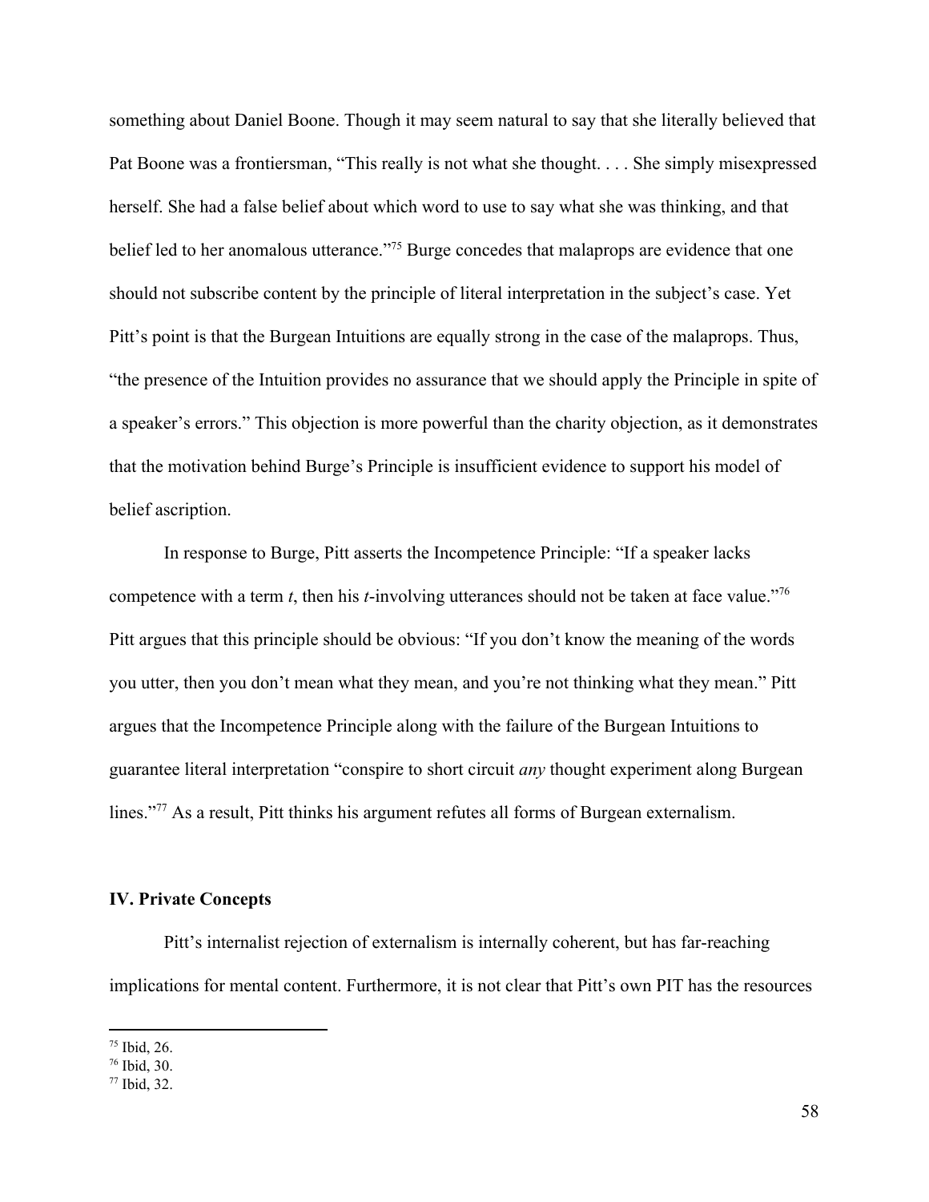something about Daniel Boone. Though it may seem natural to say that she literally believed that Pat Boone was a frontiersman, "This really is not what she thought. . . . She simply misexpressed herself. She had a false belief about which word to use to say what she was thinking, and that belief led to her anomalous utterance."[75] Burge concedes that malaprops are evidence that one should not subscribe content by the principle of literal interpretation in the subject's case. Yet Pitt's point is that the Burgean Intuitions are equally strong in the case of the malaprops. Thus, "the presence of the Intuition provides no assurance that we should apply the Principle in spite of a speaker's errors." This objection is more powerful than the charity objection, as it demonstrates that the motivation behind Burge's Principle is insufficient evidence to support his model of belief ascription.

In response to Burge, Pitt asserts the Incompetence Principle: "If a speaker lacks competence with a term *t*, then his *t*-involving utterances should not be taken at face value."[76] Pitt argues that this principle should be obvious: "If you don't know the meaning of the words you utter, then you don't mean what they mean, and you're not thinking what they mean." Pitt argues that the Incompetence Principle along with the failure of the Burgean Intuitions to guarantee literal interpretation "conspire to short circuit *any* thought experiment along Burgean lines."[77] As a result, Pitt thinks his argument refutes all forms of Burgean externalism.

## IV. Private Concepts

Pitt's internalist rejection of externalism is internally coherent, but has far-reaching implications for mental content. Furthermore, it is not clear that Pitt's own PIT has the resources

[75] Ibid, 26.
[76] Ibid, 30.
[77] Ibid, 32.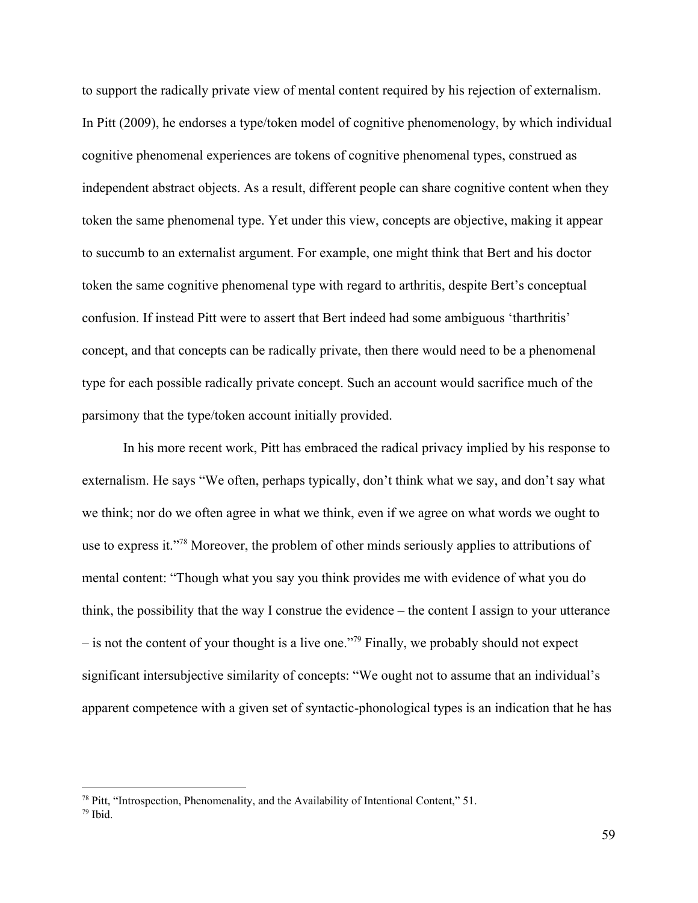to support the radically private view of mental content required by his rejection of externalism. In Pitt (2009), he endorses a type/token model of cognitive phenomenology, by which individual cognitive phenomenal experiences are tokens of cognitive phenomenal types, construed as independent abstract objects. As a result, different people can share cognitive content when they token the same phenomenal type. Yet under this view, concepts are objective, making it appear to succumb to an externalist argument. For example, one might think that Bert and his doctor token the same cognitive phenomenal type with regard to arthritis, despite Bert's conceptual confusion. If instead Pitt were to assert that Bert indeed had some ambiguous 'tharthritis' concept, and that concepts can be radically private, then there would need to be a phenomenal type for each possible radically private concept. Such an account would sacrifice much of the parsimony that the type/token account initially provided.

In his more recent work, Pitt has embraced the radical privacy implied by his response to externalism. He says "We often, perhaps typically, don't think what we say, and don't say what we think; nor do we often agree in what we think, even if we agree on what words we ought to use to express it."[78] Moreover, the problem of other minds seriously applies to attributions of mental content: "Though what you say you think provides me with evidence of what you do think, the possibility that the way I construe the evidence – the content I assign to your utterance – is not the content of your thought is a live one."[79] Finally, we probably should not expect significant intersubjective similarity of concepts: "We ought not to assume that an individual's apparent competence with a given set of syntactic-phonological types is an indication that he has

---

[78] Pitt, "Introspection, Phenomenality, and the Availability of Intentional Content," 51.

[79] Ibid.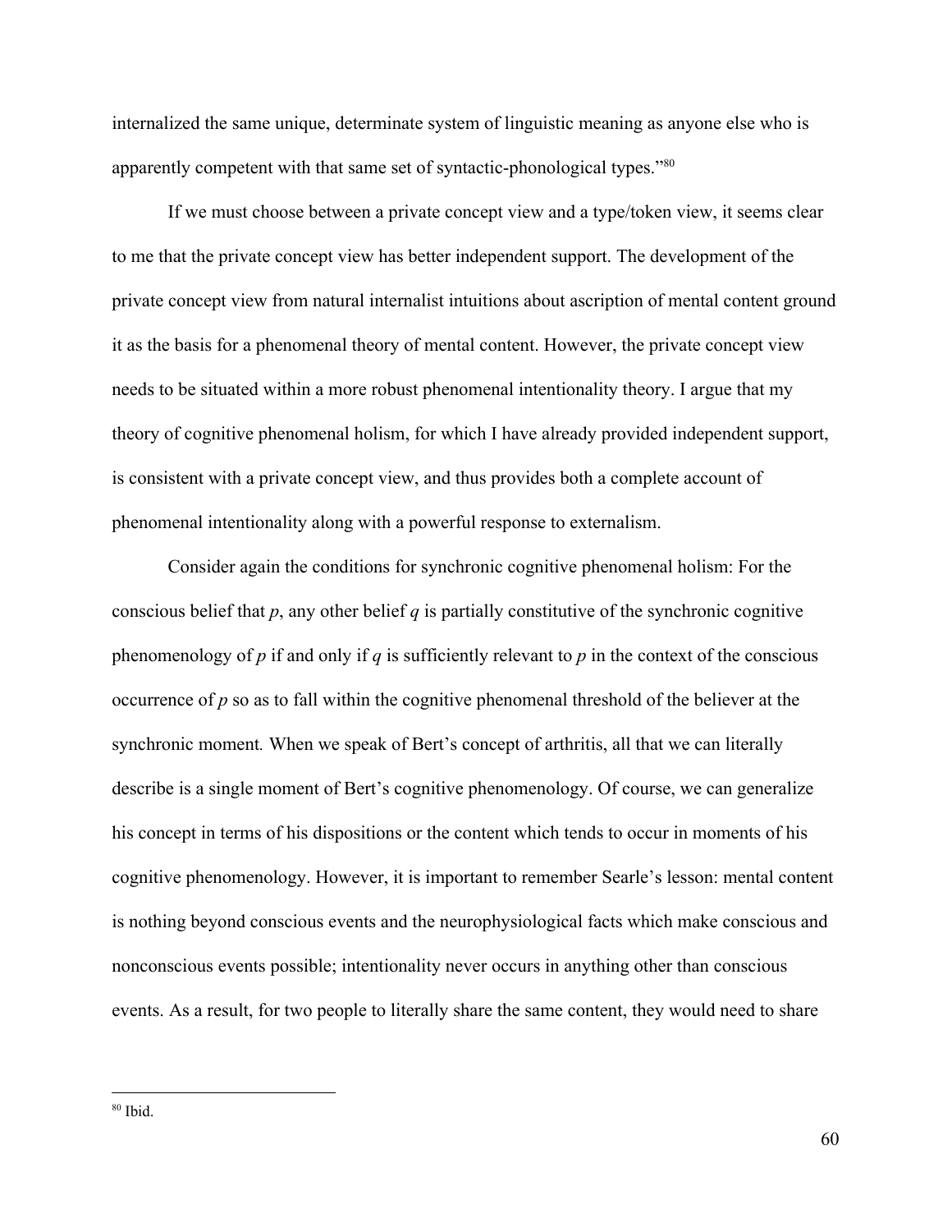internalized the same unique, determinate system of linguistic meaning as anyone else who is apparently competent with that same set of syntactic-phonological types."[80]

If we must choose between a private concept view and a type/token view, it seems clear to me that the private concept view has better independent support. The development of the private concept view from natural internalist intuitions about ascription of mental content ground it as the basis for a phenomenal theory of mental content. However, the private concept view needs to be situated within a more robust phenomenal intentionality theory. I argue that my theory of cognitive phenomenal holism, for which I have already provided independent support, is consistent with a private concept view, and thus provides both a complete account of phenomenal intentionality along with a powerful response to externalism.

Consider again the conditions for synchronic cognitive phenomenal holism: For the conscious belief that *p*, any other belief *q* is partially constitutive of the synchronic cognitive phenomenology of *p* if and only if *q* is sufficiently relevant to *p* in the context of the conscious occurrence of *p* so as to fall within the cognitive phenomenal threshold of the believer at the synchronic moment. When we speak of Bert's concept of arthritis, all that we can literally describe is a single moment of Bert's cognitive phenomenology. Of course, we can generalize his concept in terms of his dispositions or the content which tends to occur in moments of his cognitive phenomenology. However, it is important to remember Searle's lesson: mental content is nothing beyond conscious events and the neurophysiological facts which make conscious and nonconscious events possible; intentionality never occurs in anything other than conscious events. As a result, for two people to literally share the same content, they would need to share

[80] Ibid.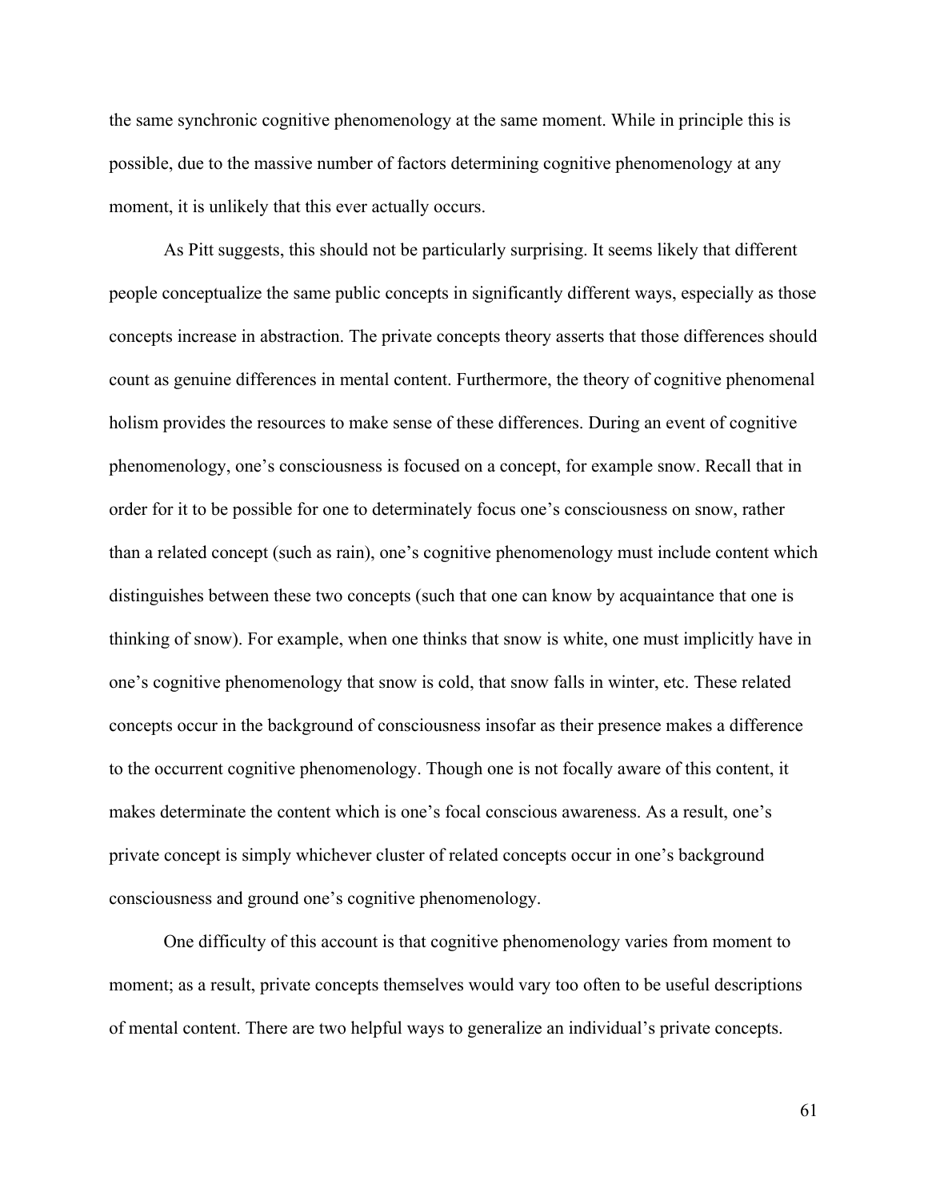the same synchronic cognitive phenomenology at the same moment. While in principle this is possible, due to the massive number of factors determining cognitive phenomenology at any moment, it is unlikely that this ever actually occurs.

As Pitt suggests, this should not be particularly surprising. It seems likely that different people conceptualize the same public concepts in significantly different ways, especially as those concepts increase in abstraction. The private concepts theory asserts that those differences should count as genuine differences in mental content. Furthermore, the theory of cognitive phenomenal holism provides the resources to make sense of these differences. During an event of cognitive phenomenology, one's consciousness is focused on a concept, for example snow. Recall that in order for it to be possible for one to determinately focus one's consciousness on snow, rather than a related concept (such as rain), one's cognitive phenomenology must include content which distinguishes between these two concepts (such that one can know by acquaintance that one is thinking of snow). For example, when one thinks that snow is white, one must implicitly have in one's cognitive phenomenology that snow is cold, that snow falls in winter, etc. These related concepts occur in the background of consciousness insofar as their presence makes a difference to the occurrent cognitive phenomenology. Though one is not focally aware of this content, it makes determinate the content which is one's focal conscious awareness. As a result, one's private concept is simply whichever cluster of related concepts occur in one's background consciousness and ground one's cognitive phenomenology.

One difficulty of this account is that cognitive phenomenology varies from moment to moment; as a result, private concepts themselves would vary too often to be useful descriptions of mental content. There are two helpful ways to generalize an individual's private concepts.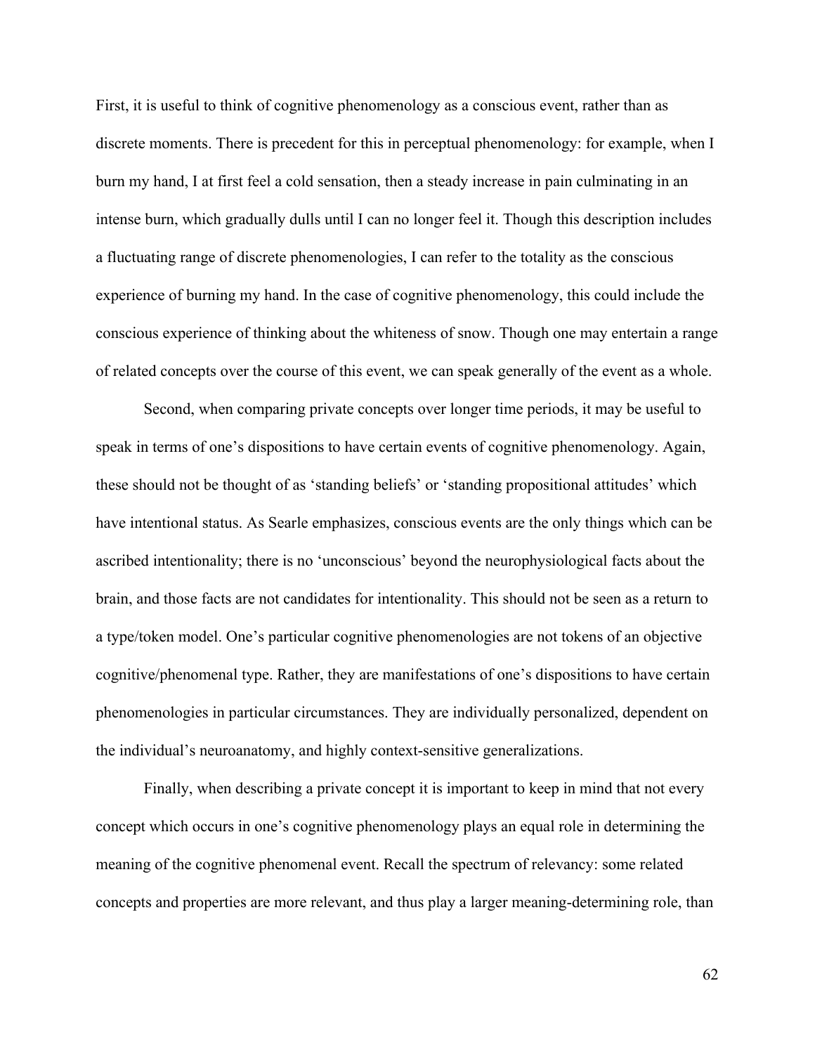First, it is useful to think of cognitive phenomenology as a conscious event, rather than as discrete moments. There is precedent for this in perceptual phenomenology: for example, when I burn my hand, I at first feel a cold sensation, then a steady increase in pain culminating in an intense burn, which gradually dulls until I can no longer feel it. Though this description includes a fluctuating range of discrete phenomenologies, I can refer to the totality as the conscious experience of burning my hand. In the case of cognitive phenomenology, this could include the conscious experience of thinking about the whiteness of snow. Though one may entertain a range of related concepts over the course of this event, we can speak generally of the event as a whole.

Second, when comparing private concepts over longer time periods, it may be useful to speak in terms of one's dispositions to have certain events of cognitive phenomenology. Again, these should not be thought of as 'standing beliefs' or 'standing propositional attitudes' which have intentional status. As Searle emphasizes, conscious events are the only things which can be ascribed intentionality; there is no 'unconscious' beyond the neurophysiological facts about the brain, and those facts are not candidates for intentionality. This should not be seen as a return to a type/token model. One's particular cognitive phenomenologies are not tokens of an objective cognitive/phenomenal type. Rather, they are manifestations of one's dispositions to have certain phenomenologies in particular circumstances. They are individually personalized, dependent on the individual's neuroanatomy, and highly context-sensitive generalizations.

Finally, when describing a private concept it is important to keep in mind that not every concept which occurs in one's cognitive phenomenology plays an equal role in determining the meaning of the cognitive phenomenal event. Recall the spectrum of relevancy: some related concepts and properties are more relevant, and thus play a larger meaning-determining role, than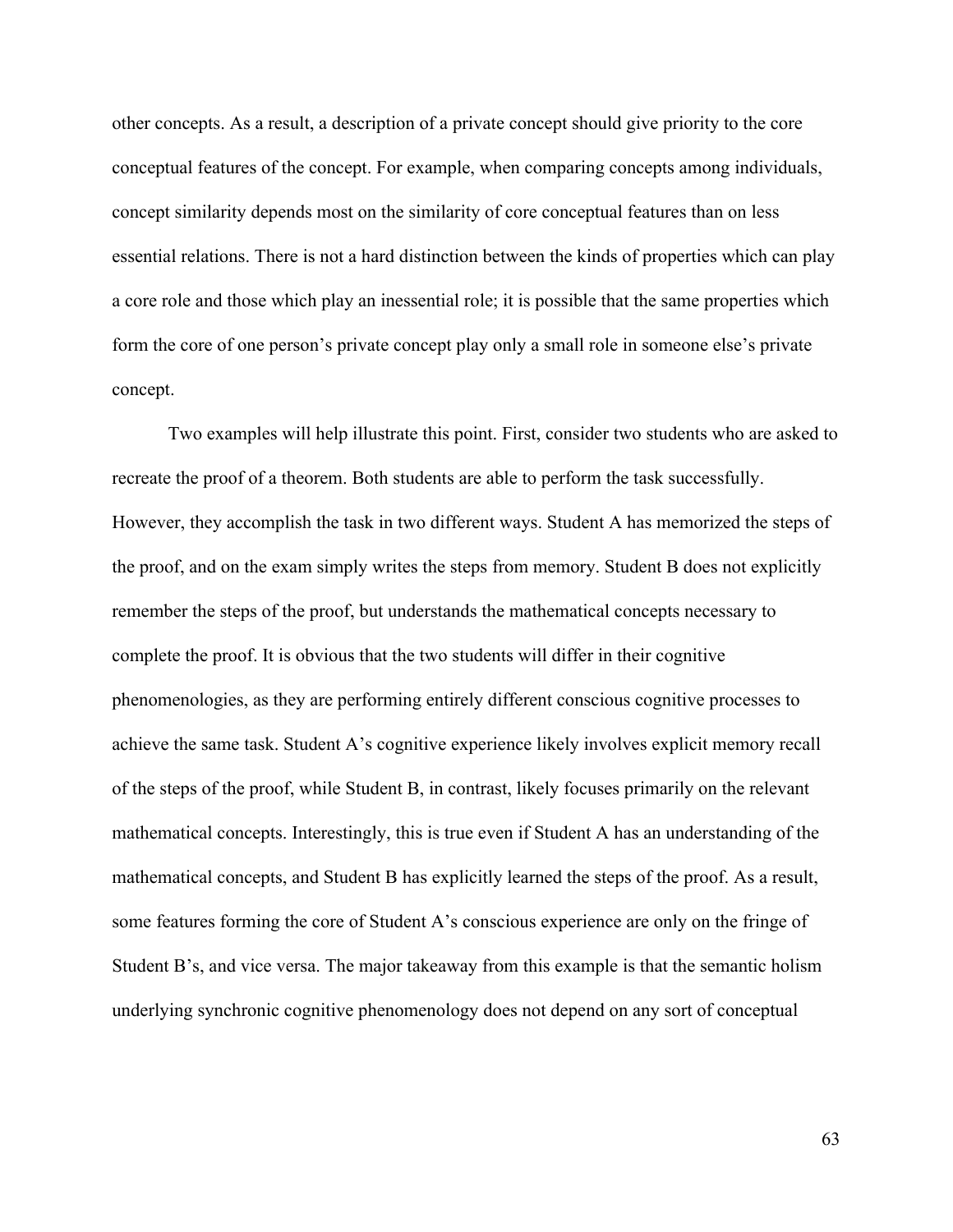other concepts. As a result, a description of a private concept should give priority to the core conceptual features of the concept. For example, when comparing concepts among individuals, concept similarity depends most on the similarity of core conceptual features than on less essential relations. There is not a hard distinction between the kinds of properties which can play a core role and those which play an inessential role; it is possible that the same properties which form the core of one person's private concept play only a small role in someone else's private concept.

Two examples will help illustrate this point. First, consider two students who are asked to recreate the proof of a theorem. Both students are able to perform the task successfully. However, they accomplish the task in two different ways. Student A has memorized the steps of the proof, and on the exam simply writes the steps from memory. Student B does not explicitly remember the steps of the proof, but understands the mathematical concepts necessary to complete the proof. It is obvious that the two students will differ in their cognitive phenomenologies, as they are performing entirely different conscious cognitive processes to achieve the same task. Student A's cognitive experience likely involves explicit memory recall of the steps of the proof, while Student B, in contrast, likely focuses primarily on the relevant mathematical concepts. Interestingly, this is true even if Student A has an understanding of the mathematical concepts, and Student B has explicitly learned the steps of the proof. As a result, some features forming the core of Student A's conscious experience are only on the fringe of Student B's, and vice versa. The major takeaway from this example is that the semantic holism underlying synchronic cognitive phenomenology does not depend on any sort of conceptual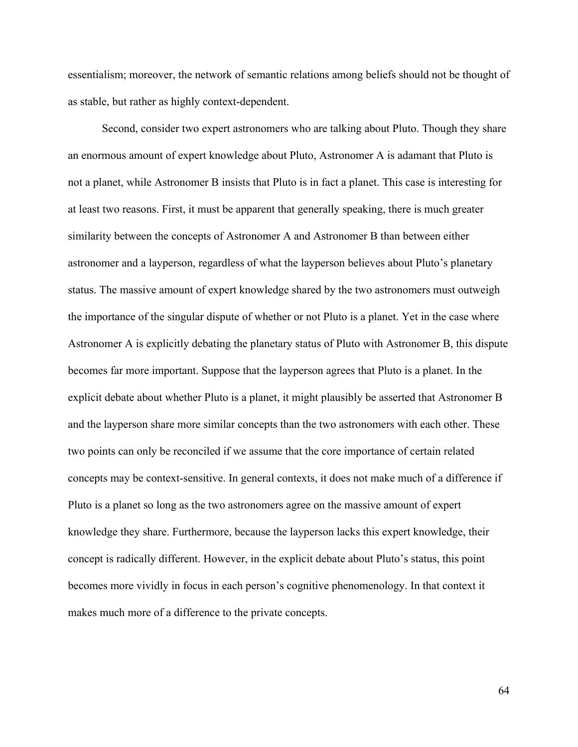essentialism; moreover, the network of semantic relations among beliefs should not be thought of as stable, but rather as highly context-dependent.

Second, consider two expert astronomers who are talking about Pluto. Though they share an enormous amount of expert knowledge about Pluto, Astronomer A is adamant that Pluto is not a planet, while Astronomer B insists that Pluto is in fact a planet. This case is interesting for at least two reasons. First, it must be apparent that generally speaking, there is much greater similarity between the concepts of Astronomer A and Astronomer B than between either astronomer and a layperson, regardless of what the layperson believes about Pluto's planetary status. The massive amount of expert knowledge shared by the two astronomers must outweigh the importance of the singular dispute of whether or not Pluto is a planet. Yet in the case where Astronomer A is explicitly debating the planetary status of Pluto with Astronomer B, this dispute becomes far more important. Suppose that the layperson agrees that Pluto is a planet. In the explicit debate about whether Pluto is a planet, it might plausibly be asserted that Astronomer B and the layperson share more similar concepts than the two astronomers with each other. These two points can only be reconciled if we assume that the core importance of certain related concepts may be context-sensitive. In general contexts, it does not make much of a difference if Pluto is a planet so long as the two astronomers agree on the massive amount of expert knowledge they share. Furthermore, because the layperson lacks this expert knowledge, their concept is radically different. However, in the explicit debate about Pluto's status, this point becomes more vividly in focus in each person's cognitive phenomenology. In that context it makes much more of a difference to the private concepts.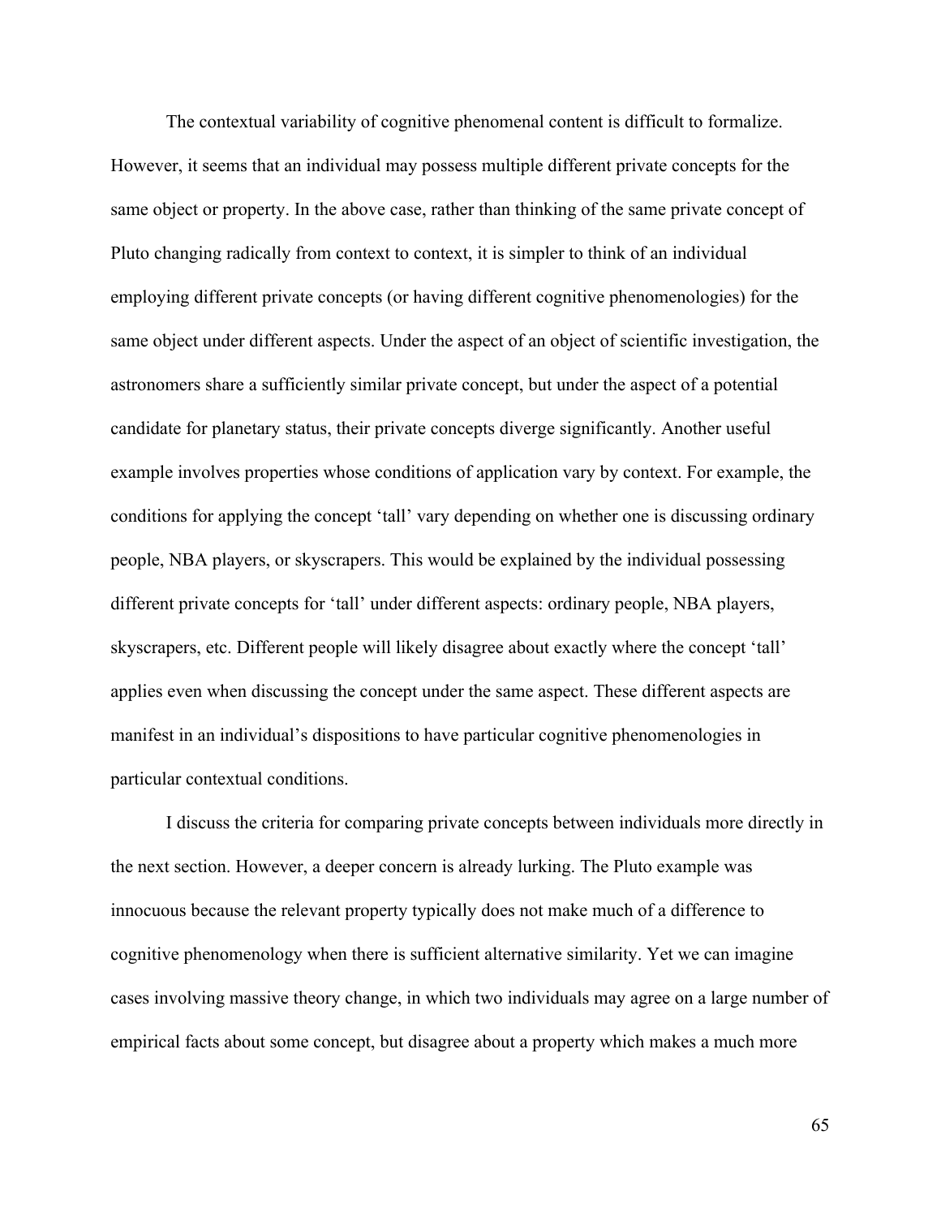The contextual variability of cognitive phenomenal content is difficult to formalize. However, it seems that an individual may possess multiple different private concepts for the same object or property. In the above case, rather than thinking of the same private concept of Pluto changing radically from context to context, it is simpler to think of an individual employing different private concepts (or having different cognitive phenomenologies) for the same object under different aspects. Under the aspect of an object of scientific investigation, the astronomers share a sufficiently similar private concept, but under the aspect of a potential candidate for planetary status, their private concepts diverge significantly. Another useful example involves properties whose conditions of application vary by context. For example, the conditions for applying the concept 'tall' vary depending on whether one is discussing ordinary people, NBA players, or skyscrapers. This would be explained by the individual possessing different private concepts for 'tall' under different aspects: ordinary people, NBA players, skyscrapers, etc. Different people will likely disagree about exactly where the concept 'tall' applies even when discussing the concept under the same aspect. These different aspects are manifest in an individual's dispositions to have particular cognitive phenomenologies in particular contextual conditions.

I discuss the criteria for comparing private concepts between individuals more directly in the next section. However, a deeper concern is already lurking. The Pluto example was innocuous because the relevant property typically does not make much of a difference to cognitive phenomenology when there is sufficient alternative similarity. Yet we can imagine cases involving massive theory change, in which two individuals may agree on a large number of empirical facts about some concept, but disagree about a property which makes a much more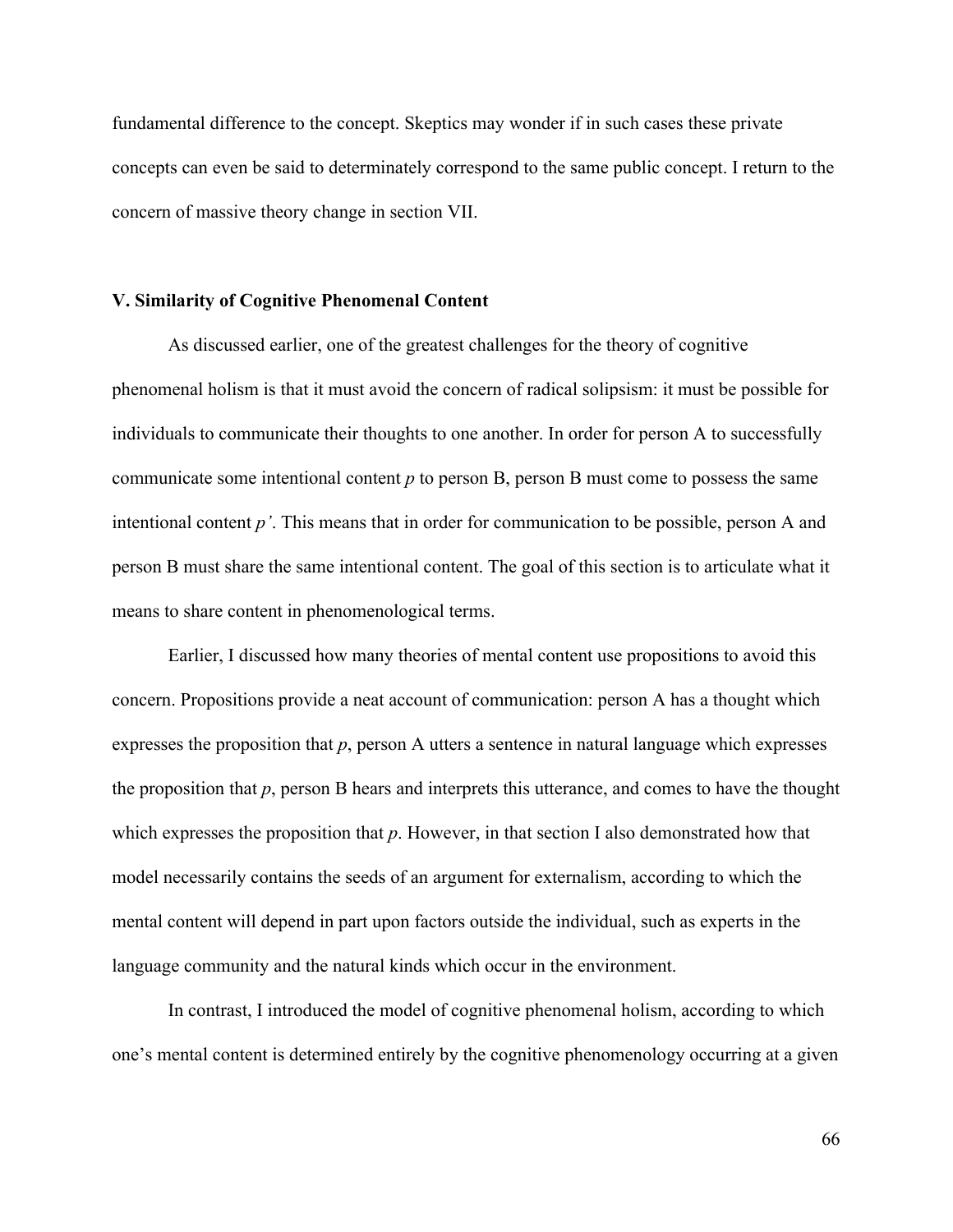fundamental difference to the concept. Skeptics may wonder if in such cases these private concepts can even be said to determinately correspond to the same public concept. I return to the concern of massive theory change in section VII.

### V. Similarity of Cognitive Phenomenal Content

As discussed earlier, one of the greatest challenges for the theory of cognitive phenomenal holism is that it must avoid the concern of radical solipsism: it must be possible for individuals to communicate their thoughts to one another. In order for person A to successfully communicate some intentional content *p* to person B, person B must come to possess the same intentional content *p'*. This means that in order for communication to be possible, person A and person B must share the same intentional content. The goal of this section is to articulate what it means to share content in phenomenological terms.

Earlier, I discussed how many theories of mental content use propositions to avoid this concern. Propositions provide a neat account of communication: person A has a thought which expresses the proposition that *p*, person A utters a sentence in natural language which expresses the proposition that *p*, person B hears and interprets this utterance, and comes to have the thought which expresses the proposition that *p*. However, in that section I also demonstrated how that model necessarily contains the seeds of an argument for externalism, according to which the mental content will depend in part upon factors outside the individual, such as experts in the language community and the natural kinds which occur in the environment.

In contrast, I introduced the model of cognitive phenomenal holism, according to which one's mental content is determined entirely by the cognitive phenomenology occurring at a given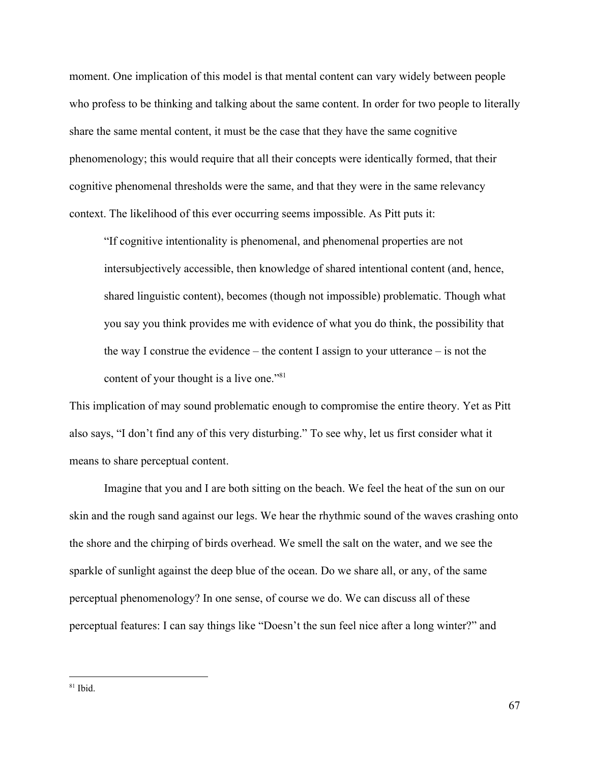moment. One implication of this model is that mental content can vary widely between people who profess to be thinking and talking about the same content. In order for two people to literally share the same mental content, it must be the case that they have the same cognitive phenomenology; this would require that all their concepts were identically formed, that their cognitive phenomenal thresholds were the same, and that they were in the same relevancy context. The likelihood of this ever occurring seems impossible. As Pitt puts it:

> "If cognitive intentionality is phenomenal, and phenomenal properties are not intersubjectively accessible, then knowledge of shared intentional content (and, hence, shared linguistic content), becomes (though not impossible) problematic. Though what you say you think provides me with evidence of what you do think, the possibility that the way I construe the evidence – the content I assign to your utterance – is not the content of your thought is a live one."[81]

This implication of may sound problematic enough to compromise the entire theory. Yet as Pitt also says, "I don't find any of this very disturbing." To see why, let us first consider what it means to share perceptual content.

Imagine that you and I are both sitting on the beach. We feel the heat of the sun on our skin and the rough sand against our legs. We hear the rhythmic sound of the waves crashing onto the shore and the chirping of birds overhead. We smell the salt on the water, and we see the sparkle of sunlight against the deep blue of the ocean. Do we share all, or any, of the same perceptual phenomenology? In one sense, of course we do. We can discuss all of these perceptual features: I can say things like "Doesn't the sun feel nice after a long winter?" and

---

[81] Ibid.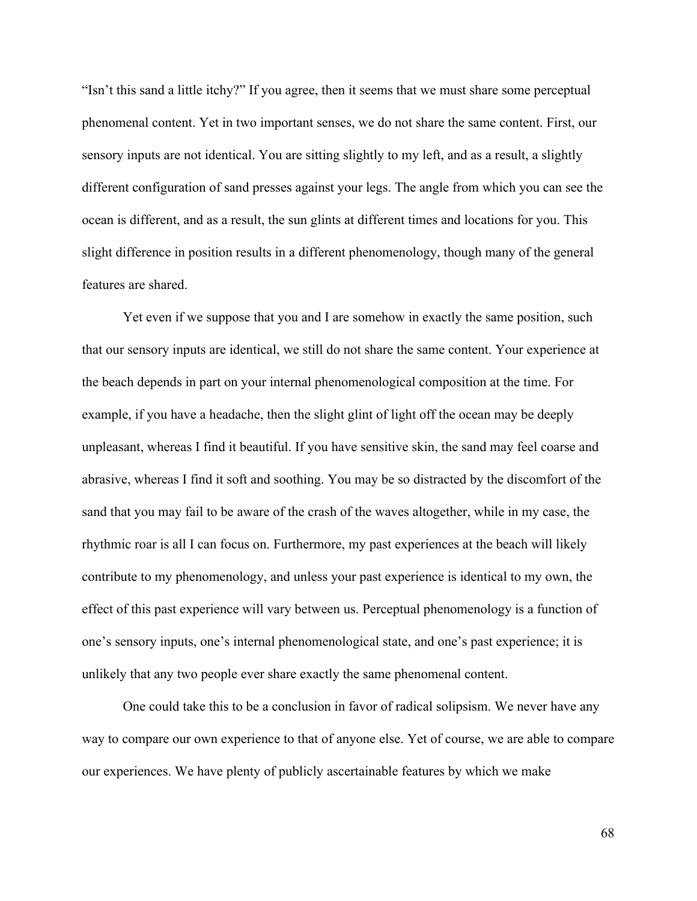"Isn't this sand a little itchy?" If you agree, then it seems that we must share some perceptual phenomenal content. Yet in two important senses, we do not share the same content. First, our sensory inputs are not identical. You are sitting slightly to my left, and as a result, a slightly different configuration of sand presses against your legs. The angle from which you can see the ocean is different, and as a result, the sun glints at different times and locations for you. This slight difference in position results in a different phenomenology, though many of the general features are shared.

Yet even if we suppose that you and I are somehow in exactly the same position, such that our sensory inputs are identical, we still do not share the same content. Your experience at the beach depends in part on your internal phenomenological composition at the time. For example, if you have a headache, then the slight glint of light off the ocean may be deeply unpleasant, whereas I find it beautiful. If you have sensitive skin, the sand may feel coarse and abrasive, whereas I find it soft and soothing. You may be so distracted by the discomfort of the sand that you may fail to be aware of the crash of the waves altogether, while in my case, the rhythmic roar is all I can focus on. Furthermore, my past experiences at the beach will likely contribute to my phenomenology, and unless your past experience is identical to my own, the effect of this past experience will vary between us. Perceptual phenomenology is a function of one's sensory inputs, one's internal phenomenological state, and one's past experience; it is unlikely that any two people ever share exactly the same phenomenal content.

One could take this to be a conclusion in favor of radical solipsism. We never have any way to compare our own experience to that of anyone else. Yet of course, we are able to compare our experiences. We have plenty of publicly ascertainable features by which we make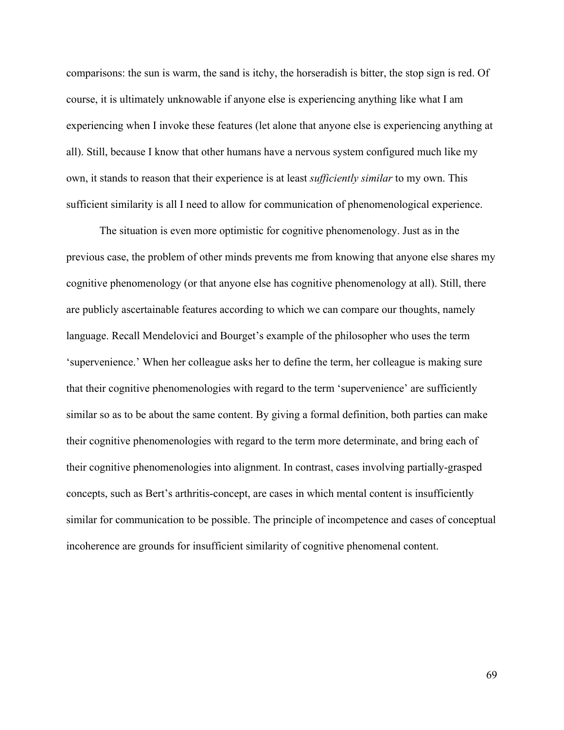comparisons: the sun is warm, the sand is itchy, the horseradish is bitter, the stop sign is red. Of course, it is ultimately unknowable if anyone else is experiencing anything like what I am experiencing when I invoke these features (let alone that anyone else is experiencing anything at all). Still, because I know that other humans have a nervous system configured much like my own, it stands to reason that their experience is at least *sufficiently similar* to my own. This sufficient similarity is all I need to allow for communication of phenomenological experience.

The situation is even more optimistic for cognitive phenomenology. Just as in the previous case, the problem of other minds prevents me from knowing that anyone else shares my cognitive phenomenology (or that anyone else has cognitive phenomenology at all). Still, there are publicly ascertainable features according to which we can compare our thoughts, namely language. Recall Mendelovici and Bourget's example of the philosopher who uses the term 'supervenience.' When her colleague asks her to define the term, her colleague is making sure that their cognitive phenomenologies with regard to the term 'supervenience' are sufficiently similar so as to be about the same content. By giving a formal definition, both parties can make their cognitive phenomenologies with regard to the term more determinate, and bring each of their cognitive phenomenologies into alignment. In contrast, cases involving partially-grasped concepts, such as Bert's arthritis-concept, are cases in which mental content is insufficiently similar for communication to be possible. The principle of incompetence and cases of conceptual incoherence are grounds for insufficient similarity of cognitive phenomenal content.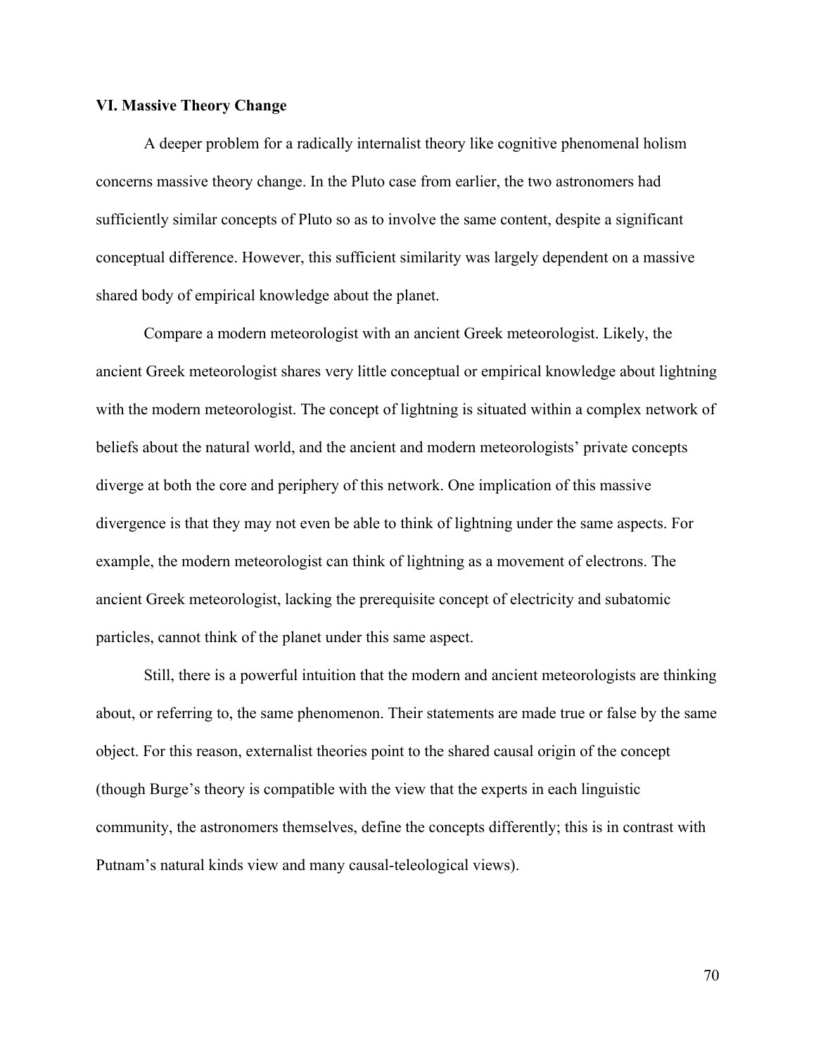### VI. Massive Theory Change

A deeper problem for a radically internalist theory like cognitive phenomenal holism concerns massive theory change. In the Pluto case from earlier, the two astronomers had sufficiently similar concepts of Pluto so as to involve the same content, despite a significant conceptual difference. However, this sufficient similarity was largely dependent on a massive shared body of empirical knowledge about the planet.

Compare a modern meteorologist with an ancient Greek meteorologist. Likely, the ancient Greek meteorologist shares very little conceptual or empirical knowledge about lightning with the modern meteorologist. The concept of lightning is situated within a complex network of beliefs about the natural world, and the ancient and modern meteorologists' private concepts diverge at both the core and periphery of this network. One implication of this massive divergence is that they may not even be able to think of lightning under the same aspects. For example, the modern meteorologist can think of lightning as a movement of electrons. The ancient Greek meteorologist, lacking the prerequisite concept of electricity and subatomic particles, cannot think of the planet under this same aspect.

Still, there is a powerful intuition that the modern and ancient meteorologists are thinking about, or referring to, the same phenomenon. Their statements are made true or false by the same object. For this reason, externalist theories point to the shared causal origin of the concept (though Burge's theory is compatible with the view that the experts in each linguistic community, the astronomers themselves, define the concepts differently; this is in contrast with Putnam's natural kinds view and many causal-teleological views).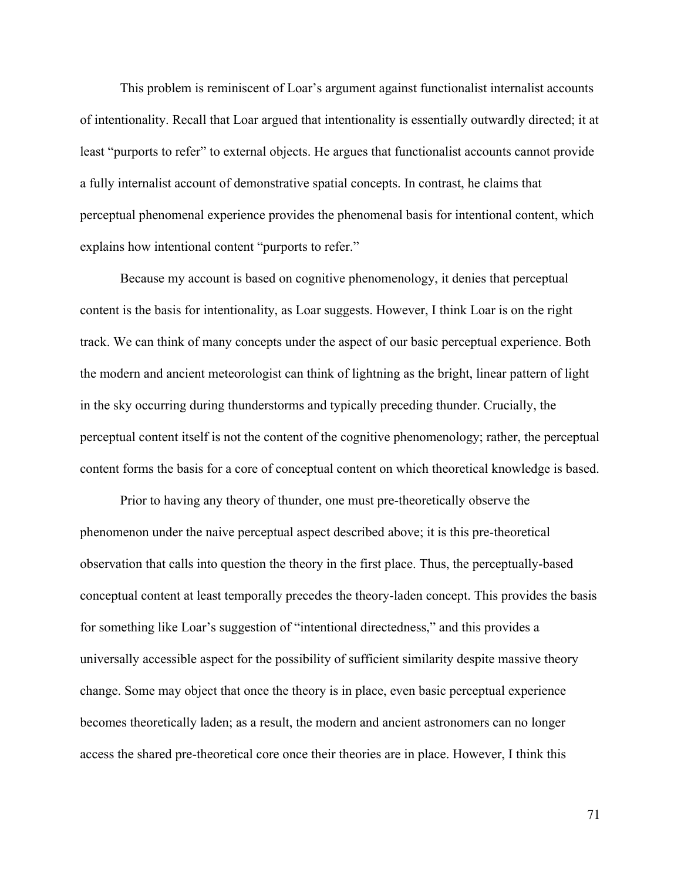This problem is reminiscent of Loar's argument against functionalist internalist accounts of intentionality. Recall that Loar argued that intentionality is essentially outwardly directed; it at least "purports to refer" to external objects. He argues that functionalist accounts cannot provide a fully internalist account of demonstrative spatial concepts. In contrast, he claims that perceptual phenomenal experience provides the phenomenal basis for intentional content, which explains how intentional content "purports to refer."

Because my account is based on cognitive phenomenology, it denies that perceptual content is the basis for intentionality, as Loar suggests. However, I think Loar is on the right track. We can think of many concepts under the aspect of our basic perceptual experience. Both the modern and ancient meteorologist can think of lightning as the bright, linear pattern of light in the sky occurring during thunderstorms and typically preceding thunder. Crucially, the perceptual content itself is not the content of the cognitive phenomenology; rather, the perceptual content forms the basis for a core of conceptual content on which theoretical knowledge is based.

Prior to having any theory of thunder, one must pre-theoretically observe the phenomenon under the naive perceptual aspect described above; it is this pre-theoretical observation that calls into question the theory in the first place. Thus, the perceptually-based conceptual content at least temporally precedes the theory-laden concept. This provides the basis for something like Loar's suggestion of "intentional directedness," and this provides a universally accessible aspect for the possibility of sufficient similarity despite massive theory change. Some may object that once the theory is in place, even basic perceptual experience becomes theoretically laden; as a result, the modern and ancient astronomers can no longer access the shared pre-theoretical core once their theories are in place. However, I think this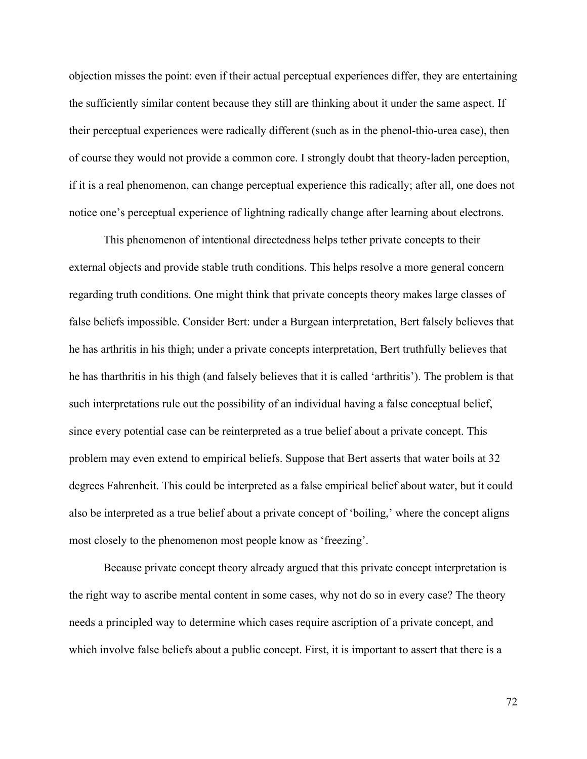objection misses the point: even if their actual perceptual experiences differ, they are entertaining the sufficiently similar content because they still are thinking about it under the same aspect. If their perceptual experiences were radically different (such as in the phenol-thio-urea case), then of course they would not provide a common core. I strongly doubt that theory-laden perception, if it is a real phenomenon, can change perceptual experience this radically; after all, one does not notice one's perceptual experience of lightning radically change after learning about electrons.

This phenomenon of intentional directedness helps tether private concepts to their external objects and provide stable truth conditions. This helps resolve a more general concern regarding truth conditions. One might think that private concepts theory makes large classes of false beliefs impossible. Consider Bert: under a Burgean interpretation, Bert falsely believes that he has arthritis in his thigh; under a private concepts interpretation, Bert truthfully believes that he has tharthritis in his thigh (and falsely believes that it is called 'arthritis'). The problem is that such interpretations rule out the possibility of an individual having a false conceptual belief, since every potential case can be reinterpreted as a true belief about a private concept. This problem may even extend to empirical beliefs. Suppose that Bert asserts that water boils at 32 degrees Fahrenheit. This could be interpreted as a false empirical belief about water, but it could also be interpreted as a true belief about a private concept of 'boiling,' where the concept aligns most closely to the phenomenon most people know as 'freezing'.

Because private concept theory already argued that this private concept interpretation is the right way to ascribe mental content in some cases, why not do so in every case? The theory needs a principled way to determine which cases require ascription of a private concept, and which involve false beliefs about a public concept. First, it is important to assert that there is a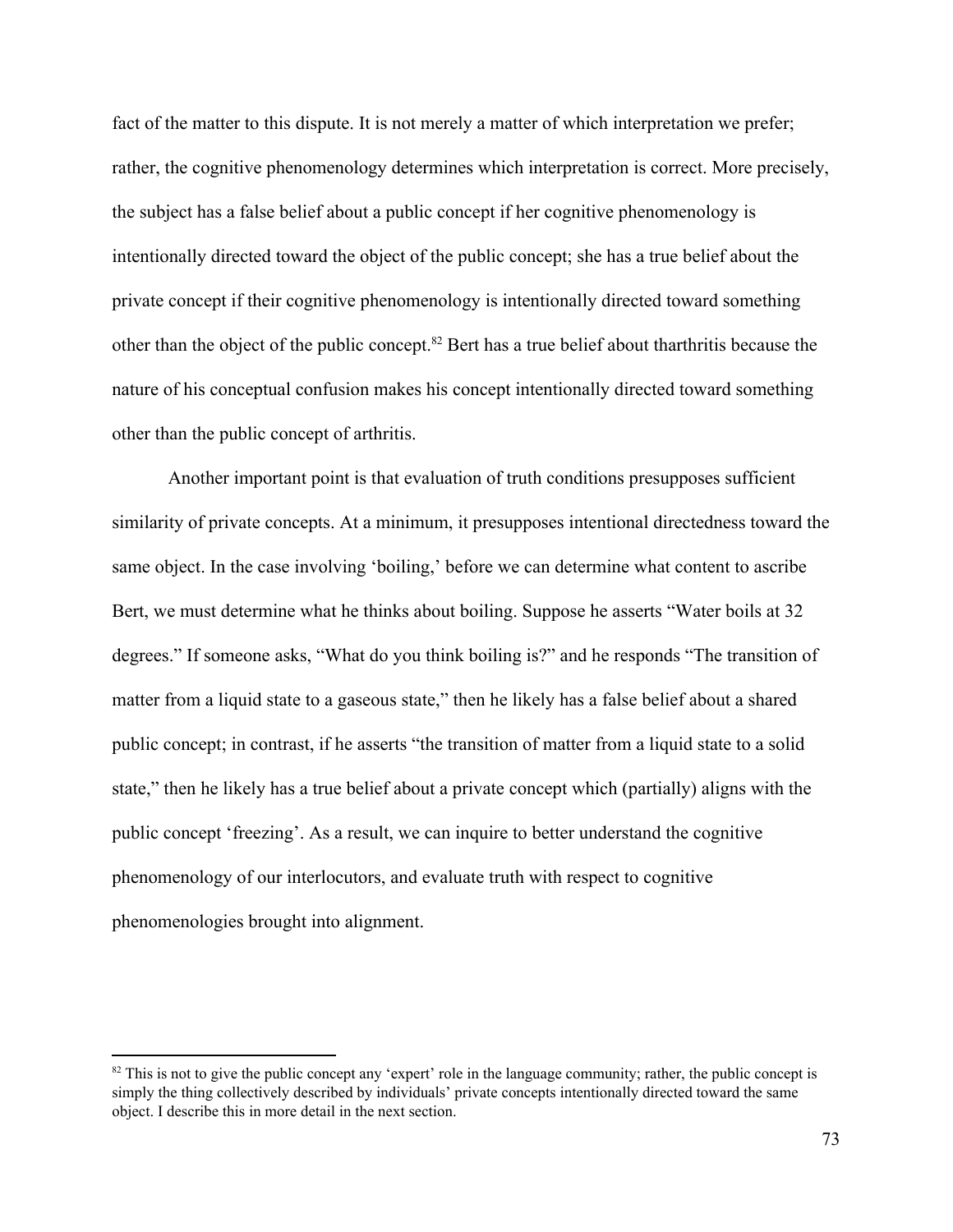fact of the matter to this dispute. It is not merely a matter of which interpretation we prefer; rather, the cognitive phenomenology determines which interpretation is correct. More precisely, the subject has a false belief about a public concept if her cognitive phenomenology is intentionally directed toward the object of the public concept; she has a true belief about the private concept if their cognitive phenomenology is intentionally directed toward something other than the object of the public concept.[82] Bert has a true belief about tharthritis because the nature of his conceptual confusion makes his concept intentionally directed toward something other than the public concept of arthritis.

Another important point is that evaluation of truth conditions presupposes sufficient similarity of private concepts. At a minimum, it presupposes intentional directedness toward the same object. In the case involving 'boiling,' before we can determine what content to ascribe Bert, we must determine what he thinks about boiling. Suppose he asserts "Water boils at 32 degrees." If someone asks, "What do you think boiling is?" and he responds "The transition of matter from a liquid state to a gaseous state," then he likely has a false belief about a shared public concept; in contrast, if he asserts "the transition of matter from a liquid state to a solid state," then he likely has a true belief about a private concept which (partially) aligns with the public concept 'freezing'. As a result, we can inquire to better understand the cognitive phenomenology of our interlocutors, and evaluate truth with respect to cognitive phenomenologies brought into alignment.

[82] This is not to give the public concept any 'expert' role in the language community; rather, the public concept is simply the thing collectively described by individuals' private concepts intentionally directed toward the same object. I describe this in more detail in the next section.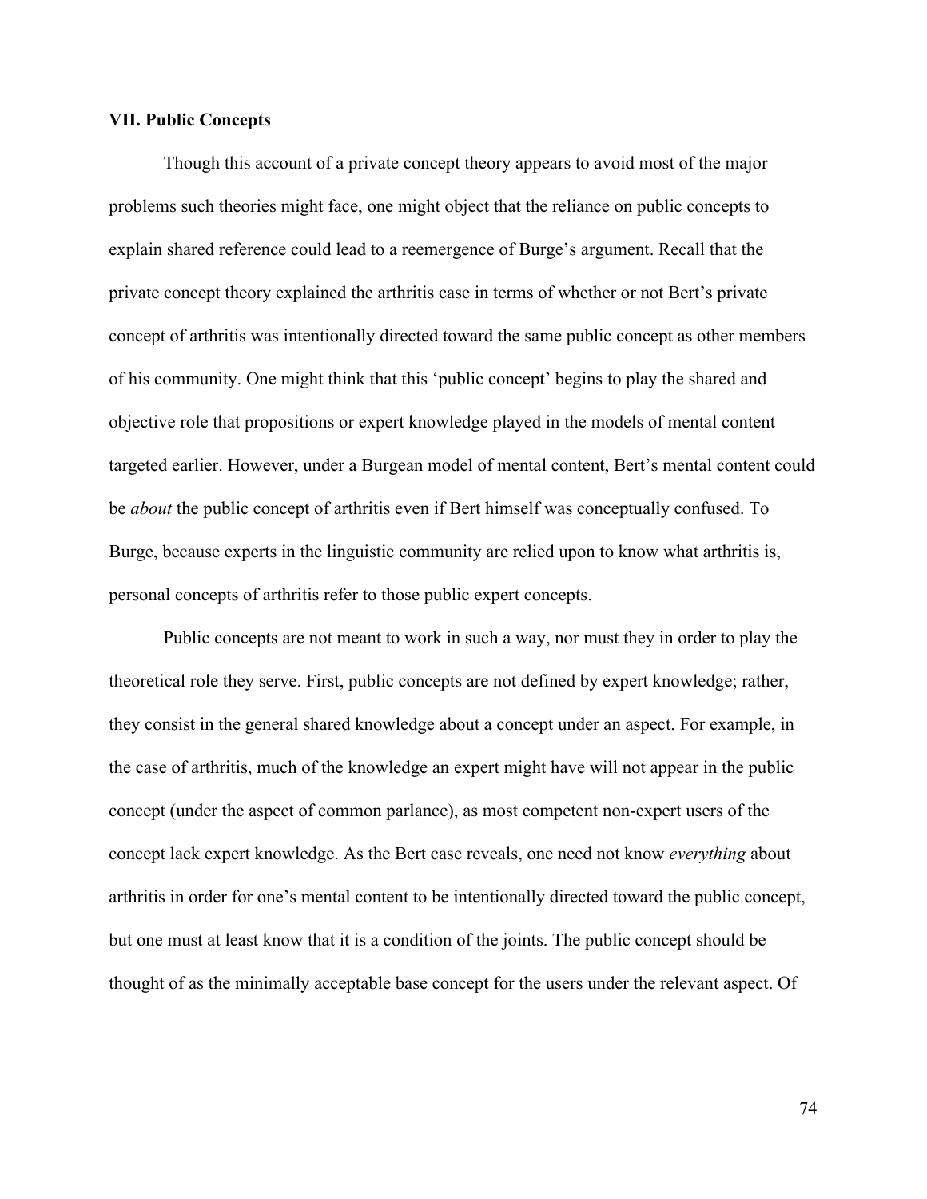### VII. Public Concepts

Though this account of a private concept theory appears to avoid most of the major problems such theories might face, one might object that the reliance on public concepts to explain shared reference could lead to a reemergence of Burge's argument. Recall that the private concept theory explained the arthritis case in terms of whether or not Bert's private concept of arthritis was intentionally directed toward the same public concept as other members of his community. One might think that this 'public concept' begins to play the shared and objective role that propositions or expert knowledge played in the models of mental content targeted earlier. However, under a Burgean model of mental content, Bert's mental content could be *about* the public concept of arthritis even if Bert himself was conceptually confused. To Burge, because experts in the linguistic community are relied upon to know what arthritis is, personal concepts of arthritis refer to those public expert concepts.

Public concepts are not meant to work in such a way, nor must they in order to play the theoretical role they serve. First, public concepts are not defined by expert knowledge; rather, they consist in the general shared knowledge about a concept under an aspect. For example, in the case of arthritis, much of the knowledge an expert might have will not appear in the public concept (under the aspect of common parlance), as most competent non-expert users of the concept lack expert knowledge. As the Bert case reveals, one need not know *everything* about arthritis in order for one's mental content to be intentionally directed toward the public concept, but one must at least know that it is a condition of the joints. The public concept should be thought of as the minimally acceptable base concept for the users under the relevant aspect. Of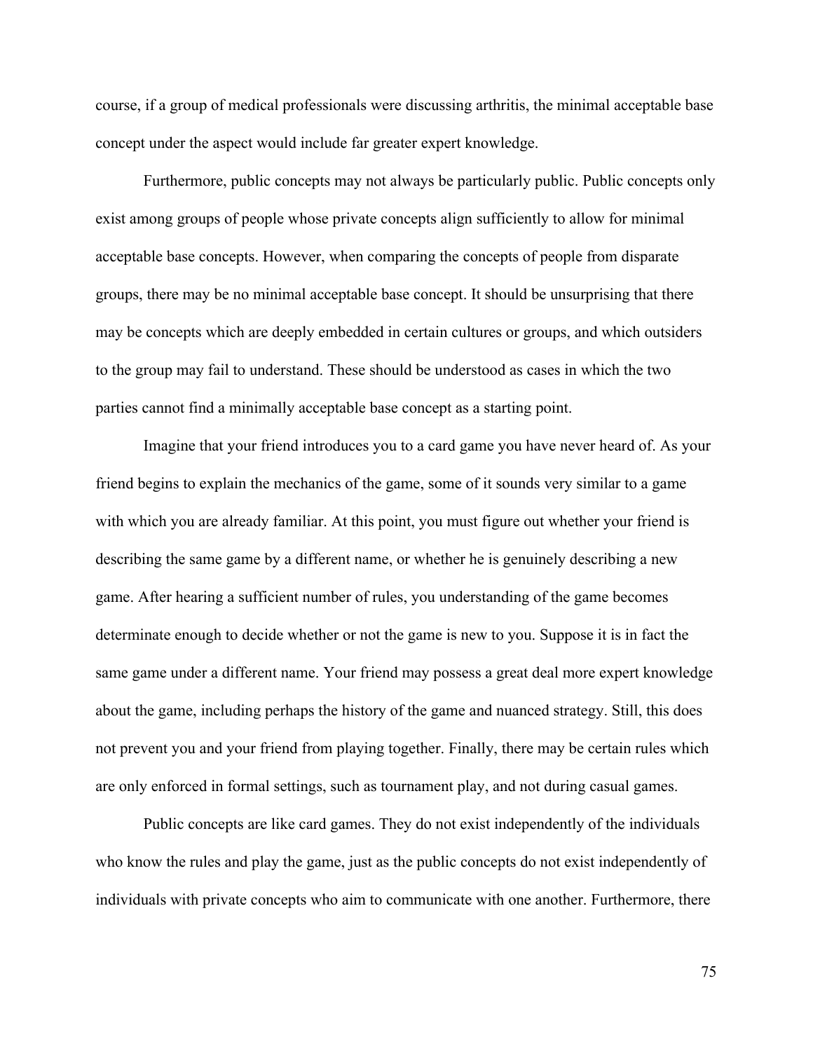course, if a group of medical professionals were discussing arthritis, the minimal acceptable base concept under the aspect would include far greater expert knowledge.

Furthermore, public concepts may not always be particularly public. Public concepts only exist among groups of people whose private concepts align sufficiently to allow for minimal acceptable base concepts. However, when comparing the concepts of people from disparate groups, there may be no minimal acceptable base concept. It should be unsurprising that there may be concepts which are deeply embedded in certain cultures or groups, and which outsiders to the group may fail to understand. These should be understood as cases in which the two parties cannot find a minimally acceptable base concept as a starting point.

Imagine that your friend introduces you to a card game you have never heard of. As your friend begins to explain the mechanics of the game, some of it sounds very similar to a game with which you are already familiar. At this point, you must figure out whether your friend is describing the same game by a different name, or whether he is genuinely describing a new game. After hearing a sufficient number of rules, you understanding of the game becomes determinate enough to decide whether or not the game is new to you. Suppose it is in fact the same game under a different name. Your friend may possess a great deal more expert knowledge about the game, including perhaps the history of the game and nuanced strategy. Still, this does not prevent you and your friend from playing together. Finally, there may be certain rules which are only enforced in formal settings, such as tournament play, and not during casual games.

Public concepts are like card games. They do not exist independently of the individuals who know the rules and play the game, just as the public concepts do not exist independently of individuals with private concepts who aim to communicate with one another. Furthermore, there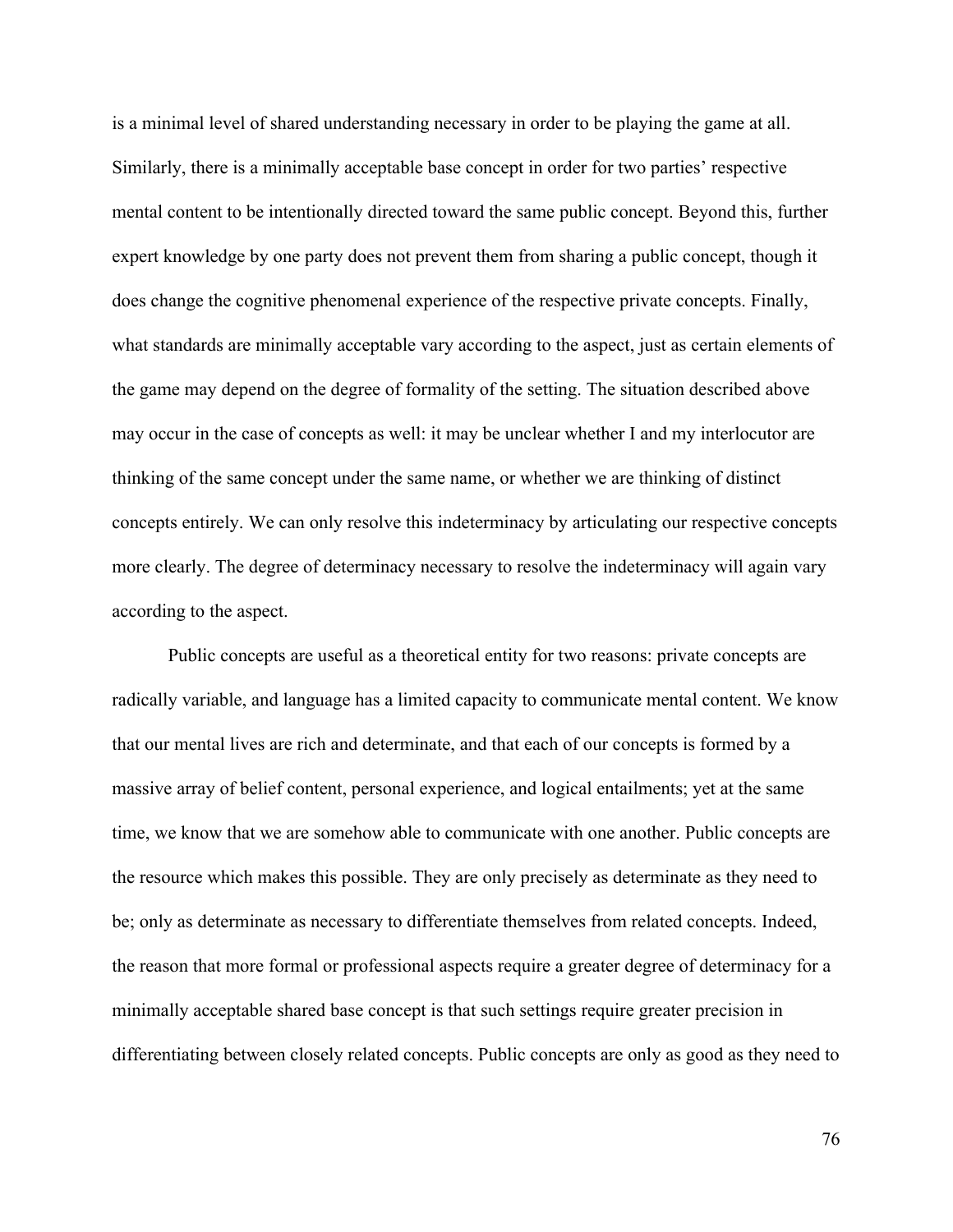is a minimal level of shared understanding necessary in order to be playing the game at all. Similarly, there is a minimally acceptable base concept in order for two parties' respective mental content to be intentionally directed toward the same public concept. Beyond this, further expert knowledge by one party does not prevent them from sharing a public concept, though it does change the cognitive phenomenal experience of the respective private concepts. Finally, what standards are minimally acceptable vary according to the aspect, just as certain elements of the game may depend on the degree of formality of the setting. The situation described above may occur in the case of concepts as well: it may be unclear whether I and my interlocutor are thinking of the same concept under the same name, or whether we are thinking of distinct concepts entirely. We can only resolve this indeterminacy by articulating our respective concepts more clearly. The degree of determinacy necessary to resolve the indeterminacy will again vary according to the aspect.

Public concepts are useful as a theoretical entity for two reasons: private concepts are radically variable, and language has a limited capacity to communicate mental content. We know that our mental lives are rich and determinate, and that each of our concepts is formed by a massive array of belief content, personal experience, and logical entailments; yet at the same time, we know that we are somehow able to communicate with one another. Public concepts are the resource which makes this possible. They are only precisely as determinate as they need to be; only as determinate as necessary to differentiate themselves from related concepts. Indeed, the reason that more formal or professional aspects require a greater degree of determinacy for a minimally acceptable shared base concept is that such settings require greater precision in differentiating between closely related concepts. Public concepts are only as good as they need to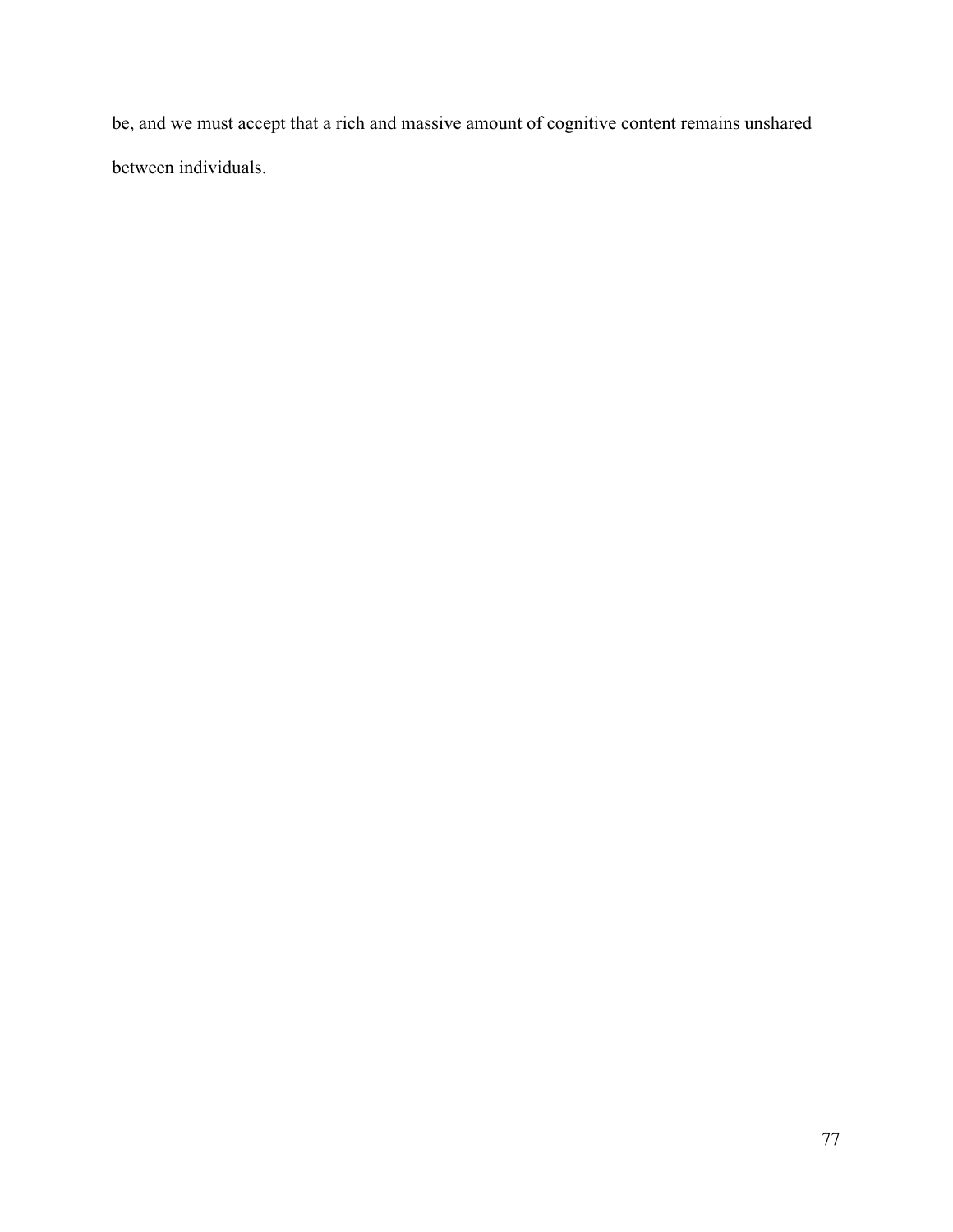be, and we must accept that a rich and massive amount of cognitive content remains unshared between individuals.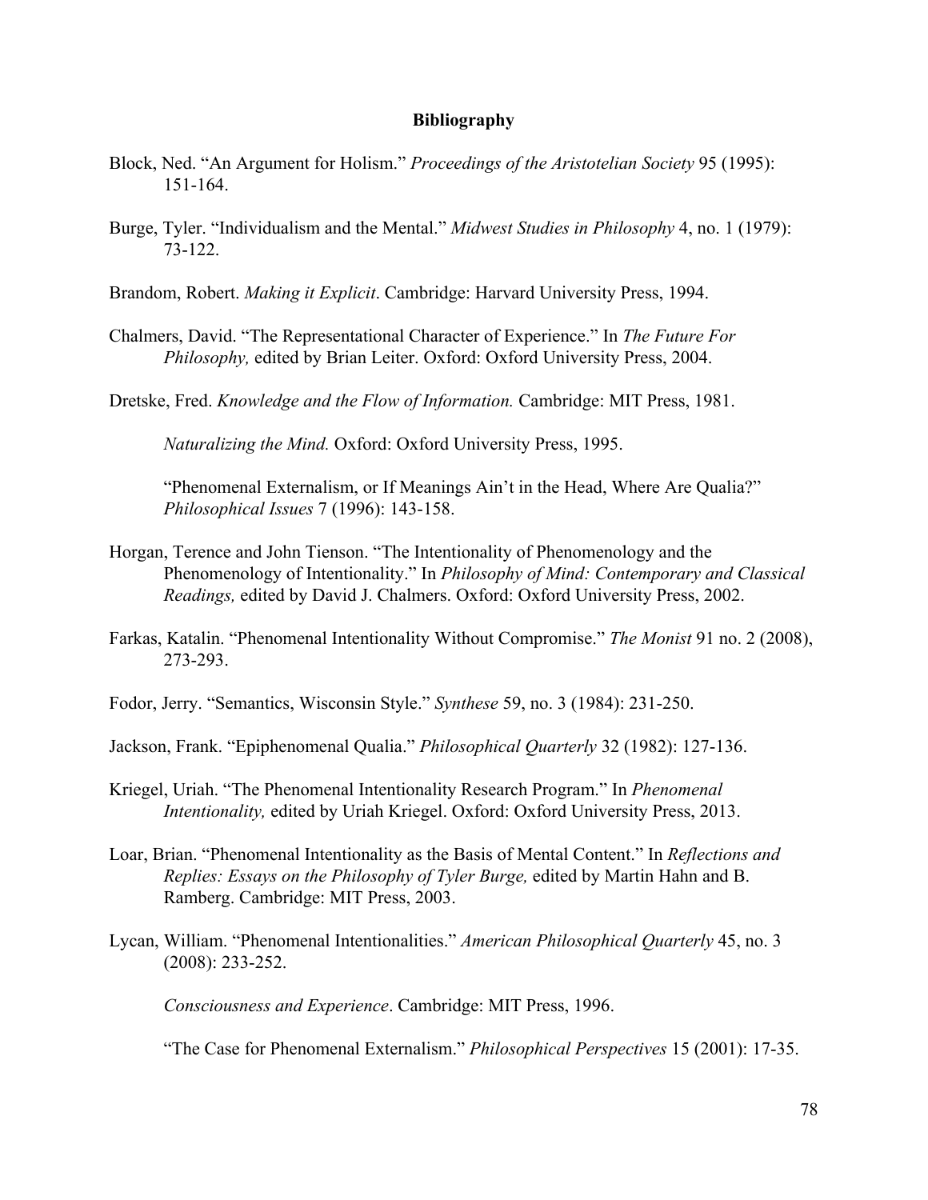## Bibliography

Block, Ned. "An Argument for Holism." *Proceedings of the Aristotelian Society* 95 (1995): 151-164.

Burge, Tyler. "Individualism and the Mental." *Midwest Studies in Philosophy* 4, no. 1 (1979): 73-122.

Brandom, Robert. *Making it Explicit*. Cambridge: Harvard University Press, 1994.

Chalmers, David. "The Representational Character of Experience." In *The Future For Philosophy,* edited by Brian Leiter. Oxford: Oxford University Press, 2004.

Dretske, Fred. *Knowledge and the Flow of Information.* Cambridge: MIT Press, 1981.

*Naturalizing the Mind.* Oxford: Oxford University Press, 1995.

"Phenomenal Externalism, or If Meanings Ain't in the Head, Where Are Qualia?" *Philosophical Issues* 7 (1996): 143-158.

Horgan, Terence and John Tienson. "The Intentionality of Phenomenology and the Phenomenology of Intentionality." In *Philosophy of Mind: Contemporary and Classical Readings,* edited by David J. Chalmers. Oxford: Oxford University Press, 2002.

Farkas, Katalin. "Phenomenal Intentionality Without Compromise." *The Monist* 91 no. 2 (2008), 273-293.

Fodor, Jerry. "Semantics, Wisconsin Style." *Synthese* 59, no. 3 (1984): 231-250.

Jackson, Frank. "Epiphenomenal Qualia." *Philosophical Quarterly* 32 (1982): 127-136.

Kriegel, Uriah. "The Phenomenal Intentionality Research Program." In *Phenomenal Intentionality,* edited by Uriah Kriegel. Oxford: Oxford University Press, 2013.

Loar, Brian. "Phenomenal Intentionality as the Basis of Mental Content." In *Reflections and Replies: Essays on the Philosophy of Tyler Burge,* edited by Martin Hahn and B. Ramberg. Cambridge: MIT Press, 2003.

Lycan, William. "Phenomenal Intentionalities." *American Philosophical Quarterly* 45, no. 3 (2008): 233-252.

*Consciousness and Experience*. Cambridge: MIT Press, 1996.

"The Case for Phenomenal Externalism." *Philosophical Perspectives* 15 (2001): 17-35.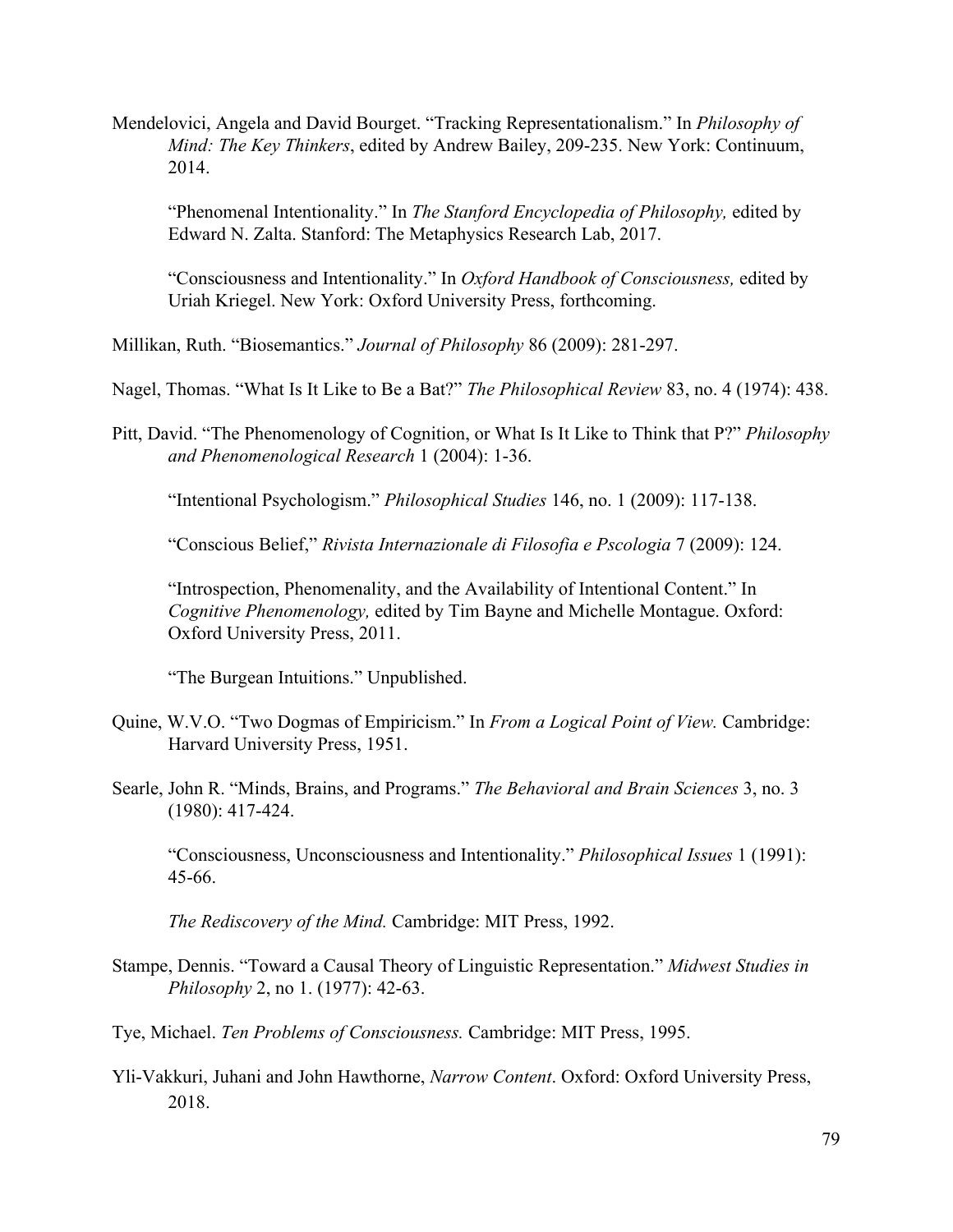Mendelovici, Angela and David Bourget. "Tracking Representationalism." In *Philosophy of Mind: The Key Thinkers*, edited by Andrew Bailey, 209-235. New York: Continuum, 2014.

"Phenomenal Intentionality." In *The Stanford Encyclopedia of Philosophy,* edited by Edward N. Zalta. Stanford: The Metaphysics Research Lab, 2017.

"Consciousness and Intentionality." In *Oxford Handbook of Consciousness,* edited by Uriah Kriegel. New York: Oxford University Press, forthcoming.

Millikan, Ruth. "Biosemantics." *Journal of Philosophy* 86 (2009): 281-297.

Nagel, Thomas. "What Is It Like to Be a Bat?" *The Philosophical Review* 83, no. 4 (1974): 438.

Pitt, David. "The Phenomenology of Cognition, or What Is It Like to Think that P?" *Philosophy and Phenomenological Research* 1 (2004): 1-36.

"Intentional Psychologism." *Philosophical Studies* 146, no. 1 (2009): 117-138.

"Conscious Belief," *Rivista Internazionale di Filosofia e Pscologia* 7 (2009): 124.

"Introspection, Phenomenality, and the Availability of Intentional Content." In *Cognitive Phenomenology,* edited by Tim Bayne and Michelle Montague. Oxford: Oxford University Press, 2011.

"The Burgean Intuitions." Unpublished.

Quine, W.V.O. "Two Dogmas of Empiricism." In *From a Logical Point of View.* Cambridge: Harvard University Press, 1951.

Searle, John R. "Minds, Brains, and Programs." *The Behavioral and Brain Sciences* 3, no. 3 (1980): 417-424.

"Consciousness, Unconsciousness and Intentionality." *Philosophical Issues* 1 (1991): 45-66.

*The Rediscovery of the Mind.* Cambridge: MIT Press, 1992.

Stampe, Dennis. "Toward a Causal Theory of Linguistic Representation." *Midwest Studies in Philosophy* 2, no 1. (1977): 42-63.

Tye, Michael. *Ten Problems of Consciousness.* Cambridge: MIT Press, 1995.

Yli-Vakkuri, Juhani and John Hawthorne, *Narrow Content*. Oxford: Oxford University Press, 2018.